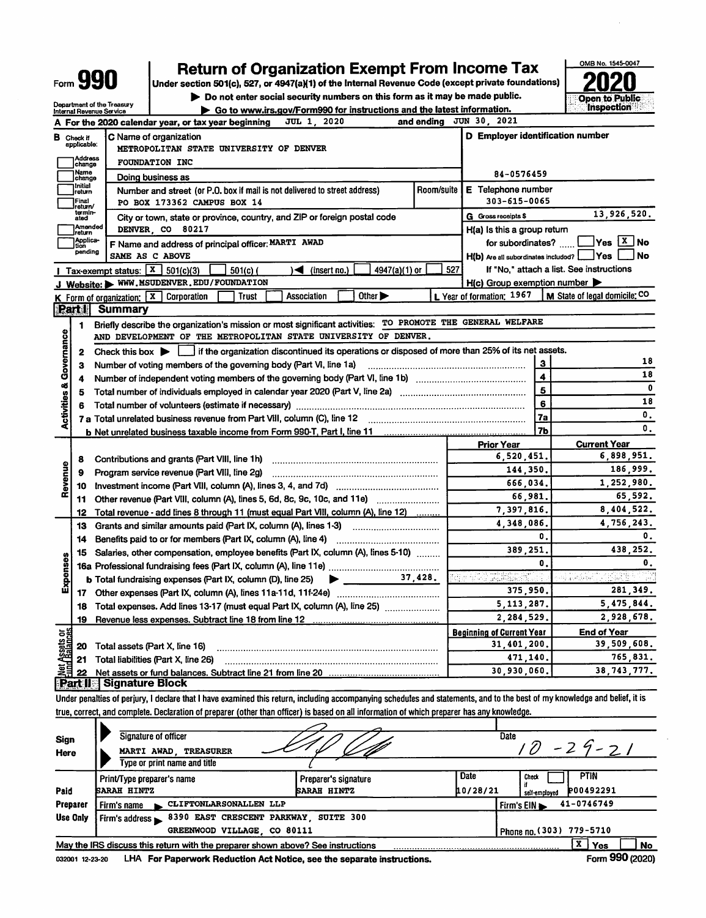Form **990**

# Return of Organization Exempt From Income Tax

Under section 501(c), 527, or 4947(a)(1) of the Internal Revenue Code (except private foundations)

▶ Do not enter social security numbers on this form as it may be made public.

▶ Go to www.irs.gov/Form990 for instructions and the latest information.

Department of the Treasury
Internal Revenue Service

OMB No. 1545-0047

**2020**

**Open to Public Inspection**

**A** For the 2020 calendar year, or tax year beginning JUL 1, 2020 and ending JUN 30, 2021

**B** Check if applicable:
- Address change
- Name change
- Initial return
- Final return/terminated
- Amended return
- Application pending

**C** Name of organization
METROPOLITAN STATE UNIVERSITY OF DENVER
FOUNDATION INC

Doing business as

Number and street (or P.O. box if mail is not delivered to street address) PO BOX 173362 CAMPUS BOX 14 | Room/suite

City or town, state or province, country, and ZIP or foreign postal code
DENVER, CO 80217

**F** Name and address of principal officer: MARTI AWAD
SAME AS C ABOVE

**D** Employer identification number
84-0576459

**E** Telephone number
303-615-0065

**G** Gross receipts $ 13,926,520.

**H(a)** Is this a group return for subordinates? ☐ Yes ☒ No

**H(b)** Are all subordinates included? ☐ Yes ☐ No
If "No," attach a list. See instructions

**H(c)** Group exemption number ▶

**I** Tax-exempt status: ☒ 501(c)(3) ☐ 501(c) ( ) ◀ (insert no.) ☐ 4947(a)(1) or ☐ 527

**J** Website: ▶ WWW.MSUDENVER.EDU/FOUNDATION

**K** Form of organization: ☒ Corporation ☐ Trust ☐ Association ☐ Other ▶

**L** Year of formation: 1967

**M** State of legal domicile: CO

## Part I Summary

**Activities & Governance**

| | | | |
|---|---|---|---|
| 1 | Briefly describe the organization's mission or most significant activities: TO PROMOTE THE GENERAL WELFARE AND DEVELOPMENT OF THE METROPOLITAN STATE UNIVERSITY OF DENVER. | | |
| 2 | Check this box ▶ ☐ if the organization discontinued its operations or disposed of more than 25% of its net assets. | | |
| 3 | Number of voting members of the governing body (Part VI, line 1a) | 3 | 18 |
| 4 | Number of independent voting members of the governing body (Part VI, line 1b) | 4 | 18 |
| 5 | Total number of individuals employed in calendar year 2020 (Part V, line 2a) | 5 | 0 |
| 6 | Total number of volunteers (estimate if necessary) | 6 | 18 |
| 7a | Total unrelated business revenue from Part VIII, column (C), line 12 | 7a | 0. |
| b | Net unrelated business taxable income from Form 990-T, Part I, line 11 | 7b | 0. |

| | | | Prior Year | Current Year |
|---|---|---|---|---|
| **Revenue** | 8 | Contributions and grants (Part VIII, line 1h) | 6,520,451. | 6,898,951. |
| | 9 | Program service revenue (Part VIII, line 2g) | 144,350. | 186,999. |
| | 10 | Investment income (Part VIII, column (A), lines 3, 4, and 7d) | 666,034. | 1,252,980. |
| | 11 | Other revenue (Part VIII, column (A), lines 5, 6d, 8c, 9c, 10c, and 11e) | 66,981. | 65,592. |
| | 12 | Total revenue - add lines 8 through 11 (must equal Part VIII, column (A), line 12) | 7,397,816. | 8,404,522. |
| **Expenses** | 13 | Grants and similar amounts paid (Part IX, column (A), lines 1-3) | 4,348,086. | 4,756,243. |
| | 14 | Benefits paid to or for members (Part IX, column (A), line 4) | 0. | 0. |
| | 15 | Salaries, other compensation, employee benefits (Part IX, column (A), lines 5-10) | 389,251. | 438,252. |
| | 16a | Professional fundraising fees (Part IX, column (A), line 11e) | 0. | 0. |
| | b | Total fundraising expenses (Part IX, column (D), line 25) ▶ 37,428. | | |
| | 17 | Other expenses (Part IX, column (A), lines 11a-11d, 11f-24e) | 375,950. | 281,349. |
| | 18 | Total expenses. Add lines 13-17 (must equal Part IX, column (A), line 25) | 5,113,287. | 5,475,844. |
| | 19 | Revenue less expenses. Subtract line 18 from line 12 | 2,284,529. | 2,928,678. |

| | | | Beginning of Current Year | End of Year |
|---|---|---|---|---|
| **Net Assets or Fund Balances** | 20 | Total assets (Part X, line 16) | 31,401,200. | 39,509,608. |
| | 21 | Total liabilities (Part X, line 26) | 471,140. | 765,831. |
| | 22 | Net assets or fund balances. Subtract line 21 from line 20 | 30,930,060. | 38,743,777. |

## Part II Signature Block

Under penalties of perjury, I declare that I have examined this return, including accompanying schedules and statements, and to the best of my knowledge and belief, it is true, correct, and complete. Declaration of preparer (other than officer) is based on all information of which preparer has any knowledge.

| | | |
|---|---|---|
| **Sign Here** | Signature of officer | Date 10-29-21 |
| | MARTI AWAD, TREASURER<br>Type or print name and title | |

| | Print/Type preparer's name | Preparer's signature | Date | Check ☐ if self-employed | PTIN |
|---|---|---|---|---|---|
| **Paid Preparer Use Only** | SARAH HINTZ | SARAH HINTZ | 10/28/21 | | P00492291 |
| | Firm's name ▶ CLIFTONLARSONALLEN LLP | | | Firm's EIN ▶ 41-0746749 | |
| | Firm's address ▶ 8390 EAST CRESCENT PARKWAY, SUITE 300<br>GREENWOOD VILLAGE, CO 80111 | | | Phone no. (303) 779-5710 | |

May the IRS discuss this return with the preparer shown above? See instructions ☒ Yes ☐ No

032001 12-23-20 LHA For Paperwork Reduction Act Notice, see the separate instructions. Form **990** (2020)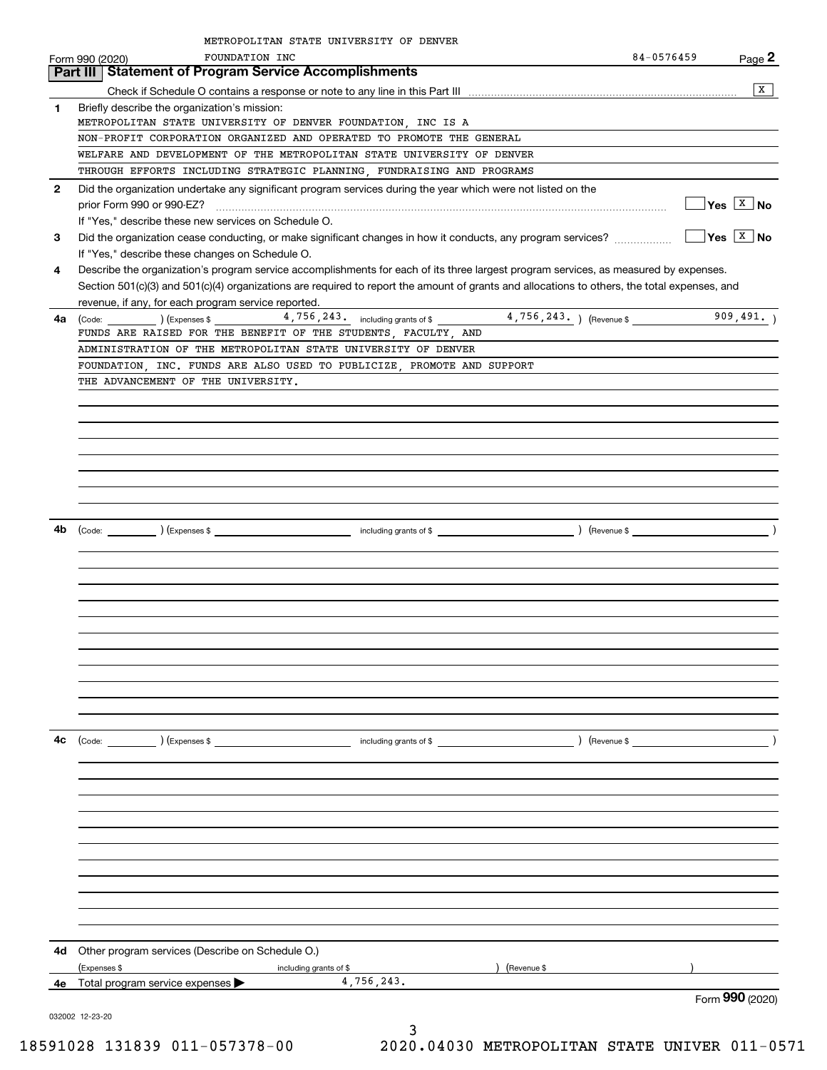METROPOLITAN STATE UNIVERSITY OF DENVER FOUNDATION INC 84-0576459

Form 990 (2020)

## Part III Statement of Program Service Accomplishments

Check if Schedule O contains a response or note to any line in this Part III .......... [X]

**1** Briefly describe the organization's mission:

METROPOLITAN STATE UNIVERSITY OF DENVER FOUNDATION, INC IS A NON-PROFIT CORPORATION ORGANIZED AND OPERATED TO PROMOTE THE GENERAL WELFARE AND DEVELOPMENT OF THE METROPOLITAN STATE UNIVERSITY OF DENVER THROUGH EFFORTS INCLUDING STRATEGIC PLANNING, FUNDRAISING AND PROGRAMS

**2** Did the organization undertake any significant program services during the year which were not listed on the prior Form 990 or 990-EZ? .......... [ ] Yes [X] No

If "Yes," describe these new services on Schedule O.

**3** Did the organization cease conducting, or make significant changes in how it conducts, any program services? .......... [ ] Yes [X] No

If "Yes," describe these changes on Schedule O.

**4** Describe the organization's program service accomplishments for each of its three largest program services, as measured by expenses. Section 501(c)(3) and 501(c)(4) organizations are required to report the amount of grants and allocations to others, the total expenses, and revenue, if any, for each program service reported.

**4a** (Code: ) (Expenses $ 4,756,243. including grants of $ 4,756,243. ) (Revenue $ 909,491. )

FUNDS ARE RAISED FOR THE BENEFIT OF THE STUDENTS, FACULTY, AND ADMINISTRATION OF THE METROPOLITAN STATE UNIVERSITY OF DENVER FOUNDATION, INC. FUNDS ARE ALSO USED TO PUBLICIZE, PROMOTE AND SUPPORT THE ADVANCEMENT OF THE UNIVERSITY.

**4b** (Code: ) (Expenses $ including grants of $ ) (Revenue $ )

**4c** (Code: ) (Expenses $ including grants of $ ) (Revenue $ )

**4d** Other program services (Describe on Schedule O.)

(Expenses $ including grants of $ ) (Revenue $ )

**4e** Total program service expenses ▶ 4,756,243.

Form **990** (2020)

032002 12-23-20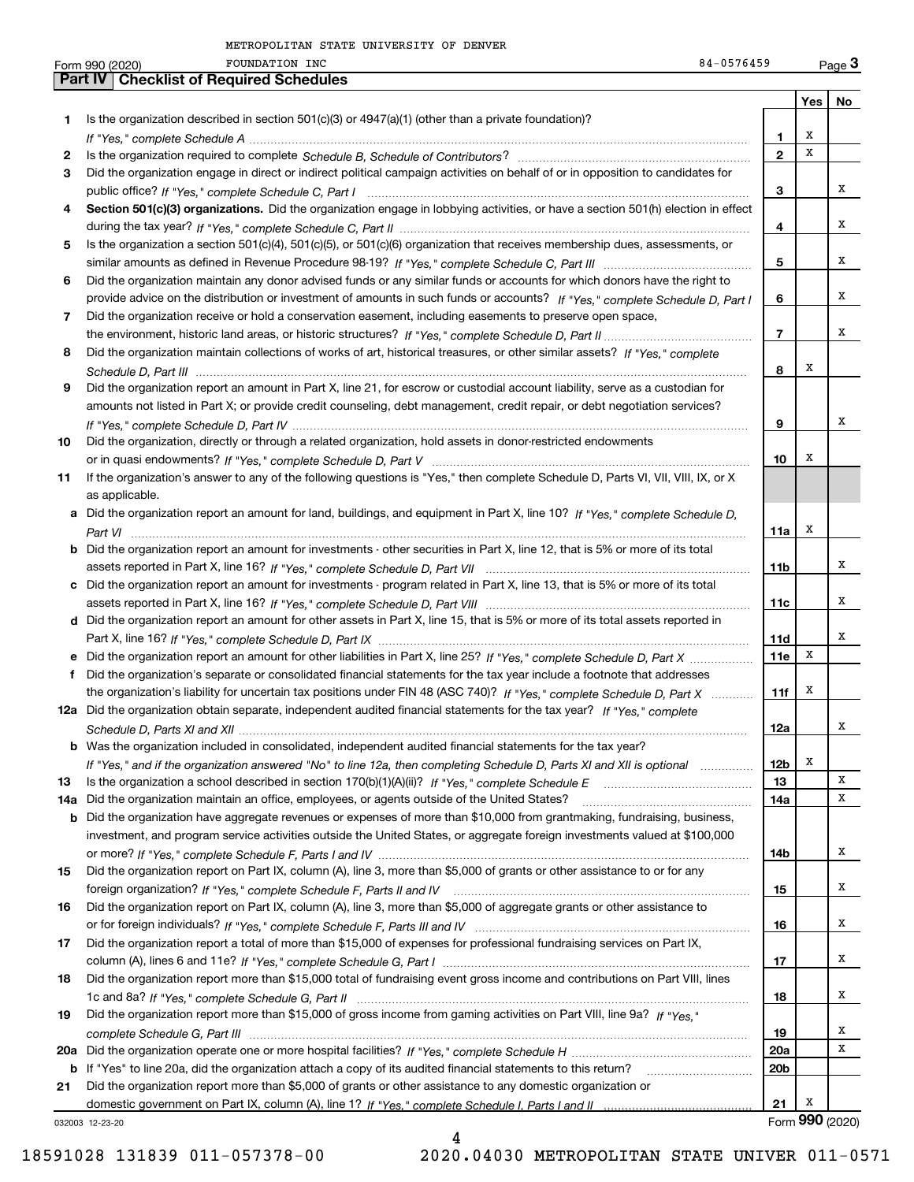METROPOLITAN STATE UNIVERSITY OF DENVER

Form 990 (2020) FOUNDATION INC 84-0576459 Page **3**

## Part IV Checklist of Required Schedules

| | | | Yes | No |
|---|---|---|---|---|
| 1 | Is the organization described in section 501(c)(3) or 4947(a)(1) (other than a private foundation)? *If "Yes," complete Schedule A* | 1 | X | |
| 2 | Is the organization required to complete *Schedule B, Schedule of Contributors*? | 2 | X | |
| 3 | Did the organization engage in direct or indirect political campaign activities on behalf of or in opposition to candidates for public office? *If "Yes," complete Schedule C, Part I* | 3 | | X |
| 4 | **Section 501(c)(3) organizations.** Did the organization engage in lobbying activities, or have a section 501(h) election in effect during the tax year? *If "Yes," complete Schedule C, Part II* | 4 | | X |
| 5 | Is the organization a section 501(c)(4), 501(c)(5), or 501(c)(6) organization that receives membership dues, assessments, or similar amounts as defined in Revenue Procedure 98-19? *If "Yes," complete Schedule C, Part III* | 5 | | X |
| 6 | Did the organization maintain any donor advised funds or any similar funds or accounts for which donors have the right to provide advice on the distribution or investment of amounts in such funds or accounts? *If "Yes," complete Schedule D, Part I* | 6 | | X |
| 7 | Did the organization receive or hold a conservation easement, including easements to preserve open space, the environment, historic land areas, or historic structures? *If "Yes," complete Schedule D, Part II* | 7 | | X |
| 8 | Did the organization maintain collections of works of art, historical treasures, or other similar assets? *If "Yes," complete Schedule D, Part III* | 8 | X | |
| 9 | Did the organization report an amount in Part X, line 21, for escrow or custodial account liability, serve as a custodian for amounts not listed in Part X; or provide credit counseling, debt management, credit repair, or debt negotiation services? *If "Yes," complete Schedule D, Part IV* | 9 | | X |
| 10 | Did the organization, directly or through a related organization, hold assets in donor-restricted endowments or in quasi endowments? *If "Yes," complete Schedule D, Part V* | 10 | X | |
| 11 | If the organization's answer to any of the following questions is "Yes," then complete Schedule D, Parts VI, VII, VIII, IX, or X as applicable. | | | |
| a | Did the organization report an amount for land, buildings, and equipment in Part X, line 10? *If "Yes," complete Schedule D, Part VI* | 11a | X | |
| b | Did the organization report an amount for investments - other securities in Part X, line 12, that is 5% or more of its total assets reported in Part X, line 16? *If "Yes," complete Schedule D, Part VII* | 11b | | X |
| c | Did the organization report an amount for investments - program related in Part X, line 13, that is 5% or more of its total assets reported in Part X, line 16? *If "Yes," complete Schedule D, Part VIII* | 11c | | X |
| d | Did the organization report an amount for other assets in Part X, line 15, that is 5% or more of its total assets reported in Part X, line 16? *If "Yes," complete Schedule D, Part IX* | 11d | | X |
| e | Did the organization report an amount for other liabilities in Part X, line 25? *If "Yes," complete Schedule D, Part X* | 11e | X | |
| f | Did the organization's separate or consolidated financial statements for the tax year include a footnote that addresses the organization's liability for uncertain tax positions under FIN 48 (ASC 740)? *If "Yes," complete Schedule D, Part X* | 11f | X | |
| 12a | Did the organization obtain separate, independent audited financial statements for the tax year? *If "Yes," complete Schedule D, Parts XI and XII* | 12a | | X |
| b | Was the organization included in consolidated, independent audited financial statements for the tax year? *If "Yes," and if the organization answered "No" to line 12a, then completing Schedule D, Parts XI and XII is optional* | 12b | X | |
| 13 | Is the organization a school described in section 170(b)(1)(A)(ii)? *If "Yes," complete Schedule E* | 13 | | X |
| 14a | Did the organization maintain an office, employees, or agents outside of the United States? | 14a | | X |
| b | Did the organization have aggregate revenues or expenses of more than $10,000 from grantmaking, fundraising, business, investment, and program service activities outside the United States, or aggregate foreign investments valued at $100,000 or more? *If "Yes," complete Schedule F, Parts I and IV* | 14b | | X |
| 15 | Did the organization report on Part IX, column (A), line 3, more than $5,000 of grants or other assistance to or for any foreign organization? *If "Yes," complete Schedule F, Parts II and IV* | 15 | | X |
| 16 | Did the organization report on Part IX, column (A), line 3, more than $5,000 of aggregate grants or other assistance to or for foreign individuals? *If "Yes," complete Schedule F, Parts III and IV* | 16 | | X |
| 17 | Did the organization report a total of more than $15,000 of expenses for professional fundraising services on Part IX, column (A), lines 6 and 11e? *If "Yes," complete Schedule G, Part I* | 17 | | X |
| 18 | Did the organization report more than $15,000 total of fundraising event gross income and contributions on Part VIII, lines 1c and 8a? *If "Yes," complete Schedule G, Part II* | 18 | | X |
| 19 | Did the organization report more than $15,000 of gross income from gaming activities on Part VIII, line 9a? *If "Yes," complete Schedule G, Part III* | 19 | | X |
| 20a | Did the organization operate one or more hospital facilities? *If "Yes," complete Schedule H* | 20a | | X |
| b | If "Yes" to line 20a, did the organization attach a copy of its audited financial statements to this return? | 20b | | |
| 21 | Did the organization report more than $5,000 of grants or other assistance to any domestic organization or domestic government on Part IX, column (A), line 1? *If "Yes," complete Schedule I, Parts I and II* | 21 | X | |

032003 12-23-20 Form **990** (2020)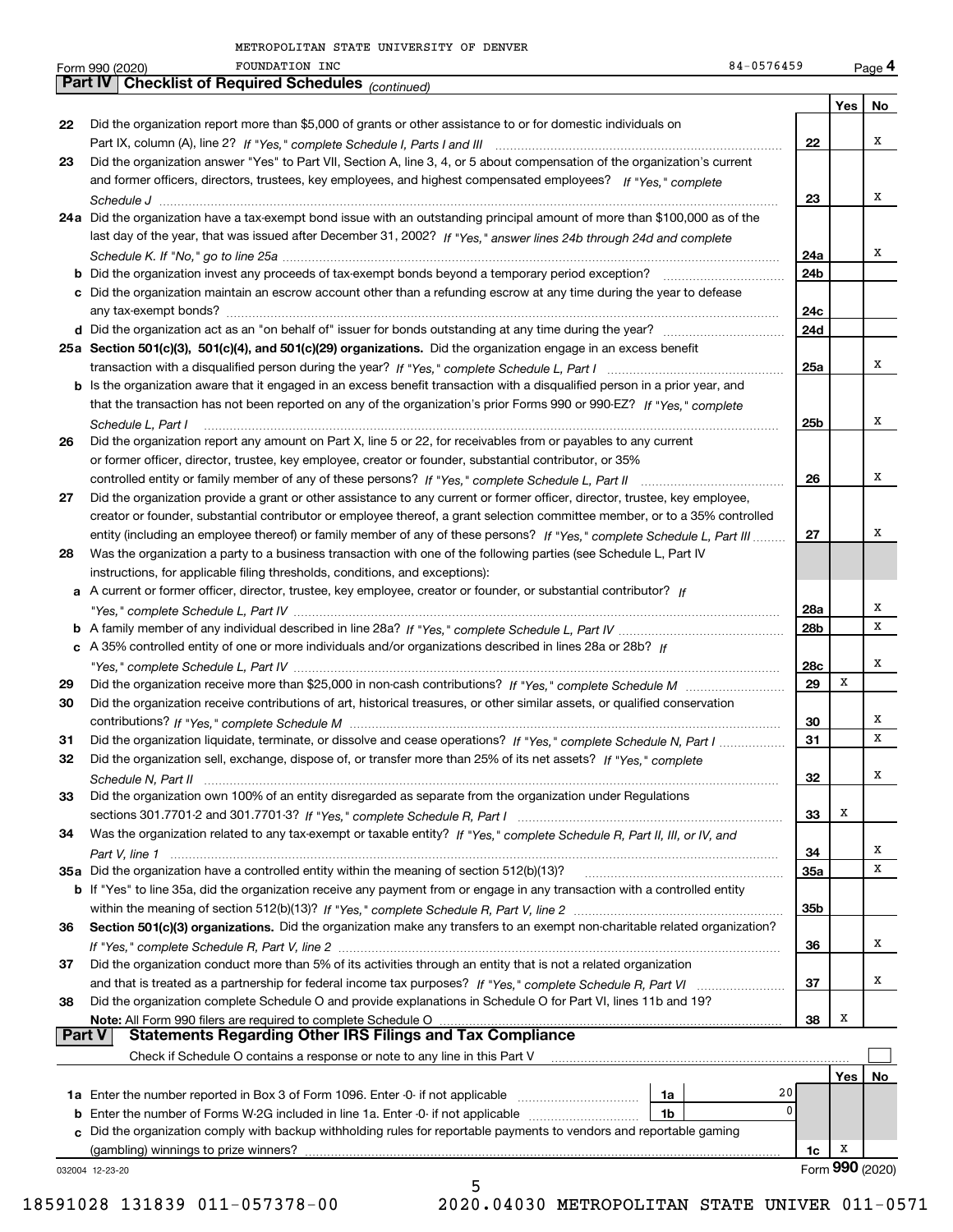METROPOLITAN STATE UNIVERSITY OF DENVER

Form 990 (2020) FOUNDATION INC 84-0576459 Page **4**

**Part IV | Checklist of Required Schedules** *(continued)*

| | | | Yes | No |
|---|---|---|---|---|
| 22 | Did the organization report more than $5,000 of grants or other assistance to or for domestic individuals on Part IX, column (A), line 2? *If "Yes," complete Schedule I, Parts I and III* | 22 | | X |
| 23 | Did the organization answer "Yes" to Part VII, Section A, line 3, 4, or 5 about compensation of the organization's current and former officers, directors, trustees, key employees, and highest compensated employees? *If "Yes," complete Schedule J* | 23 | | X |
| 24a | Did the organization have a tax-exempt bond issue with an outstanding principal amount of more than $100,000 as of the last day of the year, that was issued after December 31, 2002? *If "Yes," answer lines 24b through 24d and complete Schedule K. If "No," go to line 25a* | 24a | | X |
| b | Did the organization invest any proceeds of tax-exempt bonds beyond a temporary period exception? | 24b | | |
| c | Did the organization maintain an escrow account other than a refunding escrow at any time during the year to defease any tax-exempt bonds? | 24c | | |
| d | Did the organization act as an "on behalf of" issuer for bonds outstanding at any time during the year? | 24d | | |
| 25a | **Section 501(c)(3), 501(c)(4), and 501(c)(29) organizations.** Did the organization engage in an excess benefit transaction with a disqualified person during the year? *If "Yes," complete Schedule L, Part I* | 25a | | X |
| b | Is the organization aware that it engaged in an excess benefit transaction with a disqualified person in a prior year, and that the transaction has not been reported on any of the organization's prior Forms 990 or 990-EZ? *If "Yes," complete Schedule L, Part I* | 25b | | X |
| 26 | Did the organization report any amount on Part X, line 5 or 22, for receivables from or payables to any current or former officer, director, trustee, key employee, creator or founder, substantial contributor, or 35% controlled entity or family member of any of these persons? *If "Yes," complete Schedule L, Part II* | 26 | | X |
| 27 | Did the organization provide a grant or other assistance to any current or former officer, director, trustee, key employee, creator or founder, substantial contributor or employee thereof, a grant selection committee member, or to a 35% controlled entity (including an employee thereof) or family member of any of these persons? *If "Yes," complete Schedule L, Part III* | 27 | | X |
| 28 | Was the organization a party to a business transaction with one of the following parties (see Schedule L, Part IV instructions, for applicable filing thresholds, conditions, and exceptions): | | | |
| a | A current or former officer, director, trustee, key employee, creator or founder, or substantial contributor? *If "Yes," complete Schedule L, Part IV* | 28a | | X |
| b | A family member of any individual described in line 28a? *If "Yes," complete Schedule L, Part IV* | 28b | | X |
| c | A 35% controlled entity of one or more individuals and/or organizations described in lines 28a or 28b? *If "Yes," complete Schedule L, Part IV* | 28c | | X |
| 29 | Did the organization receive more than $25,000 in non-cash contributions? *If "Yes," complete Schedule M* | 29 | X | |
| 30 | Did the organization receive contributions of art, historical treasures, or other similar assets, or qualified conservation contributions? *If "Yes," complete Schedule M* | 30 | | X |
| 31 | Did the organization liquidate, terminate, or dissolve and cease operations? *If "Yes," complete Schedule N, Part I* | 31 | | X |
| 32 | Did the organization sell, exchange, dispose of, or transfer more than 25% of its net assets? *If "Yes," complete Schedule N, Part II* | 32 | | X |
| 33 | Did the organization own 100% of an entity disregarded as separate from the organization under Regulations sections 301.7701-2 and 301.7701-3? *If "Yes," complete Schedule R, Part I* | 33 | X | |
| 34 | Was the organization related to any tax-exempt or taxable entity? *If "Yes," complete Schedule R, Part II, III, or IV, and Part V, line 1* | 34 | | X |
| 35a | Did the organization have a controlled entity within the meaning of section 512(b)(13)? | 35a | | X |
| b | If "Yes" to line 35a, did the organization receive any payment from or engage in any transaction with a controlled entity within the meaning of section 512(b)(13)? *If "Yes," complete Schedule R, Part V, line 2* | 35b | | |
| 36 | **Section 501(c)(3) organizations.** Did the organization make any transfers to an exempt non-charitable related organization? *If "Yes," complete Schedule R, Part V, line 2* | 36 | | X |
| 37 | Did the organization conduct more than 5% of its activities through an entity that is not a related organization and that is treated as a partnership for federal income tax purposes? *If "Yes," complete Schedule R, Part VI* | 37 | | X |
| 38 | Did the organization complete Schedule O and provide explanations in Schedule O for Part VI, lines 11b and 19? **Note:** All Form 990 filers are required to complete Schedule O | 38 | X | |

**Part V | Statements Regarding Other IRS Filings and Tax Compliance**

Check if Schedule O contains a response or note to any line in this Part V ☐

| | | | | | Yes | No |
|---|---|---|---|---|---|---|
| 1a | Enter the number reported in Box 3 of Form 1096. Enter -0- if not applicable | 1a | 20 | | | |
| b | Enter the number of Forms W-2G included in line 1a. Enter -0- if not applicable | 1b | 0 | | | |
| c | Did the organization comply with backup withholding rules for reportable payments to vendors and reportable gaming (gambling) winnings to prize winners? | | | 1c | X | |

032004 12-23-20 Form **990** (2020)

18591028 131839 011-057378-00 2020.04030 METROPOLITAN STATE UNIVER 011-0571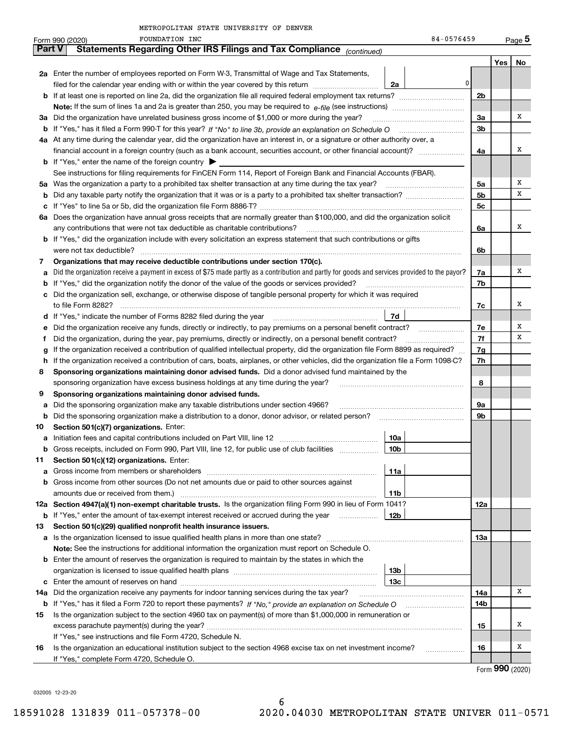METROPOLITAN STATE UNIVERSITY OF DENVER

Form 990 (2020) FOUNDATION INC 84-0576459 Page **5**

## Part V Statements Regarding Other IRS Filings and Tax Compliance *(continued)*

| | | | | Yes | No |
|---|---|---|---|---|---|
| **2a** | Enter the number of employees reported on Form W-3, Transmittal of Wage and Tax Statements, filed for the calendar year ending with or within the year covered by this return | **2a** 0 | | | |
| **b** | If at least one is reported on line 2a, did the organization file all required federal employment tax returns? | | **2b** | | |
| | **Note:** If the sum of lines 1a and 2a is greater than 250, you may be required to *e-file* (see instructions) | | | | |
| **3a** | Did the organization have unrelated business gross income of $1,000 or more during the year? | | **3a** | | X |
| **b** | If "Yes," has it filed a Form 990-T for this year? *If "No" to line 3b, provide an explanation on Schedule O* | | **3b** | | |
| **4a** | At any time during the calendar year, did the organization have an interest in, or a signature or other authority over, a financial account in a foreign country (such as a bank account, securities account, or other financial account)? | | **4a** | | X |
| **b** | If "Yes," enter the name of the foreign country ▶ | | | | |
| | See instructions for filing requirements for FinCEN Form 114, Report of Foreign Bank and Financial Accounts (FBAR). | | | | |
| **5a** | Was the organization a party to a prohibited tax shelter transaction at any time during the tax year? | | **5a** | | X |
| **b** | Did any taxable party notify the organization that it was or is a party to a prohibited tax shelter transaction? | | **5b** | | X |
| **c** | If "Yes" to line 5a or 5b, did the organization file Form 8886-T? | | **5c** | | |
| **6a** | Does the organization have annual gross receipts that are normally greater than $100,000, and did the organization solicit any contributions that were not tax deductible as charitable contributions? | | **6a** | | X |
| **b** | If "Yes," did the organization include with every solicitation an express statement that such contributions or gifts were not tax deductible? | | **6b** | | |
| **7** | **Organizations that may receive deductible contributions under section 170(c).** | | | | |
| **a** | Did the organization receive a payment in excess of $75 made partly as a contribution and partly for goods and services provided to the payor? | | **7a** | | X |
| **b** | If "Yes," did the organization notify the donor of the value of the goods or services provided? | | **7b** | | |
| **c** | Did the organization sell, exchange, or otherwise dispose of tangible personal property for which it was required to file Form 8282? | | **7c** | | X |
| **d** | If "Yes," indicate the number of Forms 8282 filed during the year | **7d** | | | |
| **e** | Did the organization receive any funds, directly or indirectly, to pay premiums on a personal benefit contract? | | **7e** | | X |
| **f** | Did the organization, during the year, pay premiums, directly or indirectly, on a personal benefit contract? | | **7f** | | X |
| **g** | If the organization received a contribution of qualified intellectual property, did the organization file Form 8899 as required? | | **7g** | | |
| **h** | If the organization received a contribution of cars, boats, airplanes, or other vehicles, did the organization file a Form 1098-C? | | **7h** | | |
| **8** | **Sponsoring organizations maintaining donor advised funds.** Did a donor advised fund maintained by the sponsoring organization have excess business holdings at any time during the year? | | **8** | | |
| **9** | **Sponsoring organizations maintaining donor advised funds.** | | | | |
| **a** | Did the sponsoring organization make any taxable distributions under section 4966? | | **9a** | | |
| **b** | Did the sponsoring organization make a distribution to a donor, donor advisor, or related person? | | **9b** | | |
| **10** | **Section 501(c)(7) organizations.** Enter: | | | | |
| **a** | Initiation fees and capital contributions included on Part VIII, line 12 | **10a** | | | |
| **b** | Gross receipts, included on Form 990, Part VIII, line 12, for public use of club facilities | **10b** | | | |
| **11** | **Section 501(c)(12) organizations.** Enter: | | | | |
| **a** | Gross income from members or shareholders | **11a** | | | |
| **b** | Gross income from other sources (Do not net amounts due or paid to other sources against amounts due or received from them.) | **11b** | | | |
| **12a** | **Section 4947(a)(1) non-exempt charitable trusts.** Is the organization filing Form 990 in lieu of Form 1041? | | **12a** | | |
| **b** | If "Yes," enter the amount of tax-exempt interest received or accrued during the year | **12b** | | | |
| **13** | **Section 501(c)(29) qualified nonprofit health insurance issuers.** | | | | |
| **a** | Is the organization licensed to issue qualified health plans in more than one state? | | **13a** | | |
| | **Note:** See the instructions for additional information the organization must report on Schedule O. | | | | |
| **b** | Enter the amount of reserves the organization is required to maintain by the states in which the organization is licensed to issue qualified health plans | **13b** | | | |
| **c** | Enter the amount of reserves on hand | **13c** | | | |
| **14a** | Did the organization receive any payments for indoor tanning services during the tax year? | | **14a** | | X |
| **b** | If "Yes," has it filed a Form 720 to report these payments? *If "No," provide an explanation on Schedule O* | | **14b** | | |
| **15** | Is the organization subject to the section 4960 tax on payment(s) of more than $1,000,000 in remuneration or excess parachute payment(s) during the year? | | **15** | | X |
| | If "Yes," see instructions and file Form 4720, Schedule N. | | | | |
| **16** | Is the organization an educational institution subject to the section 4968 excise tax on net investment income? | | **16** | | X |
| | If "Yes," complete Form 4720, Schedule O. | | | | |

Form **990** (2020)

032005 12-23-20

18591028 131839 011-057378-00 2020.04030 METROPOLITAN STATE UNIVER 011-0571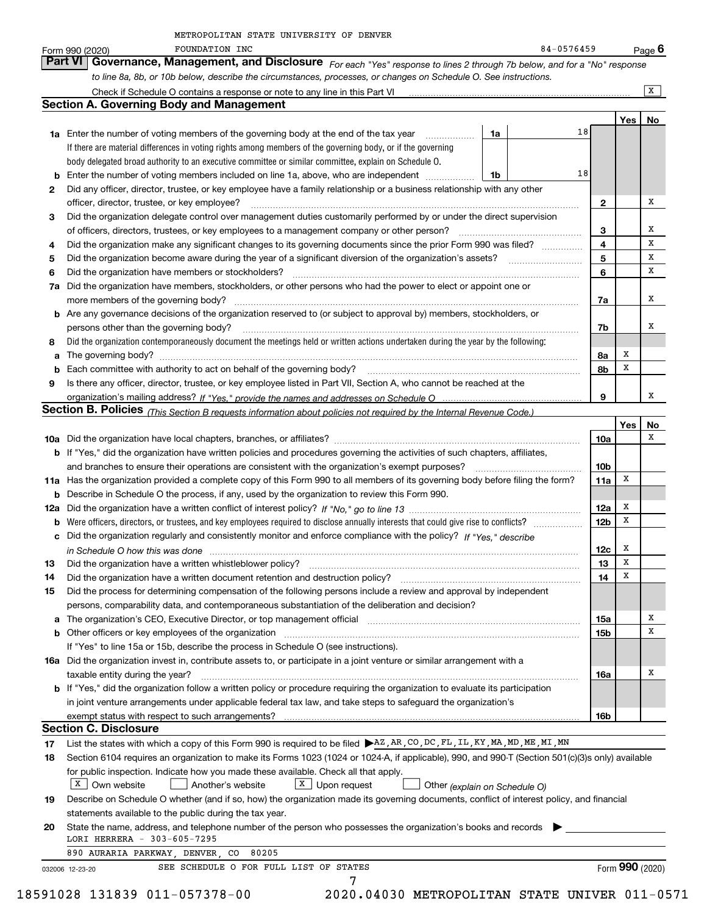METROPOLITAN STATE UNIVERSITY OF DENVER

Form 990 (2020) FOUNDATION INC 84-0576459 Page **6**

## Part VI Governance, Management, and Disclosure

*For each "Yes" response to lines 2 through 7b below, and for a "No" response to line 8a, 8b, or 10b below, describe the circumstances, processes, or changes on Schedule O. See instructions.*

Check if Schedule O contains a response or note to any line in this Part VI ..... [X]

### Section A. Governing Body and Management

| | | | | | Yes | No |
|---|---|---|---|---|---|---|
| **1a** | Enter the number of voting members of the governing body at the end of the tax year. If there are material differences in voting rights among members of the governing body, or if the governing body delegated broad authority to an executive committee or similar committee, explain on Schedule O. | 1a | 18 | | | |
| **b** | Enter the number of voting members included on line 1a, above, who are independent | 1b | 18 | | | |
| **2** | Did any officer, director, trustee, or key employee have a family relationship or a business relationship with any other officer, director, trustee, or key employee? | | | 2 | | X |
| **3** | Did the organization delegate control over management duties customarily performed by or under the direct supervision of officers, directors, trustees, or key employees to a management company or other person? | | | 3 | | X |
| **4** | Did the organization make any significant changes to its governing documents since the prior Form 990 was filed? | | | 4 | | X |
| **5** | Did the organization become aware during the year of a significant diversion of the organization's assets? | | | 5 | | X |
| **6** | Did the organization have members or stockholders? | | | 6 | | X |
| **7a** | Did the organization have members, stockholders, or other persons who had the power to elect or appoint one or more members of the governing body? | | | 7a | | X |
| **b** | Are any governance decisions of the organization reserved to (or subject to approval by) members, stockholders, or persons other than the governing body? | | | 7b | | X |
| **8** | Did the organization contemporaneously document the meetings held or written actions undertaken during the year by the following: | | | | | |
| **a** | The governing body? | | | 8a | X | |
| **b** | Each committee with authority to act on behalf of the governing body? | | | 8b | X | |
| **9** | Is there any officer, director, trustee, or key employee listed in Part VII, Section A, who cannot be reached at the organization's mailing address? *If "Yes," provide the names and addresses on Schedule O* | | | 9 | | X |

### Section B. Policies *(This Section B requests information about policies not required by the Internal Revenue Code.)*

| | | | Yes | No |
|---|---|---|---|---|
| **10a** | Did the organization have local chapters, branches, or affiliates? | 10a | | X |
| **b** | If "Yes," did the organization have written policies and procedures governing the activities of such chapters, affiliates, and branches to ensure their operations are consistent with the organization's exempt purposes? | 10b | | |
| **11a** | Has the organization provided a complete copy of this Form 990 to all members of its governing body before filing the form? | 11a | X | |
| **b** | Describe in Schedule O the process, if any, used by the organization to review this Form 990. | | | |
| **12a** | Did the organization have a written conflict of interest policy? *If "No," go to line 13* | 12a | X | |
| **b** | Were officers, directors, or trustees, and key employees required to disclose annually interests that could give rise to conflicts? | 12b | X | |
| **c** | Did the organization regularly and consistently monitor and enforce compliance with the policy? *If "Yes," describe in Schedule O how this was done* | 12c | X | |
| **13** | Did the organization have a written whistleblower policy? | 13 | X | |
| **14** | Did the organization have a written document retention and destruction policy? | 14 | X | |
| **15** | Did the process for determining compensation of the following persons include a review and approval by independent persons, comparability data, and contemporaneous substantiation of the deliberation and decision? | | | |
| **a** | The organization's CEO, Executive Director, or top management official | 15a | | X |
| **b** | Other officers or key employees of the organization | 15b | | X |
| | If "Yes" to line 15a or 15b, describe the process in Schedule O (see instructions). | | | |
| **16a** | Did the organization invest in, contribute assets to, or participate in a joint venture or similar arrangement with a taxable entity during the year? | 16a | | X |
| **b** | If "Yes," did the organization follow a written policy or procedure requiring the organization to evaluate its participation in joint venture arrangements under applicable federal tax law, and take steps to safeguard the organization's exempt status with respect to such arrangements? | 16b | | |

### Section C. Disclosure

**17** List the states with which a copy of this Form 990 is required to be filed ▶ AZ,AR,CO,DC,FL,IL,KY,MA,MD,ME,MI,MN

**18** Section 6104 requires an organization to make its Forms 1023 (1024 or 1024-A, if applicable), 990, and 990-T (Section 501(c)(3)s only) available for public inspection. Indicate how you made these available. Check all that apply.

[X] Own website  [ ] Another's website  [X] Upon request  [ ] Other *(explain on Schedule O)*

**19** Describe on Schedule O whether (and if so, how) the organization made its governing documents, conflict of interest policy, and financial statements available to the public during the tax year.

**20** State the name, address, and telephone number of the person who possesses the organization's books and records ▶

LORI HERRERA - 303-605-7295

890 AURARIA PARKWAY, DENVER, CO 80205

SEE SCHEDULE O FOR FULL LIST OF STATES

032006 12-23-20 Form **990** (2020)

18591028 131839 011-057378-00 2020.04030 METROPOLITAN STATE UNIVER 011-0571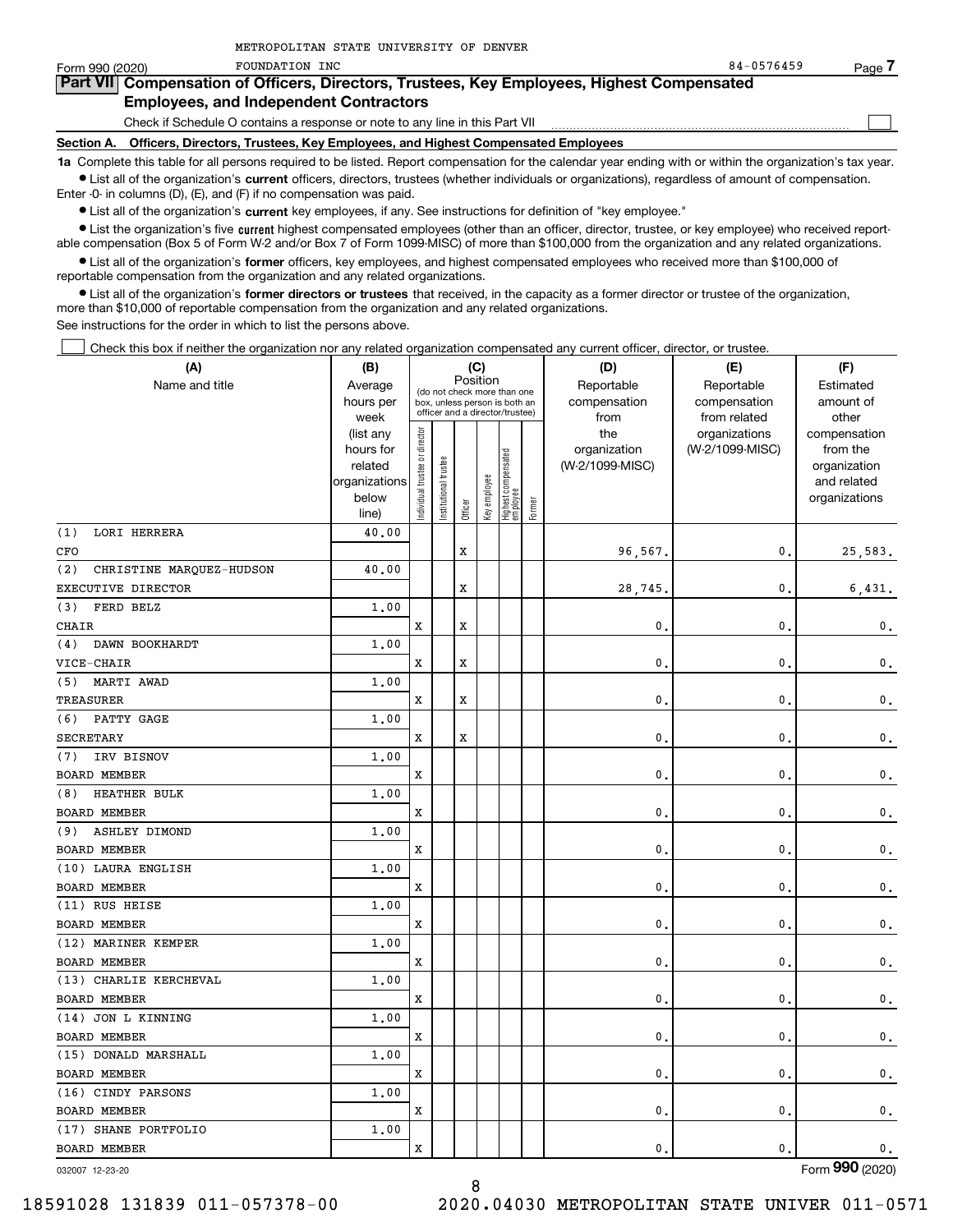METROPOLITAN STATE UNIVERSITY OF DENVER FOUNDATION INC 84-0576459

## Part VII Compensation of Officers, Directors, Trustees, Key Employees, Highest Compensated Employees, and Independent Contractors

Check if Schedule O contains a response or note to any line in this Part VII ☐

### Section A. Officers, Directors, Trustees, Key Employees, and Highest Compensated Employees

**1a** Complete this table for all persons required to be listed. Report compensation for the calendar year ending with or within the organization's tax year.

- List all of the organization's **current** officers, directors, trustees (whether individuals or organizations), regardless of amount of compensation. Enter -0- in columns (D), (E), and (F) if no compensation was paid.
- List all of the organization's **current** key employees, if any. See instructions for definition of "key employee."
- List the organization's five **current** highest compensated employees (other than an officer, director, trustee, or key employee) who received reportable compensation (Box 5 of Form W-2 and/or Box 7 of Form 1099-MISC) of more than $100,000 from the organization and any related organizations.
- List all of the organization's **former** officers, key employees, and highest compensated employees who received more than $100,000 of reportable compensation from the organization and any related organizations.
- List all of the organization's **former directors or trustees** that received, in the capacity as a former director or trustee of the organization, more than $10,000 of reportable compensation from the organization and any related organizations.

See instructions for the order in which to list the persons above.

☐ Check this box if neither the organization nor any related organization compensated any current officer, director, or trustee.

| (A) Name and title | (B) Average hours per week (list any hours for related organizations below line) | (C) Position: Individual trustee or director | Institutional trustee | Officer | Key employee | Highest compensated employee | Former | (D) Reportable compensation from the organization (W-2/1099-MISC) | (E) Reportable compensation from related organizations (W-2/1099-MISC) | (F) Estimated amount of other compensation from the organization and related organizations |
|---|---|---|---|---|---|---|---|---|---|---|
| (1) LORI HERRERA<br>CFO | 40.00 | | | X | | | | 96,567. | 0. | 25,583. |
| (2) CHRISTINE MARQUEZ-HUDSON<br>EXECUTIVE DIRECTOR | 40.00 | | | X | | | | 28,745. | 0. | 6,431. |
| (3) FERD BELZ<br>CHAIR | 1.00 | X | | X | | | | 0. | 0. | 0. |
| (4) DAWN BOOKHARDT<br>VICE-CHAIR | 1.00 | X | | X | | | | 0. | 0. | 0. |
| (5) MARTI AWAD<br>TREASURER | 1.00 | X | | X | | | | 0. | 0. | 0. |
| (6) PATTY GAGE<br>SECRETARY | 1.00 | X | | X | | | | 0. | 0. | 0. |
| (7) IRV BISNOV<br>BOARD MEMBER | 1.00 | X | | | | | | 0. | 0. | 0. |
| (8) HEATHER BULK<br>BOARD MEMBER | 1.00 | X | | | | | | 0. | 0. | 0. |
| (9) ASHLEY DIMOND<br>BOARD MEMBER | 1.00 | X | | | | | | 0. | 0. | 0. |
| (10) LAURA ENGLISH<br>BOARD MEMBER | 1.00 | X | | | | | | 0. | 0. | 0. |
| (11) RUS HEISE<br>BOARD MEMBER | 1.00 | X | | | | | | 0. | 0. | 0. |
| (12) MARINER KEMPER<br>BOARD MEMBER | 1.00 | X | | | | | | 0. | 0. | 0. |
| (13) CHARLIE KERCHEVAL<br>BOARD MEMBER | 1.00 | X | | | | | | 0. | 0. | 0. |
| (14) JON L KINNING<br>BOARD MEMBER | 1.00 | X | | | | | | 0. | 0. | 0. |
| (15) DONALD MARSHALL<br>BOARD MEMBER | 1.00 | X | | | | | | 0. | 0. | 0. |
| (16) CINDY PARSONS<br>BOARD MEMBER | 1.00 | X | | | | | | 0. | 0. | 0. |
| (17) SHANE PORTFOLIO<br>BOARD MEMBER | 1.00 | X | | | | | | 0. | 0. | 0. |

032007 12-23-20 Form **990** (2020)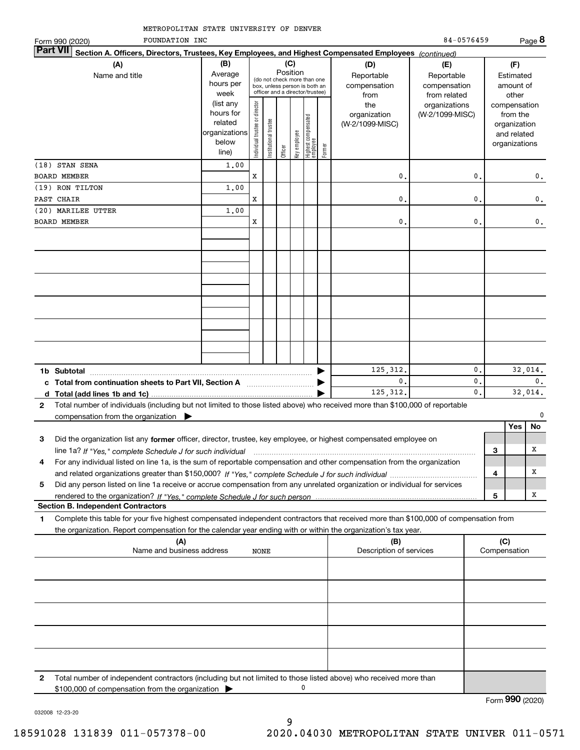METROPOLITAN STATE UNIVERSITY OF DENVER FOUNDATION INC

Form 990 (2020) 84-0576459 Page **8**

**Part VII Section A. Officers, Directors, Trustees, Key Employees, and Highest Compensated Employees** *(continued)*

| (A) Name and title | (B) Average hours per week (list any hours for related organizations below line) | (C) Position: Individual trustee or director | Institutional trustee | Officer | Key employee | Highest compensated employee | Former | (D) Reportable compensation from the organization (W-2/1099-MISC) | (E) Reportable compensation from related organizations (W-2/1099-MISC) | (F) Estimated amount of other compensation from the organization and related organizations |
|---|---|---|---|---|---|---|---|---|---|---|
| (18) STAN SENA<br>BOARD MEMBER | 1.00 | X | | | | | | 0. | 0. | 0. |
| (19) RON TILTON<br>PAST CHAIR | 1.00 | X | | | | | | 0. | 0. | 0. |
| (20) MARILEE UTTER<br>BOARD MEMBER | 1.00 | X | | | | | | 0. | 0. | 0. |
| | | | | | | | | | | |
| | | | | | | | | | | |
| | | | | | | | | | | |
| | | | | | | | | | | |
| | | | | | | | | | | |
| | | | | | | | | | | |

| | (D) | (E) | (F) |
|---|---|---|---|
| **1b Subtotal** | 125,312. | 0. | 32,014. |
| **c Total from continuation sheets to Part VII, Section A** | 0. | 0. | 0. |
| **d Total (add lines 1b and 1c)** | 125,312. | 0. | 32,014. |

**2** Total number of individuals (including but not limited to those listed above) who received more than $100,000 of reportable compensation from the organization ▶ 0

| | | Yes | No |
|---|---|---|---|
| **3** Did the organization list any **former** officer, director, trustee, key employee, or highest compensated employee on line 1a? *If "Yes," complete Schedule J for such individual* | 3 | | X |
| **4** For any individual listed on line 1a, is the sum of reportable compensation and other compensation from the organization and related organizations greater than $150,000? *If "Yes," complete Schedule J for such individual* | 4 | | X |
| **5** Did any person listed on line 1a receive or accrue compensation from any unrelated organization or individual for services rendered to the organization? *If "Yes," complete Schedule J for such person* | 5 | | X |

**Section B. Independent Contractors**

**1** Complete this table for your five highest compensated independent contractors that received more than $100,000 of compensation from the organization. Report compensation for the calendar year ending with or within the organization's tax year.

| (A) Name and business address | (B) Description of services | (C) Compensation |
|---|---|---|
| NONE | | |
| | | |
| | | |
| | | |
| | | |

**2** Total number of independent contractors (including but not limited to those listed above) who received more than $100,000 of compensation from the organization ▶ 0

Form **990** (2020)

032008 12-23-20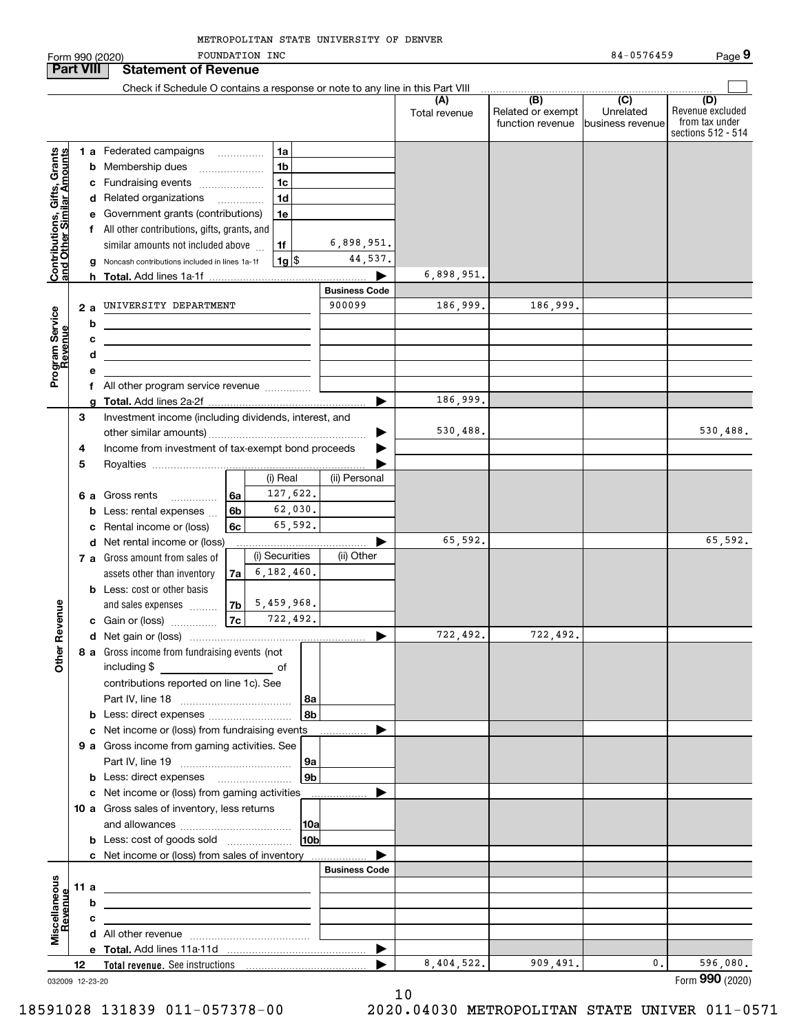METROPOLITAN STATE UNIVERSITY OF DENVER FOUNDATION INC

Form 990 (2020) 84-0576459 Page 9

## Part VIII Statement of Revenue

Check if Schedule O contains a response or note to any line in this Part VIII

| | | | (A) Total revenue | (B) Related or exempt function revenue | (C) Unrelated business revenue | (D) Revenue excluded from tax under sections 512 - 514 |
|---|---|---|---|---|---|---|
| **Contributions, Gifts, Grants and Other Similar Amounts** | | | | | | |
| 1 a | Federated campaigns | 1a | | | | |
| b | Membership dues | 1b | | | | |
| c | Fundraising events | 1c | | | | |
| d | Related organizations | 1d | | | | |
| e | Government grants (contributions) | 1e | | | | |
| f | All other contributions, gifts, grants, and similar amounts not included above | 1f 6,898,951. | | | | |
| g | Noncash contributions included in lines 1a-1f | 1g $ 44,537. | | | | |
| h | **Total.** Add lines 1a-1f | | 6,898,951. | | | |
| **Program Service Revenue** | | **Business Code** | | | | |
| 2 a | UNIVERSITY DEPARTMENT | 900099 | 186,999. | 186,999. | | |
| b | | | | | | |
| c | | | | | | |
| d | | | | | | |
| e | | | | | | |
| f | All other program service revenue | | | | | |
| g | **Total.** Add lines 2a-2f | | 186,999. | | | |
| **Other Revenue** | | | | | | |
| 3 | Investment income (including dividends, interest, and other similar amounts) | | 530,488. | | | 530,488. |
| 4 | Income from investment of tax-exempt bond proceeds | | | | | |
| 5 | Royalties | | | | | |
| | | (i) Real / (ii) Personal | | | | |
| 6 a | Gross rents | 6a 127,622. | | | | |
| b | Less: rental expenses | 6b 62,030. | | | | |
| c | Rental income or (loss) | 6c 65,592. | | | | |
| d | Net rental income or (loss) | | 65,592. | | | 65,592. |
| | | (i) Securities / (ii) Other | | | | |
| 7 a | Gross amount from sales of assets other than inventory | 7a 6,182,460. | | | | |
| b | Less: cost or other basis and sales expenses | 7b 5,459,968. | | | | |
| c | Gain or (loss) | 7c 722,492. | | | | |
| d | Net gain or (loss) | | 722,492. | 722,492. | | |
| 8 a | Gross income from fundraising events (not including $ ______ of contributions reported on line 1c). See Part IV, line 18 | 8a | | | | |
| b | Less: direct expenses | 8b | | | | |
| c | Net income or (loss) from fundraising events | | | | | |
| 9 a | Gross income from gaming activities. See Part IV, line 19 | 9a | | | | |
| b | Less: direct expenses | 9b | | | | |
| c | Net income or (loss) from gaming activities | | | | | |
| 10 a | Gross sales of inventory, less returns and allowances | 10a | | | | |
| b | Less: cost of goods sold | 10b | | | | |
| c | Net income or (loss) from sales of inventory | | | | | |
| **Miscellaneous Revenue** | | **Business Code** | | | | |
| 11 a | | | | | | |
| b | | | | | | |
| c | | | | | | |
| d | All other revenue | | | | | |
| e | **Total.** Add lines 11a-11d | | | | | |
| 12 | **Total revenue.** See instructions | | 8,404,522. | 909,491. | 0. | 596,080. |

032009 12-23-20

Form **990** (2020)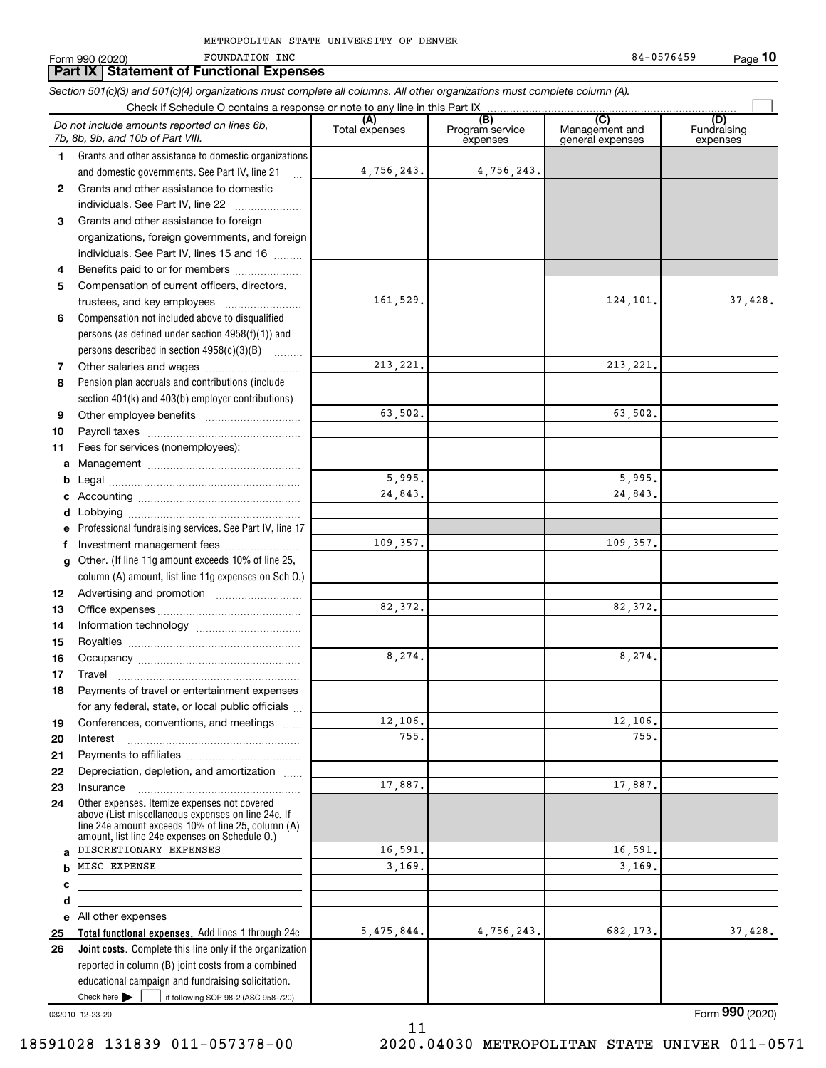METROPOLITAN STATE UNIVERSITY OF DENVER

Form 990 (2020) FOUNDATION INC 84-0576459

## Part IX Statement of Functional Expenses

*Section 501(c)(3) and 501(c)(4) organizations must complete all columns. All other organizations must complete column (A).*

Check if Schedule O contains a response or note to any line in this Part IX

| *Do not include amounts reported on lines 6b, 7b, 8b, 9b, and 10b of Part VIII.* | (A) Total expenses | (B) Program service expenses | (C) Management and general expenses | (D) Fundraising expenses |
|---|---|---|---|---|
| 1 Grants and other assistance to domestic organizations and domestic governments. See Part IV, line 21 | 4,756,243. | 4,756,243. | | |
| 2 Grants and other assistance to domestic individuals. See Part IV, line 22 | | | | |
| 3 Grants and other assistance to foreign organizations, foreign governments, and foreign individuals. See Part IV, lines 15 and 16 | | | | |
| 4 Benefits paid to or for members | | | | |
| 5 Compensation of current officers, directors, trustees, and key employees | 161,529. | | 124,101. | 37,428. |
| 6 Compensation not included above to disqualified persons (as defined under section 4958(f)(1)) and persons described in section 4958(c)(3)(B) | | | | |
| 7 Other salaries and wages | 213,221. | | 213,221. | |
| 8 Pension plan accruals and contributions (include section 401(k) and 403(b) employer contributions) | | | | |
| 9 Other employee benefits | 63,502. | | 63,502. | |
| 10 Payroll taxes | | | | |
| 11 Fees for services (nonemployees): | | | | |
| a Management | | | | |
| b Legal | 5,995. | | 5,995. | |
| c Accounting | 24,843. | | 24,843. | |
| d Lobbying | | | | |
| e Professional fundraising services. See Part IV, line 17 | | | | |
| f Investment management fees | 109,357. | | 109,357. | |
| g Other. (If line 11g amount exceeds 10% of line 25, column (A) amount, list line 11g expenses on Sch O.) | | | | |
| 12 Advertising and promotion | | | | |
| 13 Office expenses | 82,372. | | 82,372. | |
| 14 Information technology | | | | |
| 15 Royalties | | | | |
| 16 Occupancy | 8,274. | | 8,274. | |
| 17 Travel | | | | |
| 18 Payments of travel or entertainment expenses for any federal, state, or local public officials | | | | |
| 19 Conferences, conventions, and meetings | 12,106. | | 12,106. | |
| 20 Interest | 755. | | 755. | |
| 21 Payments to affiliates | | | | |
| 22 Depreciation, depletion, and amortization | | | | |
| 23 Insurance | 17,887. | | 17,887. | |
| 24 Other expenses. Itemize expenses not covered above (List miscellaneous expenses on line 24e. If line 24e amount exceeds 10% of line 25, column (A) amount, list line 24e expenses on Schedule O.) | | | | |
| a DISCRETIONARY EXPENSES | 16,591. | | 16,591. | |
| b MISC EXPENSE | 3,169. | | 3,169. | |
| c | | | | |
| d | | | | |
| e All other expenses | | | | |
| 25 **Total functional expenses.** Add lines 1 through 24e | 5,475,844. | 4,756,243. | 682,173. | 37,428. |
| 26 **Joint costs.** Complete this line only if the organization reported in column (B) joint costs from a combined educational campaign and fundraising solicitation. Check here ☐ if following SOP 98-2 (ASC 958-720) | | | | |

032010 12-23-20

Form **990** (2020)

18591028 131839 011-057378-00 2020.04030 METROPOLITAN STATE UNIVER 011-0571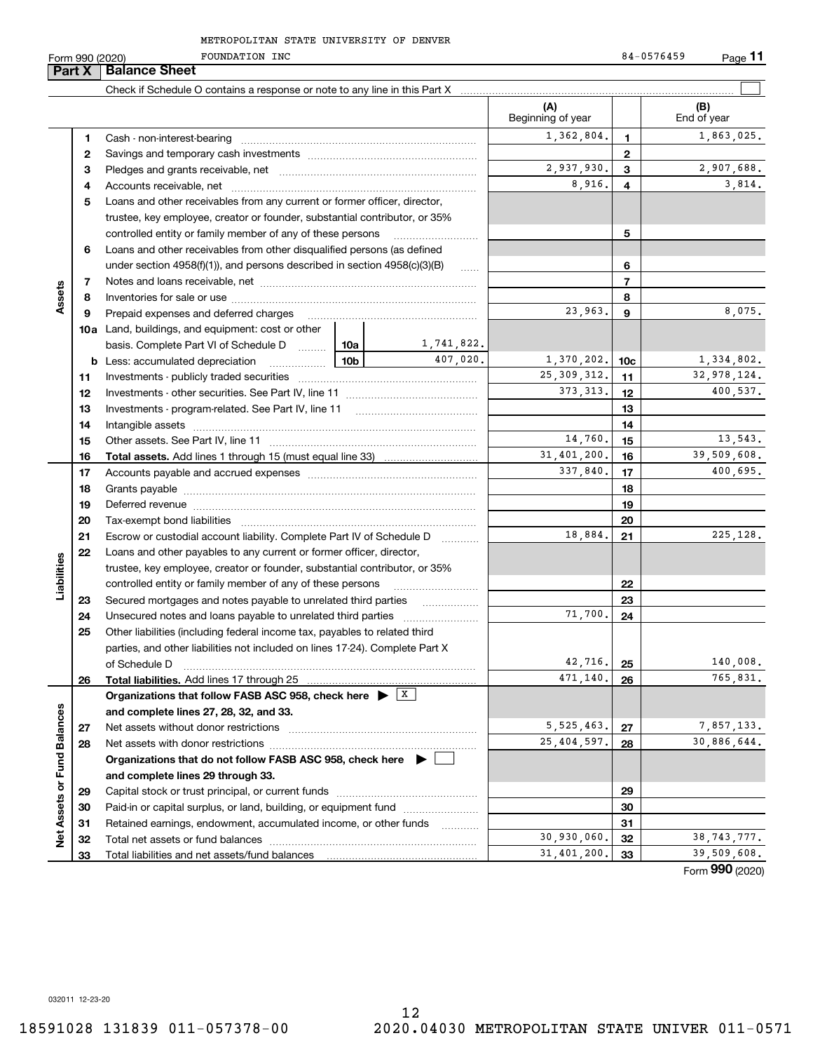METROPOLITAN STATE UNIVERSITY OF DENVER FOUNDATION INC 84-0576459

Form 990 (2020)

## Part X Balance Sheet

Check if Schedule O contains a response or note to any line in this Part X

| | | | | | (A) Beginning of year | | (B) End of year |
|---|---|---|---|---|---|---|---|
| **Assets** | 1 | Cash - non-interest-bearing | | | 1,362,804. | 1 | 1,863,025. |
| | 2 | Savings and temporary cash investments | | | | 2 | |
| | 3 | Pledges and grants receivable, net | | | 2,937,930. | 3 | 2,907,688. |
| | 4 | Accounts receivable, net | | | 8,916. | 4 | 3,814. |
| | 5 | Loans and other receivables from any current or former officer, director, trustee, key employee, creator or founder, substantial contributor, or 35% controlled entity or family member of any of these persons | | | | 5 | |
| | 6 | Loans and other receivables from other disqualified persons (as defined under section 4958(f)(1)), and persons described in section 4958(c)(3)(B) | | | | 6 | |
| | 7 | Notes and loans receivable, net | | | | 7 | |
| | 8 | Inventories for sale or use | | | | 8 | |
| | 9 | Prepaid expenses and deferred charges | | | 23,963. | 9 | 8,075. |
| | 10a | Land, buildings, and equipment: cost or other basis. Complete Part VI of Schedule D | 10a | 1,741,822. | | | |
| | b | Less: accumulated depreciation | 10b | 407,020. | 1,370,202. | 10c | 1,334,802. |
| | 11 | Investments - publicly traded securities | | | 25,309,312. | 11 | 32,978,124. |
| | 12 | Investments - other securities. See Part IV, line 11 | | | 373,313. | 12 | 400,537. |
| | 13 | Investments - program-related. See Part IV, line 11 | | | | 13 | |
| | 14 | Intangible assets | | | | 14 | |
| | 15 | Other assets. See Part IV, line 11 | | | 14,760. | 15 | 13,543. |
| | 16 | **Total assets.** Add lines 1 through 15 (must equal line 33) | | | 31,401,200. | 16 | 39,509,608. |
| **Liabilities** | 17 | Accounts payable and accrued expenses | | | 337,840. | 17 | 400,695. |
| | 18 | Grants payable | | | | 18 | |
| | 19 | Deferred revenue | | | | 19 | |
| | 20 | Tax-exempt bond liabilities | | | | 20 | |
| | 21 | Escrow or custodial account liability. Complete Part IV of Schedule D | | | 18,884. | 21 | 225,128. |
| | 22 | Loans and other payables to any current or former officer, director, trustee, key employee, creator or founder, substantial contributor, or 35% controlled entity or family member of any of these persons | | | | 22 | |
| | 23 | Secured mortgages and notes payable to unrelated third parties | | | | 23 | |
| | 24 | Unsecured notes and loans payable to unrelated third parties | | | 71,700. | 24 | |
| | 25 | Other liabilities (including federal income tax, payables to related third parties, and other liabilities not included on lines 17-24). Complete Part X of Schedule D | | | 42,716. | 25 | 140,008. |
| | 26 | **Total liabilities.** Add lines 17 through 25 | | | 471,140. | 26 | 765,831. |
| **Net Assets or Fund Balances** | | **Organizations that follow FASB ASC 958, check here ▶ [X] and complete lines 27, 28, 32, and 33.** | | | | | |
| | 27 | Net assets without donor restrictions | | | 5,525,463. | 27 | 7,857,133. |
| | 28 | Net assets with donor restrictions | | | 25,404,597. | 28 | 30,886,644. |
| | | **Organizations that do not follow FASB ASC 958, check here ▶ [ ] and complete lines 29 through 33.** | | | | | |
| | 29 | Capital stock or trust principal, or current funds | | | | 29 | |
| | 30 | Paid-in or capital surplus, or land, building, or equipment fund | | | | 30 | |
| | 31 | Retained earnings, endowment, accumulated income, or other funds | | | | 31 | |
| | 32 | Total net assets or fund balances | | | 30,930,060. | 32 | 38,743,777. |
| | 33 | Total liabilities and net assets/fund balances | | | 31,401,200. | 33 | 39,509,608. |

Form **990** (2020)

032011 12-23-20

18591028 131839 011-057378-00 2020.04030 METROPOLITAN STATE UNIVER 011-0571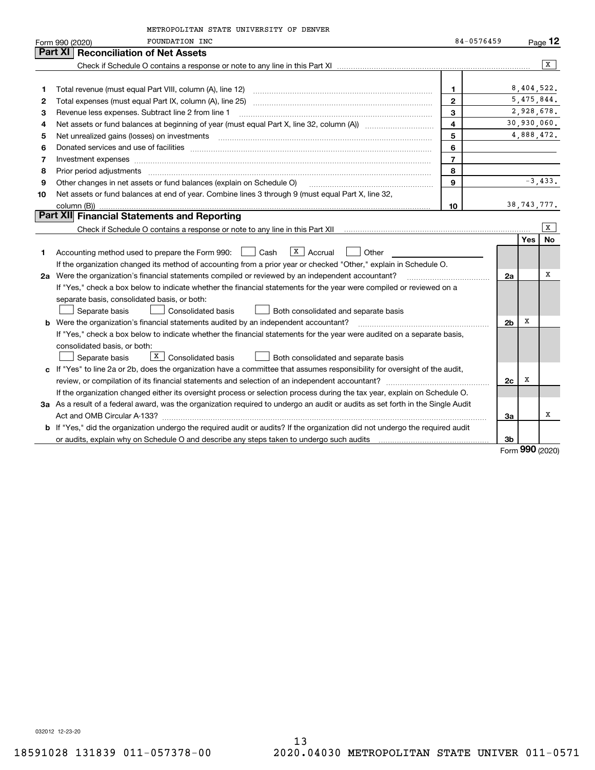METROPOLITAN STATE UNIVERSITY OF DENVER
FOUNDATION INC

Form 990 (2020) 84-0576459 Page 12

## Part XI Reconciliation of Net Assets

Check if Schedule O contains a response or note to any line in this Part XI ..... [X]

| | | | |
|---|---|---|---|
| 1 | Total revenue (must equal Part VIII, column (A), line 12) | 1 | 8,404,522. |
| 2 | Total expenses (must equal Part IX, column (A), line 25) | 2 | 5,475,844. |
| 3 | Revenue less expenses. Subtract line 2 from line 1 | 3 | 2,928,678. |
| 4 | Net assets or fund balances at beginning of year (must equal Part X, line 32, column (A)) | 4 | 30,930,060. |
| 5 | Net unrealized gains (losses) on investments | 5 | 4,888,472. |
| 6 | Donated services and use of facilities | 6 | |
| 7 | Investment expenses | 7 | |
| 8 | Prior period adjustments | 8 | |
| 9 | Other changes in net assets or fund balances (explain on Schedule O) | 9 | -3,433. |
| 10 | Net assets or fund balances at end of year. Combine lines 3 through 9 (must equal Part X, line 32, column (B)) | 10 | 38,743,777. |

## Part XII Financial Statements and Reporting

Check if Schedule O contains a response or note to any line in this Part XII ..... [X]

| | | | Yes | No |
|---|---|---|---|---|
| 1 | Accounting method used to prepare the Form 990: [ ] Cash [X] Accrual [ ] Other | | | |
| | If the organization changed its method of accounting from a prior year or checked "Other," explain in Schedule O. | | | |
| 2a | Were the organization's financial statements compiled or reviewed by an independent accountant? | 2a | | X |
| | If "Yes," check a box below to indicate whether the financial statements for the year were compiled or reviewed on a separate basis, consolidated basis, or both: [ ] Separate basis [ ] Consolidated basis [ ] Both consolidated and separate basis | | | |
| b | Were the organization's financial statements audited by an independent accountant? | 2b | X | |
| | If "Yes," check a box below to indicate whether the financial statements for the year were audited on a separate basis, consolidated basis, or both: [ ] Separate basis [X] Consolidated basis [ ] Both consolidated and separate basis | | | |
| c | If "Yes" to line 2a or 2b, does the organization have a committee that assumes responsibility for oversight of the audit, review, or compilation of its financial statements and selection of an independent accountant? | 2c | X | |
| | If the organization changed either its oversight process or selection process during the tax year, explain on Schedule O. | | | |
| 3a | As a result of a federal award, was the organization required to undergo an audit or audits as set forth in the Single Audit Act and OMB Circular A-133? | 3a | | X |
| b | If "Yes," did the organization undergo the required audit or audits? If the organization did not undergo the required audit or audits, explain why on Schedule O and describe any steps taken to undergo such audits | 3b | | |

Form 990 (2020)

032012 12-23-20

18591028 131839 011-057378-00 2020.04030 METROPOLITAN STATE UNIVER 011-0571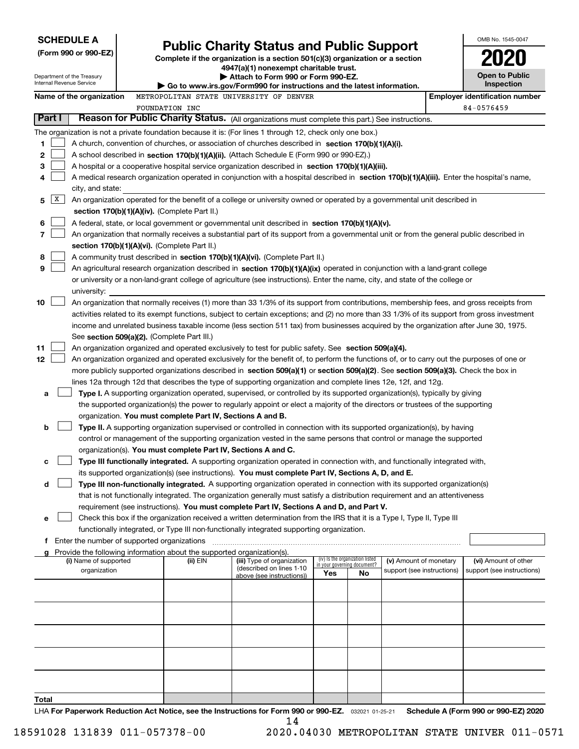**SCHEDULE A**
**(Form 990 or 990-EZ)**

Department of the Treasury
Internal Revenue Service

# Public Charity Status and Public Support

**Complete if the organization is a section 501(c)(3) organization or a section 4947(a)(1) nonexempt charitable trust.**
**▶ Attach to Form 990 or Form 990-EZ.**
**▶ Go to www.irs.gov/Form990 for instructions and the latest information.**

OMB No. 1545-0047
**2020**
**Open to Public Inspection**

**Name of the organization** METROPOLITAN STATE UNIVERSITY OF DENVER FOUNDATION INC

**Employer identification number** 84-0576459

## Part I — Reason for Public Charity Status. (All organizations must complete this part.) See instructions.

The organization is not a private foundation because it is: (For lines 1 through 12, check only one box.)

1. ☐ A church, convention of churches, or association of churches described in **section 170(b)(1)(A)(i).**
2. ☐ A school described in **section 170(b)(1)(A)(ii).** (Attach Schedule E (Form 990 or 990-EZ).)
3. ☐ A hospital or a cooperative hospital service organization described in **section 170(b)(1)(A)(iii).**
4. ☐ A medical research organization operated in conjunction with a hospital described in **section 170(b)(1)(A)(iii).** Enter the hospital's name, city, and state:
5. ☒ An organization operated for the benefit of a college or university owned or operated by a governmental unit described in **section 170(b)(1)(A)(iv).** (Complete Part II.)
6. ☐ A federal, state, or local government or governmental unit described in **section 170(b)(1)(A)(v).**
7. ☐ An organization that normally receives a substantial part of its support from a governmental unit or from the general public described in **section 170(b)(1)(A)(vi).** (Complete Part II.)
8. ☐ A community trust described in **section 170(b)(1)(A)(vi).** (Complete Part II.)
9. ☐ An agricultural research organization described in **section 170(b)(1)(A)(ix)** operated in conjunction with a land-grant college or university or a non-land-grant college of agriculture (see instructions). Enter the name, city, and state of the college or university:
10. ☐ An organization that normally receives (1) more than 33 1/3% of its support from contributions, membership fees, and gross receipts from activities related to its exempt functions, subject to certain exceptions; and (2) no more than 33 1/3% of its support from gross investment income and unrelated business taxable income (less section 511 tax) from businesses acquired by the organization after June 30, 1975. See **section 509(a)(2).** (Complete Part III.)
11. ☐ An organization organized and operated exclusively to test for public safety. See **section 509(a)(4).**
12. ☐ An organization organized and operated exclusively for the benefit of, to perform the functions of, or to carry out the purposes of one or more publicly supported organizations described in **section 509(a)(1)** or **section 509(a)(2)**. See **section 509(a)(3).** Check the box in lines 12a through 12d that describes the type of supporting organization and complete lines 12e, 12f, and 12g.
   - **a** ☐ **Type I.** A supporting organization operated, supervised, or controlled by its supported organization(s), typically by giving the supported organization(s) the power to regularly appoint or elect a majority of the directors or trustees of the supporting organization. **You must complete Part IV, Sections A and B.**
   - **b** ☐ **Type II.** A supporting organization supervised or controlled in connection with its supported organization(s), by having control or management of the supporting organization vested in the same persons that control or manage the supported organization(s). **You must complete Part IV, Sections A and C.**
   - **c** ☐ **Type III functionally integrated.** A supporting organization operated in connection with, and functionally integrated with, its supported organization(s) (see instructions). **You must complete Part IV, Sections A, D, and E.**
   - **d** ☐ **Type III non-functionally integrated.** A supporting organization operated in connection with its supported organization(s) that is not functionally integrated. The organization generally must satisfy a distribution requirement and an attentiveness requirement (see instructions). **You must complete Part IV, Sections A and D, and Part V.**
   - **e** ☐ Check this box if the organization received a written determination from the IRS that it is a Type I, Type II, Type III functionally integrated, or Type III non-functionally integrated supporting organization.
   - **f** Enter the number of supported organizations
   - **g** Provide the following information about the supported organization(s).

| (i) Name of supported organization | (ii) EIN | (iii) Type of organization (described on lines 1-10 above (see instructions)) | (iv) Is the organization listed in your governing document? Yes | No | (v) Amount of monetary support (see instructions) | (vi) Amount of other support (see instructions) |
|---|---|---|---|---|---|---|
| | | | | | | |
| | | | | | | |
| | | | | | | |
| | | | | | | |
| | | | | | | |
| **Total** | | | | | | |

LHA **For Paperwork Reduction Act Notice, see the Instructions for Form 990 or 990-EZ.** 032021 01-25-21 **Schedule A (Form 990 or 990-EZ) 2020**

18591028 131839 011-057378-00    2020.04030 METROPOLITAN STATE UNIVER 011-0571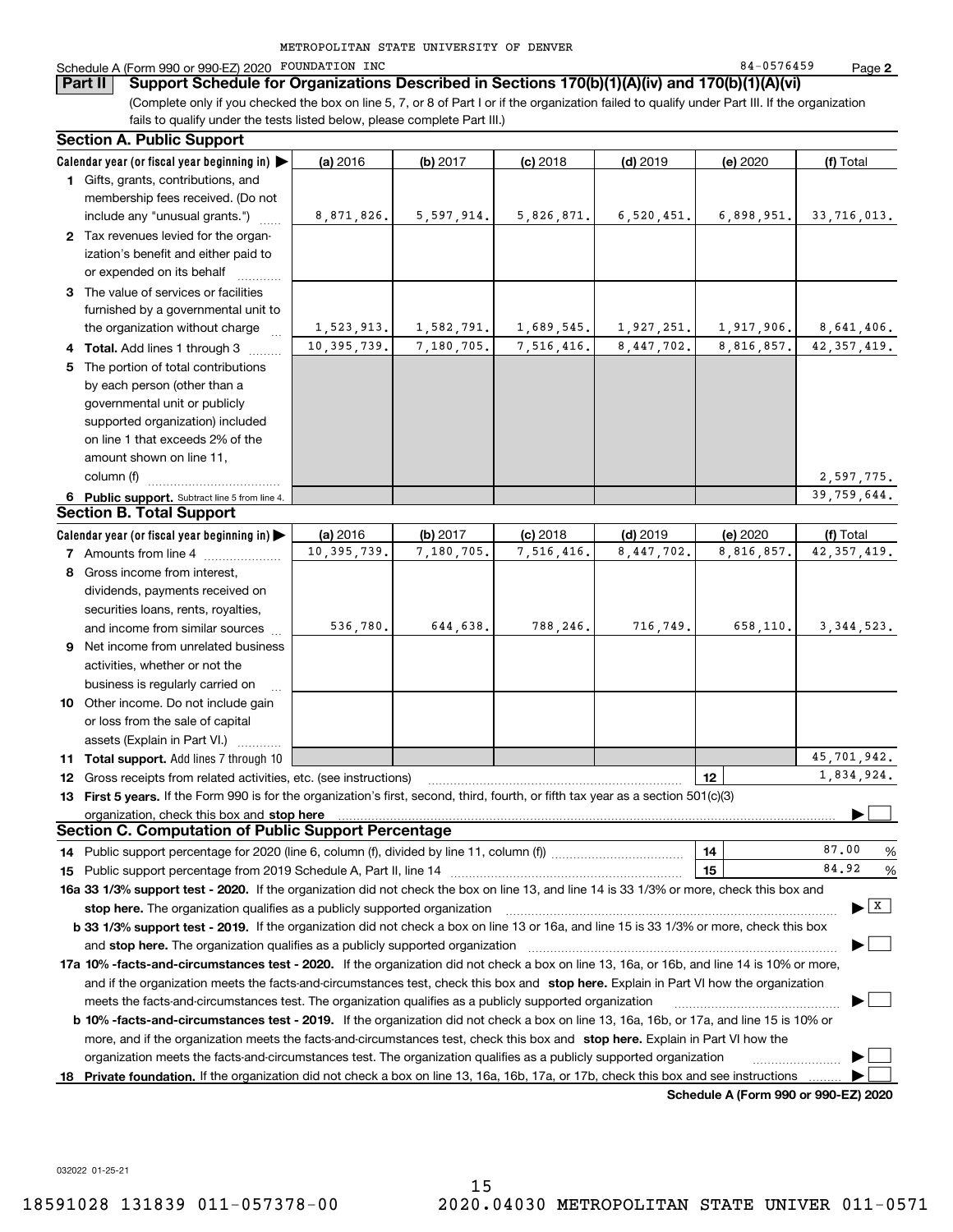METROPOLITAN STATE UNIVERSITY OF DENVER

Schedule A (Form 990 or 990-EZ) 2020 FOUNDATION INC 84-0576459 Page **2**

## Part II Support Schedule for Organizations Described in Sections 170(b)(1)(A)(iv) and 170(b)(1)(A)(vi)

(Complete only if you checked the box on line 5, 7, or 8 of Part I or if the organization failed to qualify under Part III. If the organization fails to qualify under the tests listed below, please complete Part III.)

### Section A. Public Support

| Calendar year (or fiscal year beginning in) ▶ | (a) 2016 | (b) 2017 | (c) 2018 | (d) 2019 | (e) 2020 | (f) Total |
|---|---|---|---|---|---|---|
| **1** Gifts, grants, contributions, and membership fees received. (Do not include any "unusual grants.") | 8,871,826. | 5,597,914. | 5,826,871. | 6,520,451. | 6,898,951. | 33,716,013. |
| **2** Tax revenues levied for the organization's benefit and either paid to or expended on its behalf | | | | | | |
| **3** The value of services or facilities furnished by a governmental unit to the organization without charge | 1,523,913. | 1,582,791. | 1,689,545. | 1,927,251. | 1,917,906. | 8,641,406. |
| **4 Total.** Add lines 1 through 3 | 10,395,739. | 7,180,705. | 7,516,416. | 8,447,702. | 8,816,857. | 42,357,419. |
| **5** The portion of total contributions by each person (other than a governmental unit or publicly supported organization) included on line 1 that exceeds 2% of the amount shown on line 11, column (f) | | | | | | 2,597,775. |
| **6 Public support.** Subtract line 5 from line 4. | | | | | | 39,759,644. |

### Section B. Total Support

| Calendar year (or fiscal year beginning in) ▶ | (a) 2016 | (b) 2017 | (c) 2018 | (d) 2019 | (e) 2020 | (f) Total |
|---|---|---|---|---|---|---|
| **7** Amounts from line 4 | 10,395,739. | 7,180,705. | 7,516,416. | 8,447,702. | 8,816,857. | 42,357,419. |
| **8** Gross income from interest, dividends, payments received on securities loans, rents, royalties, and income from similar sources | 536,780. | 644,638. | 788,246. | 716,749. | 658,110. | 3,344,523. |
| **9** Net income from unrelated business activities, whether or not the business is regularly carried on | | | | | | |
| **10** Other income. Do not include gain or loss from the sale of capital assets (Explain in Part VI.) | | | | | | |
| **11 Total support.** Add lines 7 through 10 | | | | | | 45,701,942. |

**12** Gross receipts from related activities, etc. (see instructions) | **12** | 1,834,924.

**13 First 5 years.** If the Form 990 is for the organization's first, second, third, fourth, or fifth tax year as a section 501(c)(3) organization, check this box and **stop here** ▶ ☐

### Section C. Computation of Public Support Percentage

**14** Public support percentage for 2020 (line 6, column (f), divided by line 11, column (f)) | **14** | 87.00 %

**15** Public support percentage from 2019 Schedule A, Part II, line 14 | **15** | 84.92 %

**16a 33 1/3% support test - 2020.** If the organization did not check the box on line 13, and line 14 is 33 1/3% or more, check this box and **stop here.** The organization qualifies as a publicly supported organization ▶ ☒

**b 33 1/3% support test - 2019.** If the organization did not check a box on line 13 or 16a, and line 15 is 33 1/3% or more, check this box and **stop here.** The organization qualifies as a publicly supported organization ▶ ☐

**17a 10% -facts-and-circumstances test - 2020.** If the organization did not check a box on line 13, 16a, or 16b, and line 14 is 10% or more, and if the organization meets the facts-and-circumstances test, check this box and **stop here.** Explain in Part VI how the organization meets the facts-and-circumstances test. The organization qualifies as a publicly supported organization ▶ ☐

**b 10% -facts-and-circumstances test - 2019.** If the organization did not check a box on line 13, 16a, 16b, or 17a, and line 15 is 10% or more, and if the organization meets the facts-and-circumstances test, check this box and **stop here.** Explain in Part VI how the organization meets the facts-and-circumstances test. The organization qualifies as a publicly supported organization ▶ ☐

**18 Private foundation.** If the organization did not check a box on line 13, 16a, 16b, 17a, or 17b, check this box and see instructions ▶ ☐

**Schedule A (Form 990 or 990-EZ) 2020**

032022 01-25-21

18591028 131839 011-057378-00 2020.04030 METROPOLITAN STATE UNIVER 011-0571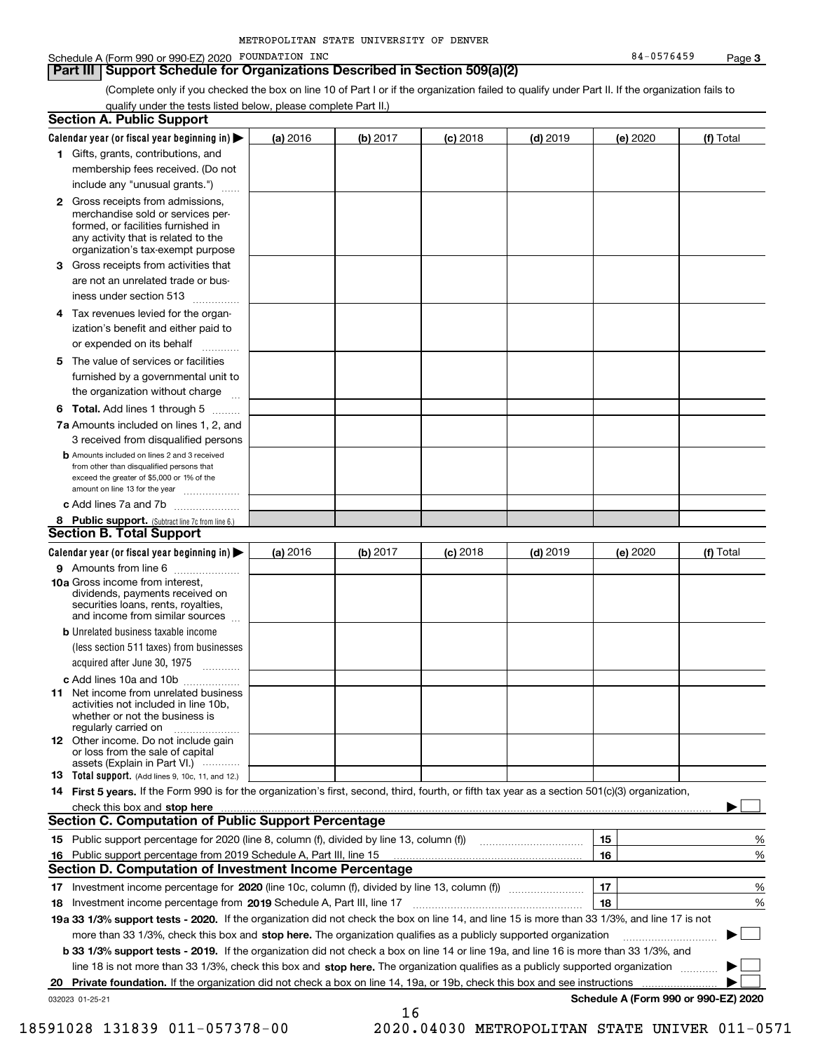METROPOLITAN STATE UNIVERSITY OF DENVER

Schedule A (Form 990 or 990-EZ) 2020 FOUNDATION INC 84-0576459 Page 3

## Part III Support Schedule for Organizations Described in Section 509(a)(2)

(Complete only if you checked the box on line 10 of Part I or if the organization failed to qualify under Part II. If the organization fails to qualify under the tests listed below, please complete Part II.)

### Section A. Public Support

| Calendar year (or fiscal year beginning in) ▶ | (a) 2016 | (b) 2017 | (c) 2018 | (d) 2019 | (e) 2020 | (f) Total |
|---|---|---|---|---|---|---|
| 1 Gifts, grants, contributions, and membership fees received. (Do not include any "unusual grants.") | | | | | | |
| 2 Gross receipts from admissions, merchandise sold or services performed, or facilities furnished in any activity that is related to the organization's tax-exempt purpose | | | | | | |
| 3 Gross receipts from activities that are not an unrelated trade or business under section 513 | | | | | | |
| 4 Tax revenues levied for the organization's benefit and either paid to or expended on its behalf | | | | | | |
| 5 The value of services or facilities furnished by a governmental unit to the organization without charge | | | | | | |
| 6 **Total.** Add lines 1 through 5 | | | | | | |
| 7a Amounts included on lines 1, 2, and 3 received from disqualified persons | | | | | | |
| b Amounts included on lines 2 and 3 received from other than disqualified persons that exceed the greater of $5,000 or 1% of the amount on line 13 for the year | | | | | | |
| c Add lines 7a and 7b | | | | | | |
| 8 **Public support.** (Subtract line 7c from line 6.) | | | | | | |

### Section B. Total Support

| Calendar year (or fiscal year beginning in) ▶ | (a) 2016 | (b) 2017 | (c) 2018 | (d) 2019 | (e) 2020 | (f) Total |
|---|---|---|---|---|---|---|
| 9 Amounts from line 6 | | | | | | |
| 10a Gross income from interest, dividends, payments received on securities loans, rents, royalties, and income from similar sources | | | | | | |
| b Unrelated business taxable income (less section 511 taxes) from businesses acquired after June 30, 1975 | | | | | | |
| c Add lines 10a and 10b | | | | | | |
| 11 Net income from unrelated business activities not included in line 10b, whether or not the business is regularly carried on | | | | | | |
| 12 Other income. Do not include gain or loss from the sale of capital assets (Explain in Part VI.) | | | | | | |
| 13 **Total support.** (Add lines 9, 10c, 11, and 12.) | | | | | | |

14 **First 5 years.** If the Form 990 is for the organization's first, second, third, fourth, or fifth tax year as a section 501(c)(3) organization, check this box and **stop here** ▶ ☐

### Section C. Computation of Public Support Percentage

| | | | |
|---|---|---|---|
| 15 | Public support percentage for 2020 (line 8, column (f), divided by line 13, column (f)) | 15 | % |
| 16 | Public support percentage from 2019 Schedule A, Part III, line 15 | 16 | % |

### Section D. Computation of Investment Income Percentage

| | | | |
|---|---|---|---|
| 17 | Investment income percentage for **2020** (line 10c, column (f), divided by line 13, column (f)) | 17 | % |
| 18 | Investment income percentage from **2019** Schedule A, Part III, line 17 | 18 | % |

**19a 33 1/3% support tests - 2020.** If the organization did not check the box on line 14, and line 15 is more than 33 1/3%, and line 17 is not more than 33 1/3%, check this box and **stop here.** The organization qualifies as a publicly supported organization ▶ ☐

**b 33 1/3% support tests - 2019.** If the organization did not check a box on line 14 or line 19a, and line 16 is more than 33 1/3%, and line 18 is not more than 33 1/3%, check this box and **stop here.** The organization qualifies as a publicly supported organization ▶ ☐

**20 Private foundation.** If the organization did not check a box on line 14, 19a, or 19b, check this box and see instructions ▶ ☐

032023 01-25-21 **Schedule A (Form 990 or 990-EZ) 2020**

18591028 131839 011-057378-00 2020.04030 METROPOLITAN STATE UNIVER 011-0571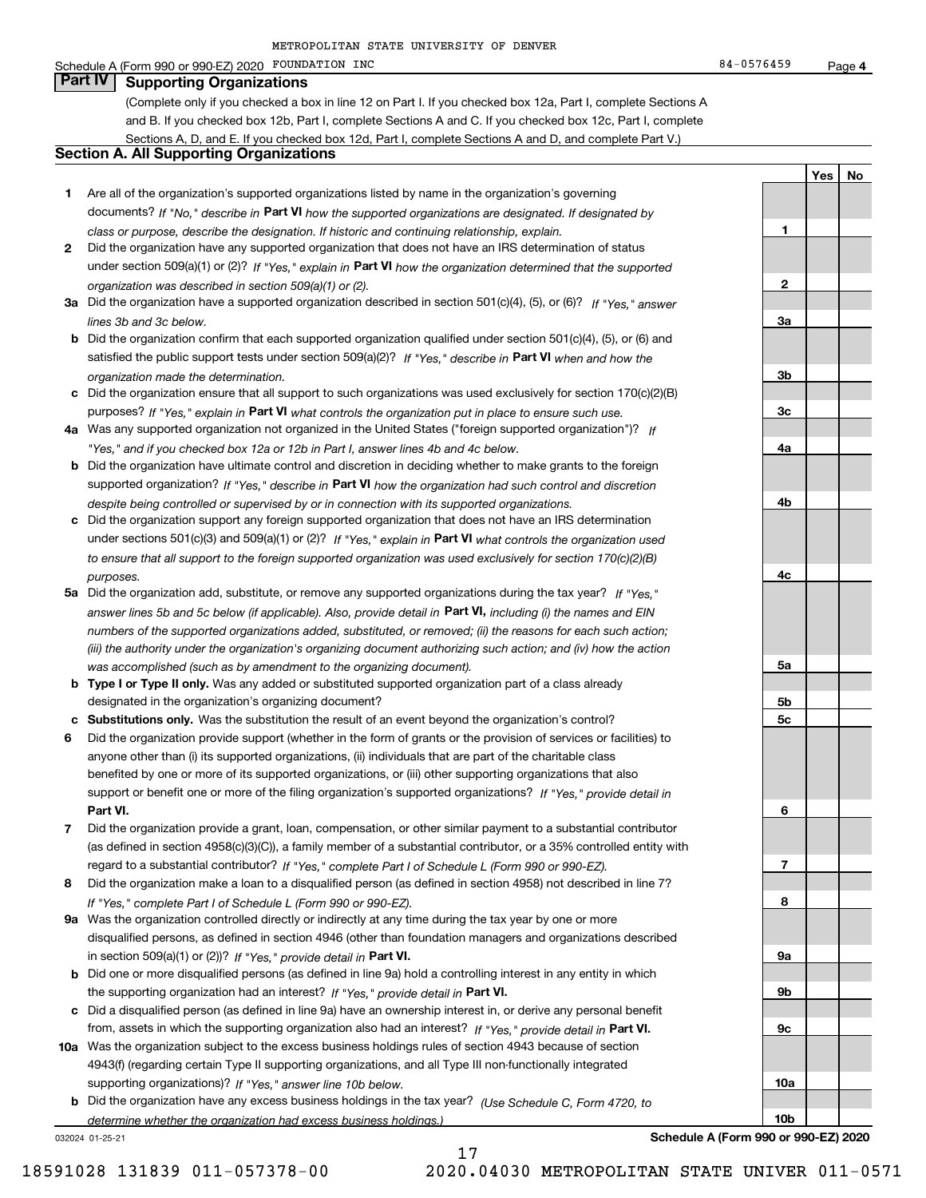METROPOLITAN STATE UNIVERSITY OF DENVER

Schedule A (Form 990 or 990-EZ) 2020 FOUNDATION INC 84-0576459 Page **4**

## Part IV Supporting Organizations

(Complete only if you checked a box in line 12 on Part I. If you checked box 12a, Part I, complete Sections A and B. If you checked box 12b, Part I, complete Sections A and C. If you checked box 12c, Part I, complete Sections A, D, and E. If you checked box 12d, Part I, complete Sections A and D, and complete Part V.)

### Section A. All Supporting Organizations

| | | | Yes | No |
|---|---|---|---|---|
| **1** | Are all of the organization's supported organizations listed by name in the organization's governing documents? *If "No," describe in* **Part VI** *how the supported organizations are designated. If designated by class or purpose, describe the designation. If historic and continuing relationship, explain.* | **1** | | |
| **2** | Did the organization have any supported organization that does not have an IRS determination of status under section 509(a)(1) or (2)? *If "Yes," explain in* **Part VI** *how the organization determined that the supported organization was described in section 509(a)(1) or (2).* | **2** | | |
| **3a** | Did the organization have a supported organization described in section 501(c)(4), (5), or (6)? *If "Yes," answer lines 3b and 3c below.* | **3a** | | |
| **b** | Did the organization confirm that each supported organization qualified under section 501(c)(4), (5), or (6) and satisfied the public support tests under section 509(a)(2)? *If "Yes," describe in* **Part VI** *when and how the organization made the determination.* | **3b** | | |
| **c** | Did the organization ensure that all support to such organizations was used exclusively for section 170(c)(2)(B) purposes? *If "Yes," explain in* **Part VI** *what controls the organization put in place to ensure such use.* | **3c** | | |
| **4a** | Was any supported organization not organized in the United States ("foreign supported organization")? *If "Yes," and if you checked box 12a or 12b in Part I, answer lines 4b and 4c below.* | **4a** | | |
| **b** | Did the organization have ultimate control and discretion in deciding whether to make grants to the foreign supported organization? *If "Yes," describe in* **Part VI** *how the organization had such control and discretion despite being controlled or supervised by or in connection with its supported organizations.* | **4b** | | |
| **c** | Did the organization support any foreign supported organization that does not have an IRS determination under sections 501(c)(3) and 509(a)(1) or (2)? *If "Yes," explain in* **Part VI** *what controls the organization used to ensure that all support to the foreign supported organization was used exclusively for section 170(c)(2)(B) purposes.* | **4c** | | |
| **5a** | Did the organization add, substitute, or remove any supported organizations during the tax year? *If "Yes," answer lines 5b and 5c below (if applicable). Also, provide detail in* **Part VI,** *including (i) the names and EIN numbers of the supported organizations added, substituted, or removed; (ii) the reasons for each such action; (iii) the authority under the organization's organizing document authorizing such action; and (iv) how the action was accomplished (such as by amendment to the organizing document).* | **5a** | | |
| **b** | **Type I or Type II only.** Was any added or substituted supported organization part of a class already designated in the organization's organizing document? | **5b** | | |
| **c** | **Substitutions only.** Was the substitution the result of an event beyond the organization's control? | **5c** | | |
| **6** | Did the organization provide support (whether in the form of grants or the provision of services or facilities) to anyone other than (i) its supported organizations, (ii) individuals that are part of the charitable class benefited by one or more of its supported organizations, or (iii) other supporting organizations that also support or benefit one or more of the filing organization's supported organizations? *If "Yes," provide detail in* **Part VI.** | **6** | | |
| **7** | Did the organization provide a grant, loan, compensation, or other similar payment to a substantial contributor (as defined in section 4958(c)(3)(C)), a family member of a substantial contributor, or a 35% controlled entity with regard to a substantial contributor? *If "Yes," complete Part I of Schedule L (Form 990 or 990-EZ).* | **7** | | |
| **8** | Did the organization make a loan to a disqualified person (as defined in section 4958) not described in line 7? *If "Yes," complete Part I of Schedule L (Form 990 or 990-EZ).* | **8** | | |
| **9a** | Was the organization controlled directly or indirectly at any time during the tax year by one or more disqualified persons, as defined in section 4946 (other than foundation managers and organizations described in section 509(a)(1) or (2))? *If "Yes," provide detail in* **Part VI.** | **9a** | | |
| **b** | Did one or more disqualified persons (as defined in line 9a) hold a controlling interest in any entity in which the supporting organization had an interest? *If "Yes," provide detail in* **Part VI.** | **9b** | | |
| **c** | Did a disqualified person (as defined in line 9a) have an ownership interest in, or derive any personal benefit from, assets in which the supporting organization also had an interest? *If "Yes," provide detail in* **Part VI.** | **9c** | | |
| **10a** | Was the organization subject to the excess business holdings rules of section 4943 because of section 4943(f) (regarding certain Type II supporting organizations, and all Type III non-functionally integrated supporting organizations)? *If "Yes," answer line 10b below.* | **10a** | | |
| **b** | Did the organization have any excess business holdings in the tax year? *(Use Schedule C, Form 4720, to determine whether the organization had excess business holdings.)* | **10b** | | |

032024 01-25-21 **Schedule A (Form 990 or 990-EZ) 2020**

18591028 131839 011-057378-00 2020.04030 METROPOLITAN STATE UNIVER 011-0571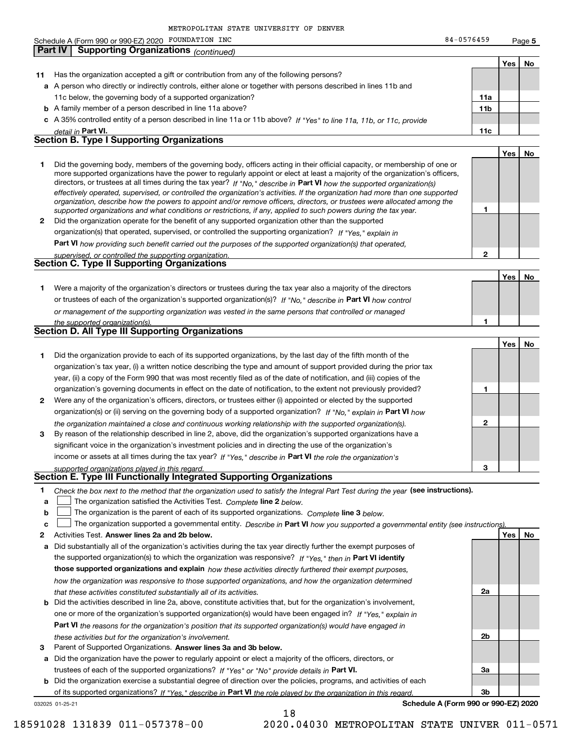METROPOLITAN STATE UNIVERSITY OF DENVER

Schedule A (Form 990 or 990-EZ) 2020 FOUNDATION INC 84-0576459 Page 5

## Part IV Supporting Organizations *(continued)*

| | | | Yes | No |
|---|---|---|---|---|
| **11** | Has the organization accepted a gift or contribution from any of the following persons? | | | |
| **a** | A person who directly or indirectly controls, either alone or together with persons described in lines 11b and 11c below, the governing body of a supported organization? | **11a** | | |
| **b** | A family member of a person described in line 11a above? | **11b** | | |
| **c** | A 35% controlled entity of a person described in line 11a or 11b above? *If "Yes" to line 11a, 11b, or 11c, provide detail in* **Part VI.** | **11c** | | |

### Section B. Type I Supporting Organizations

| | | | Yes | No |
|---|---|---|---|---|
| **1** | Did the governing body, members of the governing body, officers acting in their official capacity, or membership of one or more supported organizations have the power to regularly appoint or elect at least a majority of the organization's officers, directors, or trustees at all times during the tax year? *If "No," describe in* **Part VI** *how the supported organization(s) effectively operated, supervised, or controlled the organization's activities. If the organization had more than one supported organization, describe how the powers to appoint and/or remove officers, directors, or trustees were allocated among the supported organizations and what conditions or restrictions, if any, applied to such powers during the tax year.* | **1** | | |
| **2** | Did the organization operate for the benefit of any supported organization other than the supported organization(s) that operated, supervised, or controlled the supporting organization? *If "Yes," explain in* **Part VI** *how providing such benefit carried out the purposes of the supported organization(s) that operated, supervised, or controlled the supporting organization.* | **2** | | |

### Section C. Type II Supporting Organizations

| | | | Yes | No |
|---|---|---|---|---|
| **1** | Were a majority of the organization's directors or trustees during the tax year also a majority of the directors or trustees of each of the organization's supported organization(s)? *If "No," describe in* **Part VI** *how control or management of the supporting organization was vested in the same persons that controlled or managed the supported organization(s).* | **1** | | |

### Section D. All Type III Supporting Organizations

| | | | Yes | No |
|---|---|---|---|---|
| **1** | Did the organization provide to each of its supported organizations, by the last day of the fifth month of the organization's tax year, (i) a written notice describing the type and amount of support provided during the prior tax year, (ii) a copy of the Form 990 that was most recently filed as of the date of notification, and (iii) copies of the organization's governing documents in effect on the date of notification, to the extent not previously provided? | **1** | | |
| **2** | Were any of the organization's officers, directors, or trustees either (i) appointed or elected by the supported organization(s) or (ii) serving on the governing body of a supported organization? *If "No," explain in* **Part VI** *how the organization maintained a close and continuous working relationship with the supported organization(s).* | **2** | | |
| **3** | By reason of the relationship described in line 2, above, did the organization's supported organizations have a significant voice in the organization's investment policies and in directing the use of the organization's income or assets at all times during the tax year? *If "Yes," describe in* **Part VI** *the role the organization's supported organizations played in this regard.* | **3** | | |

### Section E. Type III Functionally Integrated Supporting Organizations

**1** *Check the box next to the method that the organization used to satisfy the Integral Part Test during the year* **(see instructions).**

**a** ☐ The organization satisfied the Activities Test. *Complete* **line 2** *below.*

**b** ☐ The organization is the parent of each of its supported organizations. *Complete* **line 3** *below.*

**c** ☐ The organization supported a governmental entity. *Describe in* **Part VI** *how you supported a governmental entity (see instructions).*

| | | | Yes | No |
|---|---|---|---|---|
| **2** | Activities Test. **Answer lines 2a and 2b below.** | | | |
| **a** | Did substantially all of the organization's activities during the tax year directly further the exempt purposes of the supported organization(s) to which the organization was responsive? *If "Yes," then in* **Part VI identify those supported organizations and explain** *how these activities directly furthered their exempt purposes, how the organization was responsive to those supported organizations, and how the organization determined that these activities constituted substantially all of its activities.* | **2a** | | |
| **b** | Did the activities described in line 2a, above, constitute activities that, but for the organization's involvement, one or more of the organization's supported organization(s) would have been engaged in? *If "Yes," explain in* **Part VI** *the reasons for the organization's position that its supported organization(s) would have engaged in these activities but for the organization's involvement.* | **2b** | | |
| **3** | Parent of Supported Organizations. **Answer lines 3a and 3b below.** | | | |
| **a** | Did the organization have the power to regularly appoint or elect a majority of the officers, directors, or trustees of each of the supported organizations? *If "Yes" or "No" provide details in* **Part VI.** | **3a** | | |
| **b** | Did the organization exercise a substantial degree of direction over the policies, programs, and activities of each of its supported organizations? *If "Yes," describe in* **Part VI** *the role played by the organization in this regard.* | **3b** | | |

032025 01-25-21 **Schedule A (Form 990 or 990-EZ) 2020**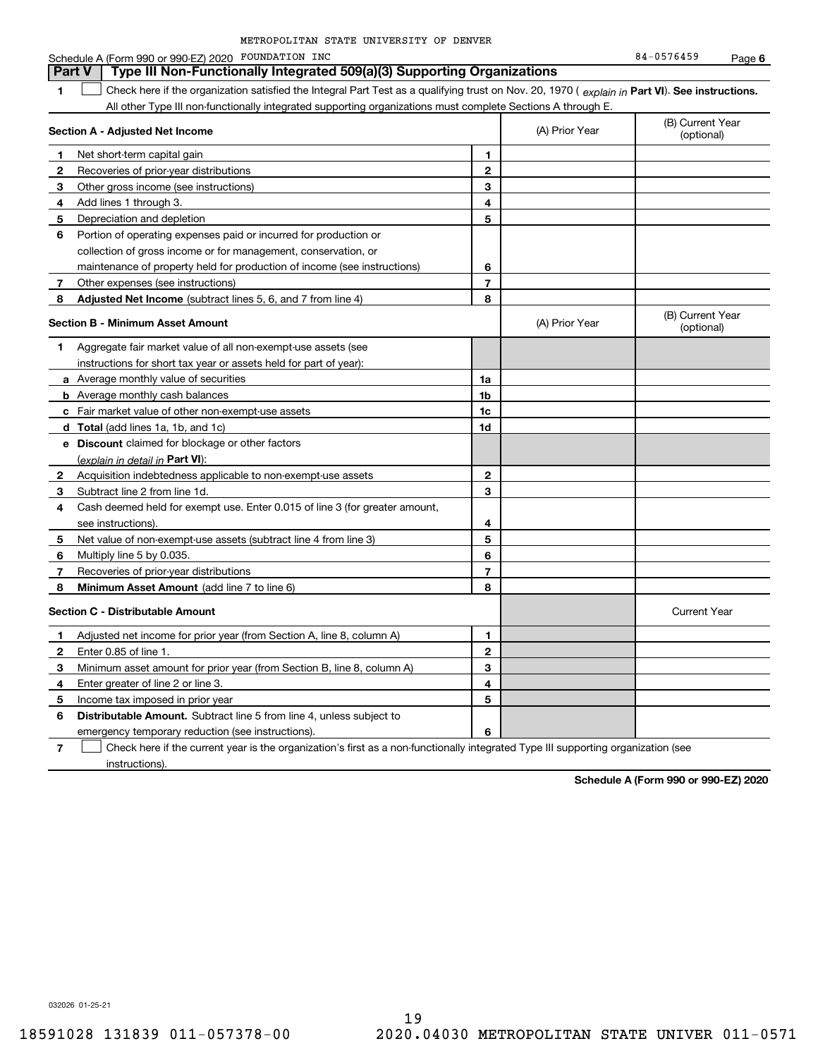METROPOLITAN STATE UNIVERSITY OF DENVER

Schedule A (Form 990 or 990-EZ) 2020 FOUNDATION INC 84-0576459 Page 6

## Part V Type III Non-Functionally Integrated 509(a)(3) Supporting Organizations

**1** ☐ Check here if the organization satisfied the Integral Part Test as a qualifying trust on Nov. 20, 1970 ( *explain in* **Part VI**). **See instructions.** All other Type III non-functionally integrated supporting organizations must complete Sections A through E.

| **Section A - Adjusted Net Income** | | (A) Prior Year | (B) Current Year (optional) |
|---|---|---|---|
| **1** Net short-term capital gain | 1 | | |
| **2** Recoveries of prior-year distributions | 2 | | |
| **3** Other gross income (see instructions) | 3 | | |
| **4** Add lines 1 through 3. | 4 | | |
| **5** Depreciation and depletion | 5 | | |
| **6** Portion of operating expenses paid or incurred for production or collection of gross income or for management, conservation, or maintenance of property held for production of income (see instructions) | 6 | | |
| **7** Other expenses (see instructions) | 7 | | |
| **8** **Adjusted Net Income** (subtract lines 5, 6, and 7 from line 4) | 8 | | |

| **Section B - Minimum Asset Amount** | | (A) Prior Year | (B) Current Year (optional) |
|---|---|---|---|
| **1** Aggregate fair market value of all non-exempt-use assets (see instructions for short tax year or assets held for part of year): | | | |
| **a** Average monthly value of securities | 1a | | |
| **b** Average monthly cash balances | 1b | | |
| **c** Fair market value of other non-exempt-use assets | 1c | | |
| **d** **Total** (add lines 1a, 1b, and 1c) | 1d | | |
| **e** **Discount** claimed for blockage or other factors (*explain in detail in* **Part VI**): | | | |
| **2** Acquisition indebtedness applicable to non-exempt-use assets | 2 | | |
| **3** Subtract line 2 from line 1d. | 3 | | |
| **4** Cash deemed held for exempt use. Enter 0.015 of line 3 (for greater amount, see instructions). | 4 | | |
| **5** Net value of non-exempt-use assets (subtract line 4 from line 3) | 5 | | |
| **6** Multiply line 5 by 0.035. | 6 | | |
| **7** Recoveries of prior-year distributions | 7 | | |
| **8** **Minimum Asset Amount** (add line 7 to line 6) | 8 | | |

| **Section C - Distributable Amount** | | | Current Year |
|---|---|---|---|
| **1** Adjusted net income for prior year (from Section A, line 8, column A) | 1 | | |
| **2** Enter 0.85 of line 1. | 2 | | |
| **3** Minimum asset amount for prior year (from Section B, line 8, column A) | 3 | | |
| **4** Enter greater of line 2 or line 3. | 4 | | |
| **5** Income tax imposed in prior year | 5 | | |
| **6** **Distributable Amount.** Subtract line 5 from line 4, unless subject to emergency temporary reduction (see instructions). | 6 | | |

**7** ☐ Check here if the current year is the organization's first as a non-functionally integrated Type III supporting organization (see instructions).

**Schedule A (Form 990 or 990-EZ) 2020**

032026 01-25-21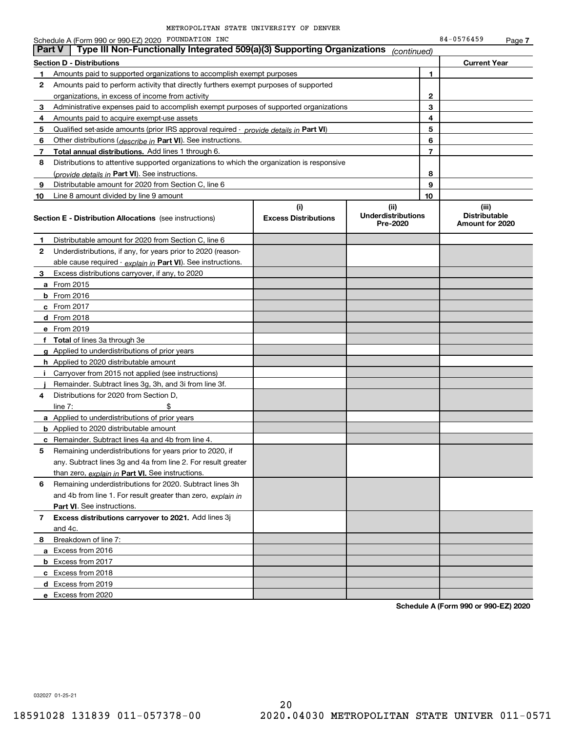METROPOLITAN STATE UNIVERSITY OF DENVER

Schedule A (Form 990 or 990-EZ) 2020 FOUNDATION INC 84-0576459 Page 7

## Part V | Type III Non-Functionally Integrated 509(a)(3) Supporting Organizations *(continued)*

| Section D - Distributions | | | Current Year |
|---|---|---|---|
| 1 | Amounts paid to supported organizations to accomplish exempt purposes | 1 | |
| 2 | Amounts paid to perform activity that directly furthers exempt purposes of supported organizations, in excess of income from activity | 2 | |
| 3 | Administrative expenses paid to accomplish exempt purposes of supported organizations | 3 | |
| 4 | Amounts paid to acquire exempt-use assets | 4 | |
| 5 | Qualified set-aside amounts (prior IRS approval required - *provide details in* **Part VI**) | 5 | |
| 6 | Other distributions (*describe in* **Part VI**). See instructions. | 6 | |
| 7 | **Total annual distributions.** Add lines 1 through 6. | 7 | |
| 8 | Distributions to attentive supported organizations to which the organization is responsive (*provide details in* **Part VI**). See instructions. | 8 | |
| 9 | Distributable amount for 2020 from Section C, line 6 | 9 | |
| 10 | Line 8 amount divided by line 9 amount | 10 | |

| **Section E - Distribution Allocations** (see instructions) | (i) Excess Distributions | (ii) Underdistributions Pre-2020 | (iii) Distributable Amount for 2020 |
|---|---|---|---|
| **1** Distributable amount for 2020 from Section C, line 6 | | | |
| **2** Underdistributions, if any, for years prior to 2020 (reasonable cause required - *explain in* **Part VI**). See instructions. | | | |
| **3** Excess distributions carryover, if any, to 2020 | | | |
| **a** From 2015 | | | |
| **b** From 2016 | | | |
| **c** From 2017 | | | |
| **d** From 2018 | | | |
| **e** From 2019 | | | |
| **f Total** of lines 3a through 3e | | | |
| **g** Applied to underdistributions of prior years | | | |
| **h** Applied to 2020 distributable amount | | | |
| **i** Carryover from 2015 not applied (see instructions) | | | |
| **j** Remainder. Subtract lines 3g, 3h, and 3i from line 3f. | | | |
| **4** Distributions for 2020 from Section D, line 7: $ | | | |
| **a** Applied to underdistributions of prior years | | | |
| **b** Applied to 2020 distributable amount | | | |
| **c** Remainder. Subtract lines 4a and 4b from line 4. | | | |
| **5** Remaining underdistributions for years prior to 2020, if any. Subtract lines 3g and 4a from line 2. For result greater than zero, *explain in* **Part VI.** See instructions. | | | |
| **6** Remaining underdistributions for 2020. Subtract lines 3h and 4b from line 1. For result greater than zero, *explain in* **Part VI**. See instructions. | | | |
| **7 Excess distributions carryover to 2021.** Add lines 3j and 4c. | | | |
| **8** Breakdown of line 7: | | | |
| **a** Excess from 2016 | | | |
| **b** Excess from 2017 | | | |
| **c** Excess from 2018 | | | |
| **d** Excess from 2019 | | | |
| **e** Excess from 2020 | | | |

**Schedule A (Form 990 or 990-EZ) 2020**

032027 01-25-21

18591028 131839 011-057378-00 2020.04030 METROPOLITAN STATE UNIVER 011-0571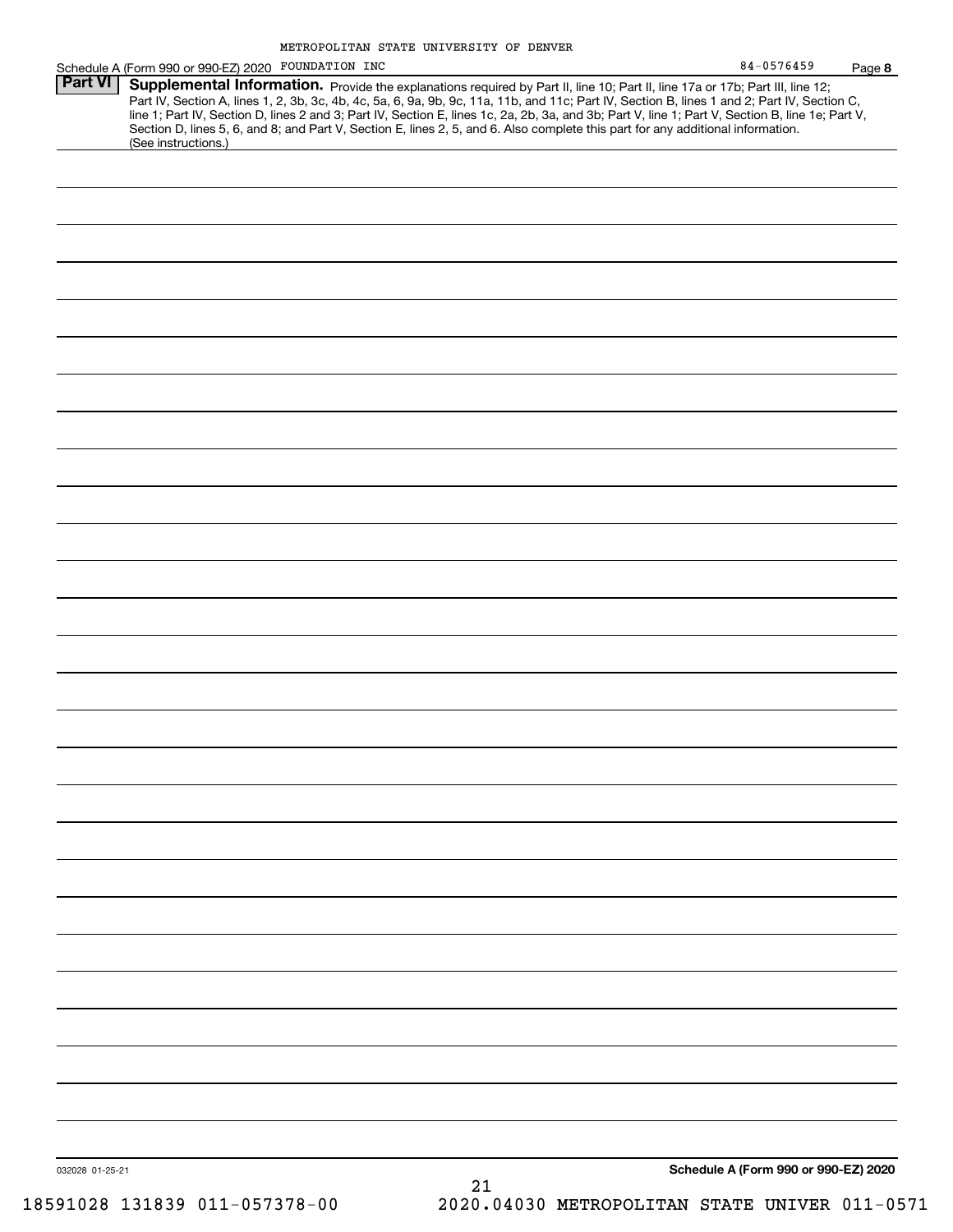METROPOLITAN STATE UNIVERSITY OF DENVER

Schedule A (Form 990 or 990-EZ) 2020 FOUNDATION INC 84-0576459 Page **8**

**Part VI** **Supplemental Information.** Provide the explanations required by Part II, line 10; Part II, line 17a or 17b; Part III, line 12; Part IV, Section A, lines 1, 2, 3b, 3c, 4b, 4c, 5a, 6, 9a, 9b, 9c, 11a, 11b, and 11c; Part IV, Section B, lines 1 and 2; Part IV, Section C, line 1; Part IV, Section D, lines 2 and 3; Part IV, Section E, lines 1c, 2a, 2b, 3a, and 3b; Part V, line 1; Part V, Section B, line 1e; Part V, Section D, lines 5, 6, and 8; and Part V, Section E, lines 2, 5, and 6. Also complete this part for any additional information. (See instructions.)

032028 01-25-21

**Schedule A (Form 990 or 990-EZ) 2020**

18591028 131839 011-057378-00 2020.04030 METROPOLITAN STATE UNIVER 011-0571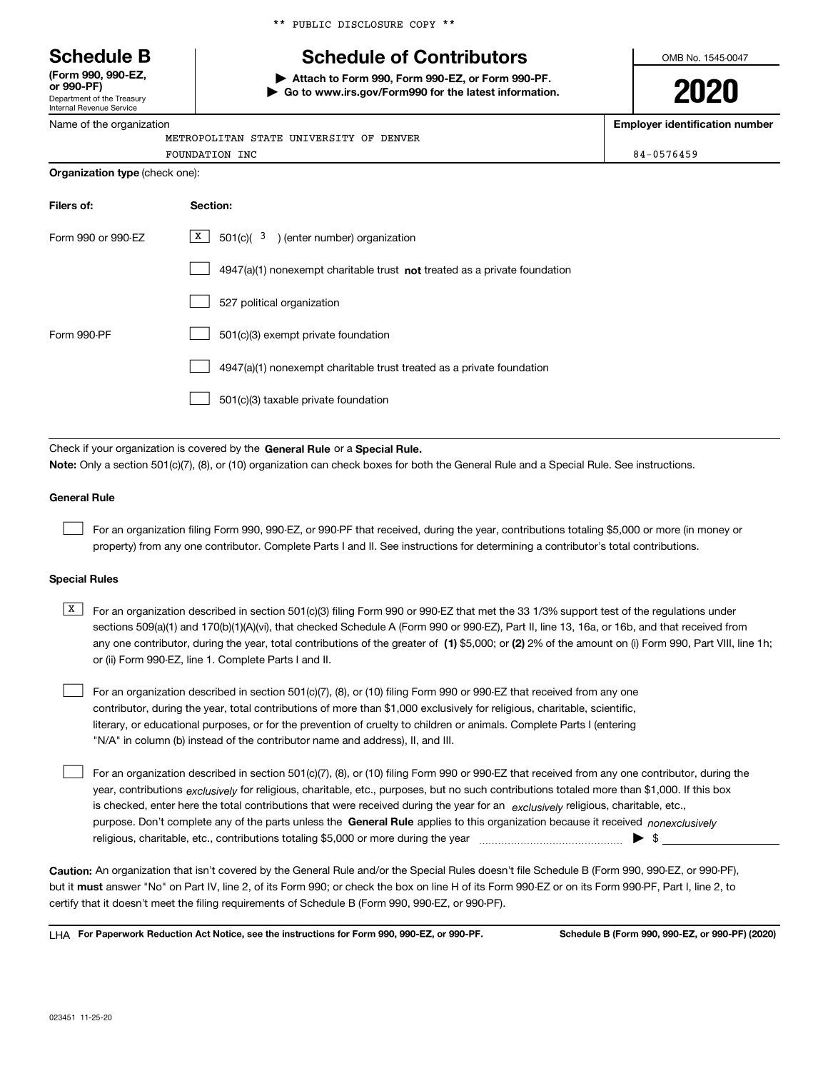** PUBLIC DISCLOSURE COPY **

# Schedule B

**(Form 990, 990-EZ, or 990-PF)**
Department of the Treasury
Internal Revenue Service

## Schedule of Contributors

▶ **Attach to Form 990, Form 990-EZ, or Form 990-PF.**
▶ **Go to www.irs.gov/Form990 for the latest information.**

OMB No. 1545-0047

**2020**

| Name of the organization | Employer identification number |
|---|---|
| METROPOLITAN STATE UNIVERSITY OF DENVER FOUNDATION INC | 84-0576459 |

**Organization type** (check one):

| Filers of: | Section: |
|---|---|
| Form 990 or 990-EZ | [X] 501(c)( 3 ) (enter number) organization |
| | [ ] 4947(a)(1) nonexempt charitable trust **not** treated as a private foundation |
| | [ ] 527 political organization |
| Form 990-PF | [ ] 501(c)(3) exempt private foundation |
| | [ ] 4947(a)(1) nonexempt charitable trust treated as a private foundation |
| | [ ] 501(c)(3) taxable private foundation |

Check if your organization is covered by the **General Rule** or a **Special Rule.**

**Note:** Only a section 501(c)(7), (8), or (10) organization can check boxes for both the General Rule and a Special Rule. See instructions.

### General Rule

[ ] For an organization filing Form 990, 990-EZ, or 990-PF that received, during the year, contributions totaling $5,000 or more (in money or property) from any one contributor. Complete Parts I and II. See instructions for determining a contributor's total contributions.

### Special Rules

[X] For an organization described in section 501(c)(3) filing Form 990 or 990-EZ that met the 33 1/3% support test of the regulations under sections 509(a)(1) and 170(b)(1)(A)(vi), that checked Schedule A (Form 990 or 990-EZ), Part II, line 13, 16a, or 16b, and that received from any one contributor, during the year, total contributions of the greater of **(1)** $5,000; or **(2)** 2% of the amount on (i) Form 990, Part VIII, line 1h; or (ii) Form 990-EZ, line 1. Complete Parts I and II.

[ ] For an organization described in section 501(c)(7), (8), or (10) filing Form 990 or 990-EZ that received from any one contributor, during the year, total contributions of more than $1,000 exclusively for religious, charitable, scientific, literary, or educational purposes, or for the prevention of cruelty to children or animals. Complete Parts I (entering "N/A" in column (b) instead of the contributor name and address), II, and III.

[ ] For an organization described in section 501(c)(7), (8), or (10) filing Form 990 or 990-EZ that received from any one contributor, during the year, contributions *exclusively* for religious, charitable, etc., purposes, but no such contributions totaled more than $1,000. If this box is checked, enter here the total contributions that were received during the year for an *exclusively* religious, charitable, etc., purpose. Don't complete any of the parts unless the **General Rule** applies to this organization because it received *nonexclusively* religious, charitable, etc., contributions totaling $5,000 or more during the year ▶ $ ____________

**Caution:** An organization that isn't covered by the General Rule and/or the Special Rules doesn't file Schedule B (Form 990, 990-EZ, or 990-PF), but it **must** answer "No" on Part IV, line 2, of its Form 990; or check the box on line H of its Form 990-EZ or on its Form 990-PF, Part I, line 2, to certify that it doesn't meet the filing requirements of Schedule B (Form 990, 990-EZ, or 990-PF).

LHA **For Paperwork Reduction Act Notice, see the instructions for Form 990, 990-EZ, or 990-PF.** **Schedule B (Form 990, 990-EZ, or 990-PF) (2020)**

023451 11-25-20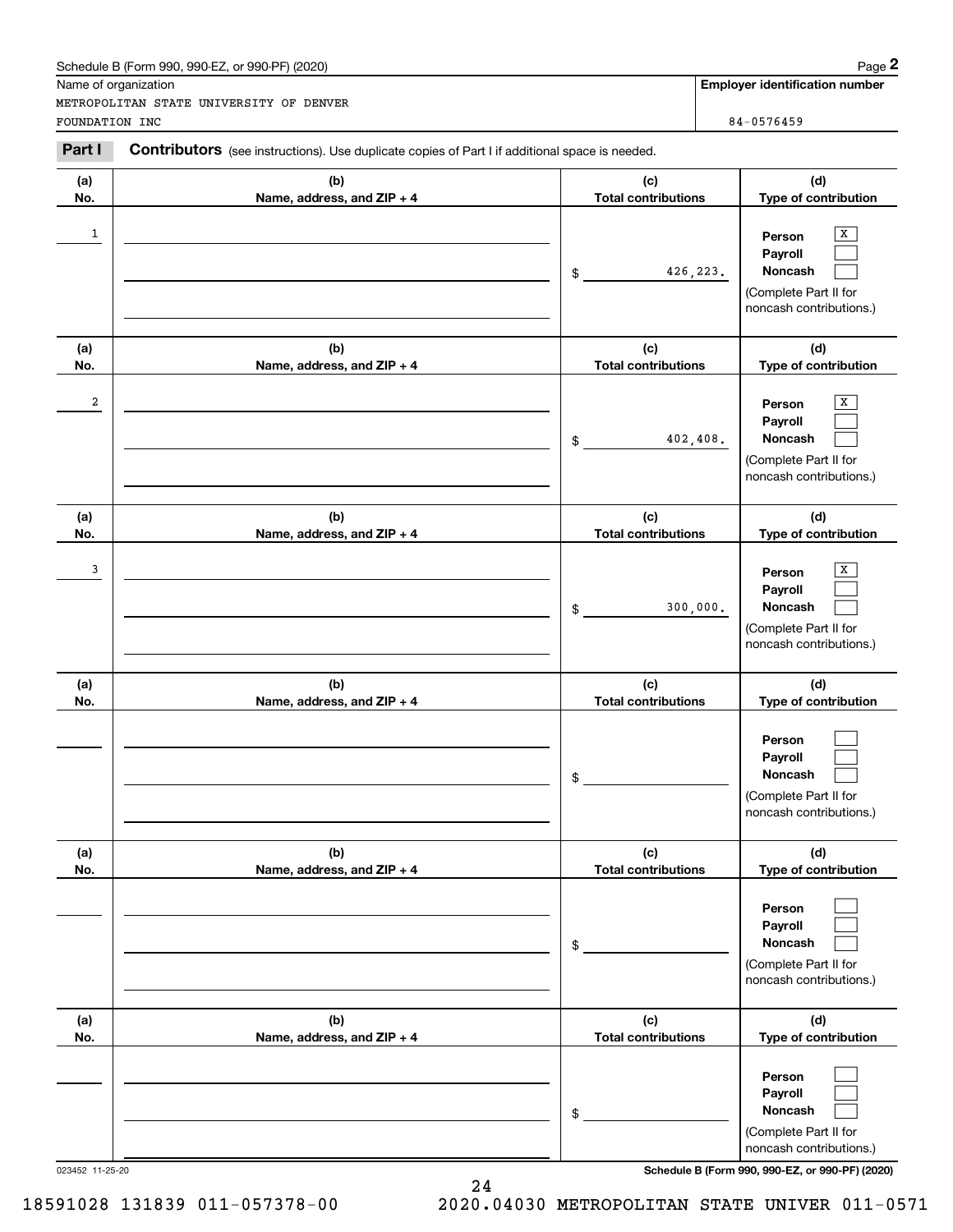Schedule B (Form 990, 990-EZ, or 990-PF) (2020)

Name of organization

METROPOLITAN STATE UNIVERSITY OF DENVER FOUNDATION INC

**Employer identification number**

84-0576459

**Part I** **Contributors** (see instructions). Use duplicate copies of Part I if additional space is needed.

| (a) No. | (b) Name, address, and ZIP + 4 | (c) Total contributions | (d) Type of contribution |
|---|---|---|---|
| 1 | | $ 426,223. | Person [X] Payroll [ ] Noncash [ ] (Complete Part II for noncash contributions.) |
| 2 | | $ 402,408. | Person [X] Payroll [ ] Noncash [ ] (Complete Part II for noncash contributions.) |
| 3 | | $ 300,000. | Person [X] Payroll [ ] Noncash [ ] (Complete Part II for noncash contributions.) |
| | | $ | Person [ ] Payroll [ ] Noncash [ ] (Complete Part II for noncash contributions.) |
| | | $ | Person [ ] Payroll [ ] Noncash [ ] (Complete Part II for noncash contributions.) |
| | | $ | Person [ ] Payroll [ ] Noncash [ ] (Complete Part II for noncash contributions.) |

023452 11-25-20

**Schedule B (Form 990, 990-EZ, or 990-PF) (2020)**

18591028 131839 011-057378-00 2020.04030 METROPOLITAN STATE UNIVER 011-0571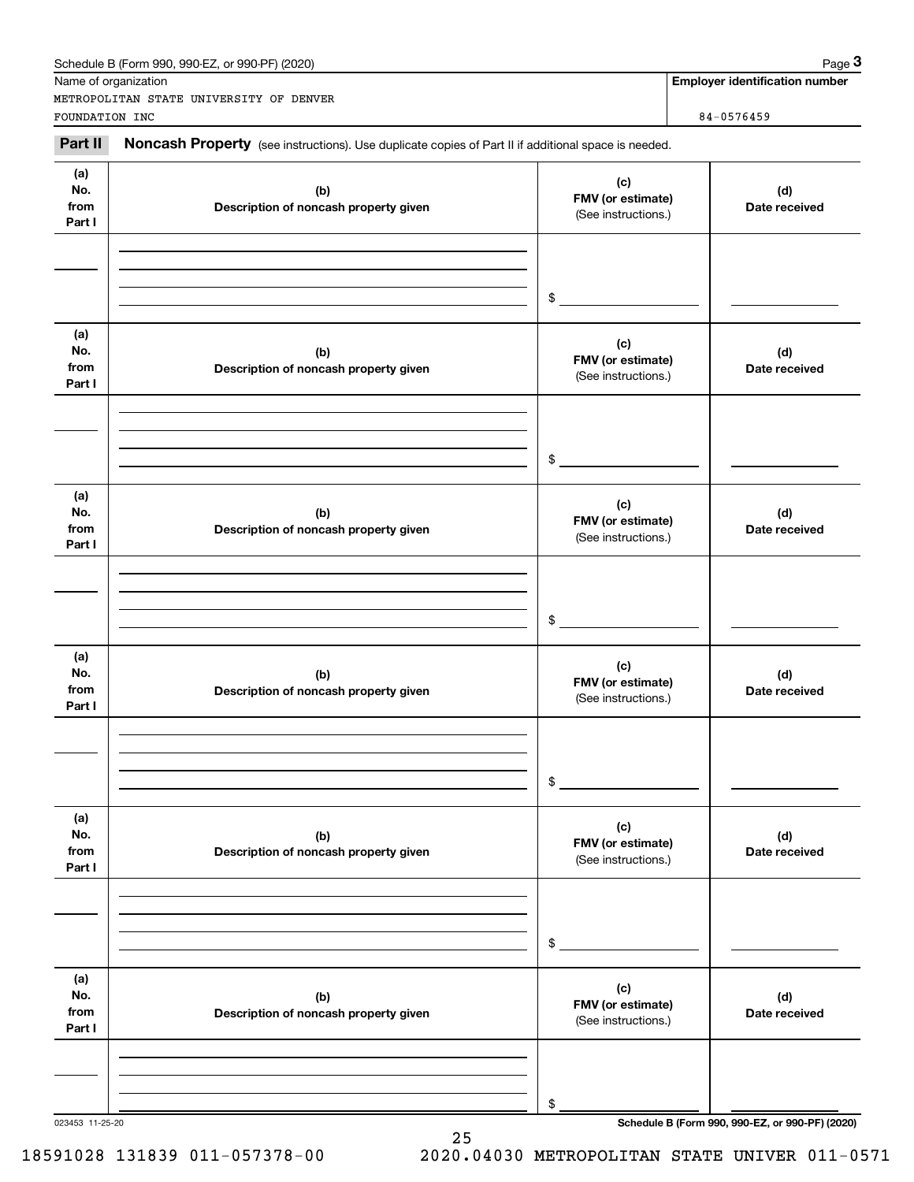Name of organization

METROPOLITAN STATE UNIVERSITY OF DENVER FOUNDATION INC

**Employer identification number**

84-0576459

**Part II** **Noncash Property** (see instructions). Use duplicate copies of Part II if additional space is needed.

| (a) No. from Part I | (b) Description of noncash property given | (c) FMV (or estimate) (See instructions.) | (d) Date received |
|---|---|---|---|
| | | $ | |

| (a) No. from Part I | (b) Description of noncash property given | (c) FMV (or estimate) (See instructions.) | (d) Date received |
|---|---|---|---|
| | | $ | |

| (a) No. from Part I | (b) Description of noncash property given | (c) FMV (or estimate) (See instructions.) | (d) Date received |
|---|---|---|---|
| | | $ | |

| (a) No. from Part I | (b) Description of noncash property given | (c) FMV (or estimate) (See instructions.) | (d) Date received |
|---|---|---|---|
| | | $ | |

| (a) No. from Part I | (b) Description of noncash property given | (c) FMV (or estimate) (See instructions.) | (d) Date received |
|---|---|---|---|
| | | $ | |

| (a) No. from Part I | (b) Description of noncash property given | (c) FMV (or estimate) (See instructions.) | (d) Date received |
|---|---|---|---|
| | | $ | |

023453 11-25-20

**Schedule B (Form 990, 990-EZ, or 990-PF) (2020)**

18591028 131839 011-057378-00 2020.04030 METROPOLITAN STATE UNIVER 011-0571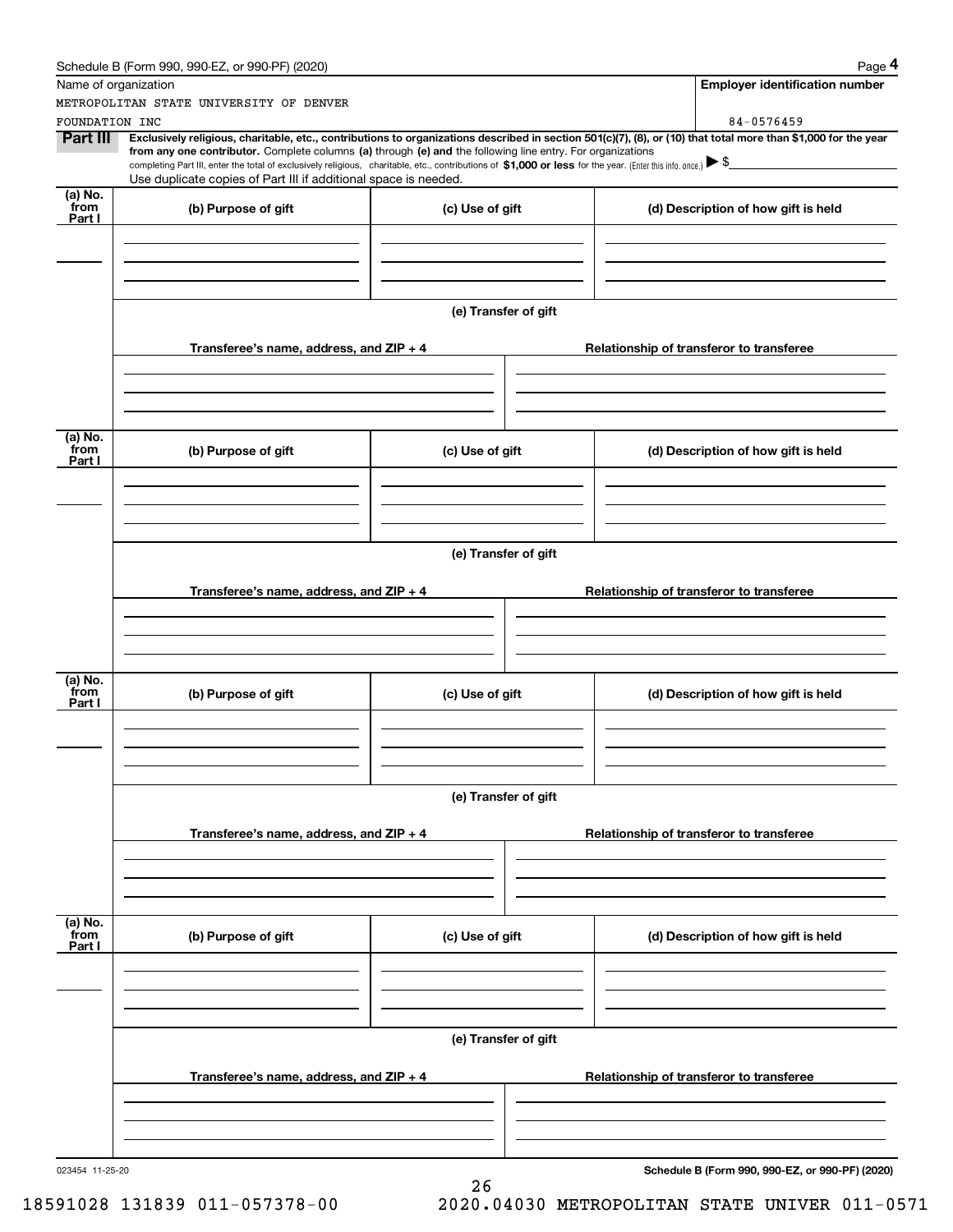Name of organization: METROPOLITAN STATE UNIVERSITY OF DENVER FOUNDATION INC

Employer identification number: 84-0576459

## Part III

**Exclusively religious, charitable, etc., contributions to organizations described in section 501(c)(7), (8), or (10) that total more than $1,000 for the year from any one contributor.** Complete columns **(a)** through **(e)** and the following line entry. For organizations completing Part III, enter the total of exclusively religious, charitable, etc., contributions of **$1,000 or less** for the year. (Enter this info. once.) ▶ $

Use duplicate copies of Part III if additional space is needed.

| (a) No. from Part I | (b) Purpose of gift | (c) Use of gift | (d) Description of how gift is held |
|---|---|---|---|
| | | | |

(e) Transfer of gift

| Transferee's name, address, and ZIP + 4 | Relationship of transferor to transferee |
|---|---|
| | |

| (a) No. from Part I | (b) Purpose of gift | (c) Use of gift | (d) Description of how gift is held |
|---|---|---|---|
| | | | |

(e) Transfer of gift

| Transferee's name, address, and ZIP + 4 | Relationship of transferor to transferee |
|---|---|
| | |

| (a) No. from Part I | (b) Purpose of gift | (c) Use of gift | (d) Description of how gift is held |
|---|---|---|---|
| | | | |

(e) Transfer of gift

| Transferee's name, address, and ZIP + 4 | Relationship of transferor to transferee |
|---|---|
| | |

| (a) No. from Part I | (b) Purpose of gift | (c) Use of gift | (d) Description of how gift is held |
|---|---|---|---|
| | | | |

(e) Transfer of gift

| Transferee's name, address, and ZIP + 4 | Relationship of transferor to transferee |
|---|---|
| | |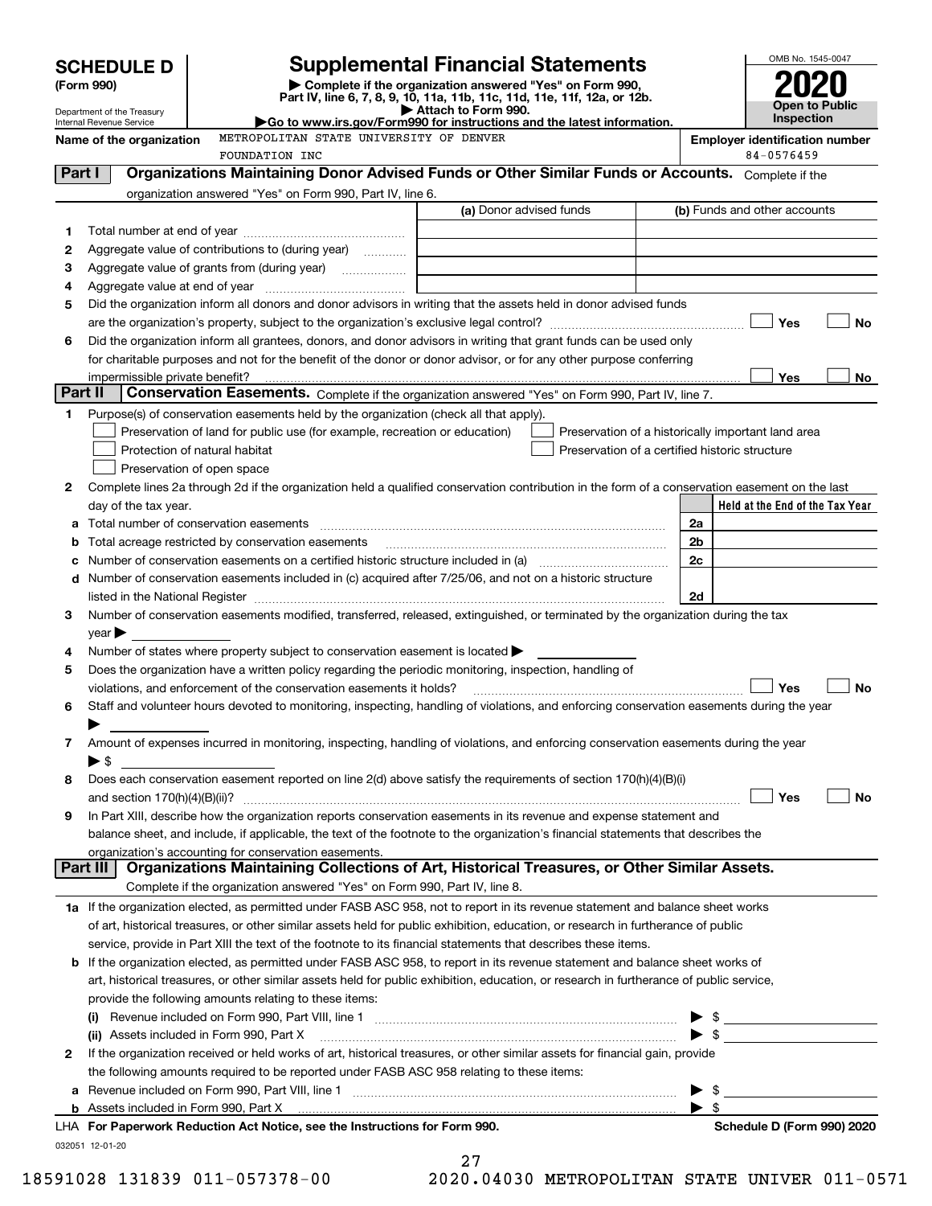# SCHEDULE D (Form 990)

Department of the Treasury
Internal Revenue Service

## Supplemental Financial Statements

▶ Complete if the organization answered "Yes" on Form 990, Part IV, line 6, 7, 8, 9, 10, 11a, 11b, 11c, 11d, 11e, 11f, 12a, or 12b.
▶ Attach to Form 990.
▶Go to www.irs.gov/Form990 for instructions and the latest information.

OMB No. 1545-0047
**2020**
**Open to Public Inspection**

**Name of the organization** METROPOLITAN STATE UNIVERSITY OF DENVER FOUNDATION INC

**Employer identification number** 84-0576459

## Part I — Organizations Maintaining Donor Advised Funds or Other Similar Funds or Accounts.

Complete if the organization answered "Yes" on Form 990, Part IV, line 6.

| | | (a) Donor advised funds | (b) Funds and other accounts |
|---|---|---|---|
| 1 | Total number at end of year | | |
| 2 | Aggregate value of contributions to (during year) | | |
| 3 | Aggregate value of grants from (during year) | | |
| 4 | Aggregate value at end of year | | |

5 Did the organization inform all donors and donor advisors in writing that the assets held in donor advised funds are the organization's property, subject to the organization's exclusive legal control? ☐ Yes ☐ No

6 Did the organization inform all grantees, donors, and donor advisors in writing that grant funds can be used only for charitable purposes and not for the benefit of the donor or donor advisor, or for any other purpose conferring impermissible private benefit? ☐ Yes ☐ No

## Part II — Conservation Easements.

Complete if the organization answered "Yes" on Form 990, Part IV, line 7.

1 Purpose(s) of conservation easements held by the organization (check all that apply).

- ☐ Preservation of land for public use (for example, recreation or education)
- ☐ Protection of natural habitat
- ☐ Preservation of open space
- ☐ Preservation of a historically important land area
- ☐ Preservation of a certified historic structure

2 Complete lines 2a through 2d if the organization held a qualified conservation contribution in the form of a conservation easement on the last day of the tax year.

| | | | Held at the End of the Tax Year |
|---|---|---|---|
| a | Total number of conservation easements | 2a | |
| b | Total acreage restricted by conservation easements | 2b | |
| c | Number of conservation easements on a certified historic structure included in (a) | 2c | |
| d | Number of conservation easements included in (c) acquired after 7/25/06, and not on a historic structure listed in the National Register | 2d | |

3 Number of conservation easements modified, transferred, released, extinguished, or terminated by the organization during the tax year ▶

4 Number of states where property subject to conservation easement is located ▶

5 Does the organization have a written policy regarding the periodic monitoring, inspection, handling of violations, and enforcement of the conservation easements it holds? ☐ Yes ☐ No

6 Staff and volunteer hours devoted to monitoring, inspecting, handling of violations, and enforcing conservation easements during the year ▶

7 Amount of expenses incurred in monitoring, inspecting, handling of violations, and enforcing conservation easements during the year ▶ $

8 Does each conservation easement reported on line 2(d) above satisfy the requirements of section 170(h)(4)(B)(i) and section 170(h)(4)(B)(ii)? ☐ Yes ☐ No

9 In Part XIII, describe how the organization reports conservation easements in its revenue and expense statement and balance sheet, and include, if applicable, the text of the footnote to the organization's financial statements that describes the organization's accounting for conservation easements.

## Part III — Organizations Maintaining Collections of Art, Historical Treasures, or Other Similar Assets.

Complete if the organization answered "Yes" on Form 990, Part IV, line 8.

1a If the organization elected, as permitted under FASB ASC 958, not to report in its revenue statement and balance sheet works of art, historical treasures, or other similar assets held for public exhibition, education, or research in furtherance of public service, provide in Part XIII the text of the footnote to its financial statements that describes these items.

b If the organization elected, as permitted under FASB ASC 958, to report in its revenue statement and balance sheet works of art, historical treasures, or other similar assets held for public exhibition, education, or research in furtherance of public service, provide the following amounts relating to these items:

(i) Revenue included on Form 990, Part VIII, line 1 ▶ $

(ii) Assets included in Form 990, Part X ▶ $

2 If the organization received or held works of art, historical treasures, or other similar assets for financial gain, provide the following amounts required to be reported under FASB ASC 958 relating to these items:

a Revenue included on Form 990, Part VIII, line 1 ▶ $

b Assets included in Form 990, Part X ▶ $

**LHA For Paperwork Reduction Act Notice, see the Instructions for Form 990.** **Schedule D (Form 990) 2020**

032051 12-01-20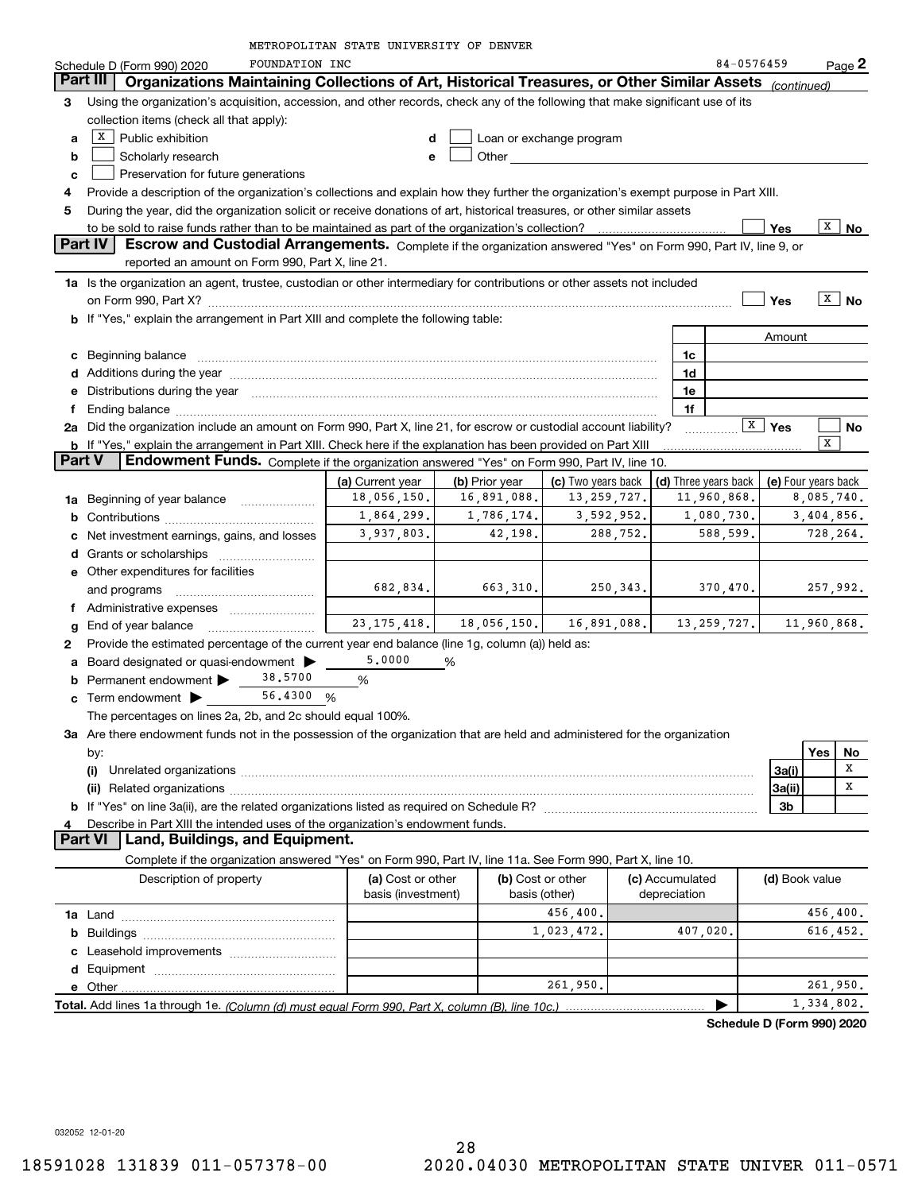METROPOLITAN STATE UNIVERSITY OF DENVER

Schedule D (Form 990) 2020 FOUNDATION INC 84-0576459 Page 2

## Part III Organizations Maintaining Collections of Art, Historical Treasures, or Other Similar Assets *(continued)*

**3** Using the organization's acquisition, accession, and other records, check any of the following that make significant use of its collection items (check all that apply):

- **a** [X] Public exhibition
- **b** [ ] Scholarly research
- **c** [ ] Preservation for future generations
- **d** [ ] Loan or exchange program
- **e** [ ] Other

**4** Provide a description of the organization's collections and explain how they further the organization's exempt purpose in Part XIII.

**5** During the year, did the organization solicit or receive donations of art, historical treasures, or other similar assets to be sold to raise funds rather than to be maintained as part of the organization's collection? [ ] Yes [X] No

## Part IV Escrow and Custodial Arrangements.

Complete if the organization answered "Yes" on Form 990, Part IV, line 9, or reported an amount on Form 990, Part X, line 21.

**1a** Is the organization an agent, trustee, custodian or other intermediary for contributions or other assets not included on Form 990, Part X? [ ] Yes [X] No

**b** If "Yes," explain the arrangement in Part XIII and complete the following table:

| | | Amount |
|---|---|---|
| **c** Beginning balance | 1c | |
| **d** Additions during the year | 1d | |
| **e** Distributions during the year | 1e | |
| **f** Ending balance | 1f | |

**2a** Did the organization include an amount on Form 990, Part X, line 21, for escrow or custodial account liability? [X] Yes [ ] No

**b** If "Yes," explain the arrangement in Part XIII. Check here if the explanation has been provided on Part XIII [X]

## Part V Endowment Funds.

Complete if the organization answered "Yes" on Form 990, Part IV, line 10.

| | (a) Current year | (b) Prior year | (c) Two years back | (d) Three years back | (e) Four years back |
|---|---|---|---|---|---|
| **1a** Beginning of year balance | 18,056,150. | 16,891,088. | 13,259,727. | 11,960,868. | 8,085,740. |
| **b** Contributions | 1,864,299. | 1,786,174. | 3,592,952. | 1,080,730. | 3,404,856. |
| **c** Net investment earnings, gains, and losses | 3,937,803. | 42,198. | 288,752. | 588,599. | 728,264. |
| **d** Grants or scholarships | | | | | |
| **e** Other expenditures for facilities and programs | 682,834. | 663,310. | 250,343. | 370,470. | 257,992. |
| **f** Administrative expenses | | | | | |
| **g** End of year balance | 23,175,418. | 18,056,150. | 16,891,088. | 13,259,727. | 11,960,868. |

**2** Provide the estimated percentage of the current year end balance (line 1g, column (a)) held as:

- **a** Board designated or quasi-endowment ▶ 5.0000 %
- **b** Permanent endowment ▶ 38.5700 %
- **c** Term endowment ▶ 56.4300 %

The percentages on lines 2a, 2b, and 2c should equal 100%.

**3a** Are there endowment funds not in the possession of the organization that are held and administered for the organization by:

| | | Yes | No |
|---|---|---|---|
| **(i)** Unrelated organizations | 3a(i) | | X |
| **(ii)** Related organizations | 3a(ii) | | X |
| **b** If "Yes" on line 3a(ii), are the related organizations listed as required on Schedule R? | 3b | | |

**4** Describe in Part XIII the intended uses of the organization's endowment funds.

## Part VI Land, Buildings, and Equipment.

Complete if the organization answered "Yes" on Form 990, Part IV, line 11a. See Form 990, Part X, line 10.

| Description of property | (a) Cost or other basis (investment) | (b) Cost or other basis (other) | (c) Accumulated depreciation | (d) Book value |
|---|---|---|---|---|
| **1a** Land | | 456,400. | | 456,400. |
| **b** Buildings | | 1,023,472. | 407,020. | 616,452. |
| **c** Leasehold improvements | | | | |
| **d** Equipment | | | | |
| **e** Other | | 261,950. | | 261,950. |
| **Total.** Add lines 1a through 1e. *(Column (d) must equal Form 990, Part X, column (B), line 10c.)* | | | ▶ | 1,334,802. |

**Schedule D (Form 990) 2020**

032052 12-01-20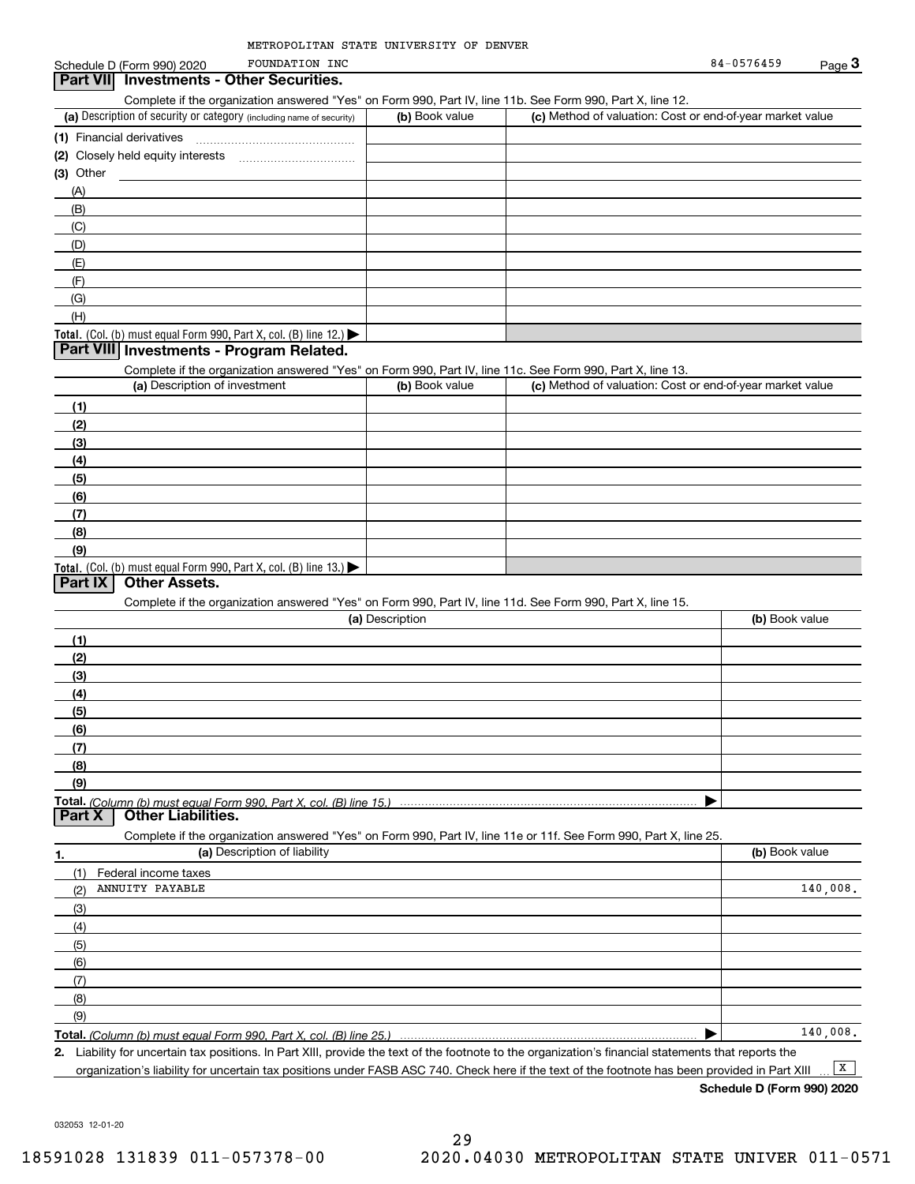METROPOLITAN STATE UNIVERSITY OF DENVER FOUNDATION INC 84-0576459

Schedule D (Form 990) 2020

## Part VII Investments - Other Securities.

Complete if the organization answered "Yes" on Form 990, Part IV, line 11b. See Form 990, Part X, line 12.

| (a) Description of security or category (including name of security) | (b) Book value | (c) Method of valuation: Cost or end-of-year market value |
|---|---|---|
| (1) Financial derivatives | | |
| (2) Closely held equity interests | | |
| (3) Other | | |
| (A) | | |
| (B) | | |
| (C) | | |
| (D) | | |
| (E) | | |
| (F) | | |
| (G) | | |
| (H) | | |
| Total. (Col. (b) must equal Form 990, Part X, col. (B) line 12.) | | |

## Part VIII Investments - Program Related.

Complete if the organization answered "Yes" on Form 990, Part IV, line 11c. See Form 990, Part X, line 13.

| (a) Description of investment | (b) Book value | (c) Method of valuation: Cost or end-of-year market value |
|---|---|---|
| (1) | | |
| (2) | | |
| (3) | | |
| (4) | | |
| (5) | | |
| (6) | | |
| (7) | | |
| (8) | | |
| (9) | | |
| Total. (Col. (b) must equal Form 990, Part X, col. (B) line 13.) | | |

## Part IX Other Assets.

Complete if the organization answered "Yes" on Form 990, Part IV, line 11d. See Form 990, Part X, line 15.

| (a) Description | (b) Book value |
|---|---|
| (1) | |
| (2) | |
| (3) | |
| (4) | |
| (5) | |
| (6) | |
| (7) | |
| (8) | |
| (9) | |
| Total. (Column (b) must equal Form 990, Part X, col. (B) line 15.) | |

## Part X Other Liabilities.

Complete if the organization answered "Yes" on Form 990, Part IV, line 11e or 11f. See Form 990, Part X, line 25.

| 1. (a) Description of liability | (b) Book value |
|---|---|
| (1) Federal income taxes | |
| (2) ANNUITY PAYABLE | 140,008. |
| (3) | |
| (4) | |
| (5) | |
| (6) | |
| (7) | |
| (8) | |
| (9) | |
| Total. (Column (b) must equal Form 990, Part X, col. (B) line 25.) | 140,008. |

2. Liability for uncertain tax positions. In Part XIII, provide the text of the footnote to the organization's financial statements that reports the organization's liability for uncertain tax positions under FASB ASC 740. Check here if the text of the footnote has been provided in Part XIII ... [X]

Schedule D (Form 990) 2020

032053 12-01-20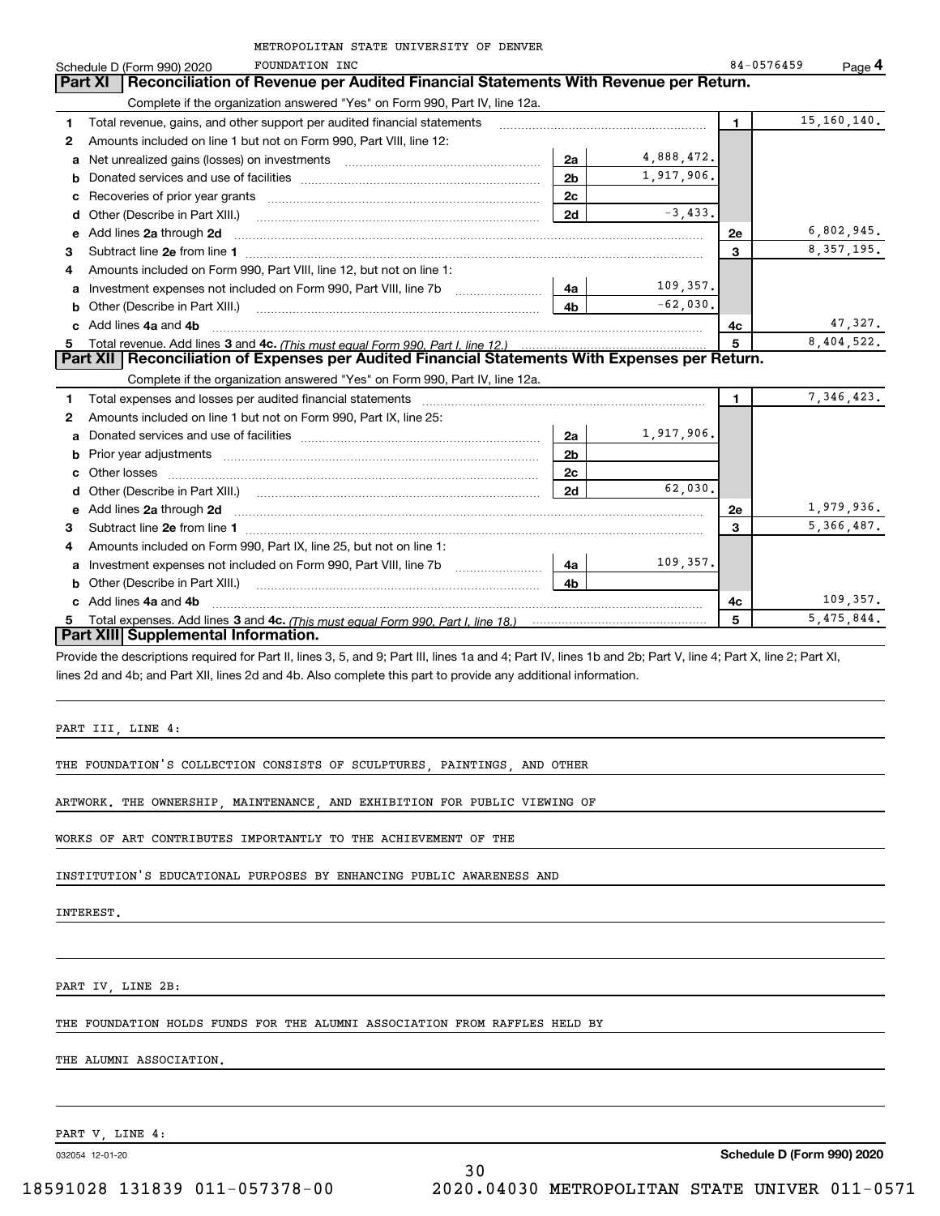METROPOLITAN STATE UNIVERSITY OF DENVER FOUNDATION INC — 84-0576459

## Part XI Reconciliation of Revenue per Audited Financial Statements With Revenue per Return.

Complete if the organization answered "Yes" on Form 990, Part IV, line 12a.

| | | | | | |
|---|---|---|---|---|---|
| 1 | Total revenue, gains, and other support per audited financial statements | | | 1 | 15,160,140. |
| 2 | Amounts included on line 1 but not on Form 990, Part VIII, line 12: | | | | |
| a | Net unrealized gains (losses) on investments | 2a | 4,888,472. | | |
| b | Donated services and use of facilities | 2b | 1,917,906. | | |
| c | Recoveries of prior year grants | 2c | | | |
| d | Other (Describe in Part XIII.) | 2d | -3,433. | | |
| e | Add lines 2a through 2d | | | 2e | 6,802,945. |
| 3 | Subtract line 2e from line 1 | | | 3 | 8,357,195. |
| 4 | Amounts included on Form 990, Part VIII, line 12, but not on line 1: | | | | |
| a | Investment expenses not included on Form 990, Part VIII, line 7b | 4a | 109,357. | | |
| b | Other (Describe in Part XIII.) | 4b | -62,030. | | |
| c | Add lines 4a and 4b | | | 4c | 47,327. |
| 5 | Total revenue. Add lines 3 and 4c. *(This must equal Form 990, Part I, line 12.)* | | | 5 | 8,404,522. |

## Part XII Reconciliation of Expenses per Audited Financial Statements With Expenses per Return.

Complete if the organization answered "Yes" on Form 990, Part IV, line 12a.

| | | | | | |
|---|---|---|---|---|---|
| 1 | Total expenses and losses per audited financial statements | | | 1 | 7,346,423. |
| 2 | Amounts included on line 1 but not on Form 990, Part IX, line 25: | | | | |
| a | Donated services and use of facilities | 2a | 1,917,906. | | |
| b | Prior year adjustments | 2b | | | |
| c | Other losses | 2c | | | |
| d | Other (Describe in Part XIII.) | 2d | 62,030. | | |
| e | Add lines 2a through 2d | | | 2e | 1,979,936. |
| 3 | Subtract line 2e from line 1 | | | 3 | 5,366,487. |
| 4 | Amounts included on Form 990, Part IX, line 25, but not on line 1: | | | | |
| a | Investment expenses not included on Form 990, Part VIII, line 7b | 4a | 109,357. | | |
| b | Other (Describe in Part XIII.) | 4b | | | |
| c | Add lines 4a and 4b | | | 4c | 109,357. |
| 5 | Total expenses. Add lines 3 and 4c. *(This must equal Form 990, Part I, line 18.)* | | | 5 | 5,475,844. |

## Part XIII Supplemental Information.

Provide the descriptions required for Part II, lines 3, 5, and 9; Part III, lines 1a and 4; Part IV, lines 1b and 2b; Part V, line 4; Part X, line 2; Part XI, lines 2d and 4b; and Part XII, lines 2d and 4b. Also complete this part to provide any additional information.

PART III, LINE 4:

THE FOUNDATION'S COLLECTION CONSISTS OF SCULPTURES, PAINTINGS, AND OTHER ARTWORK. THE OWNERSHIP, MAINTENANCE, AND EXHIBITION FOR PUBLIC VIEWING OF WORKS OF ART CONTRIBUTES IMPORTANTLY TO THE ACHIEVEMENT OF THE INSTITUTION'S EDUCATIONAL PURPOSES BY ENHANCING PUBLIC AWARENESS AND INTEREST.

PART IV, LINE 2B:

THE FOUNDATION HOLDS FUNDS FOR THE ALUMNI ASSOCIATION FROM RAFFLES HELD BY THE ALUMNI ASSOCIATION.

PART V, LINE 4: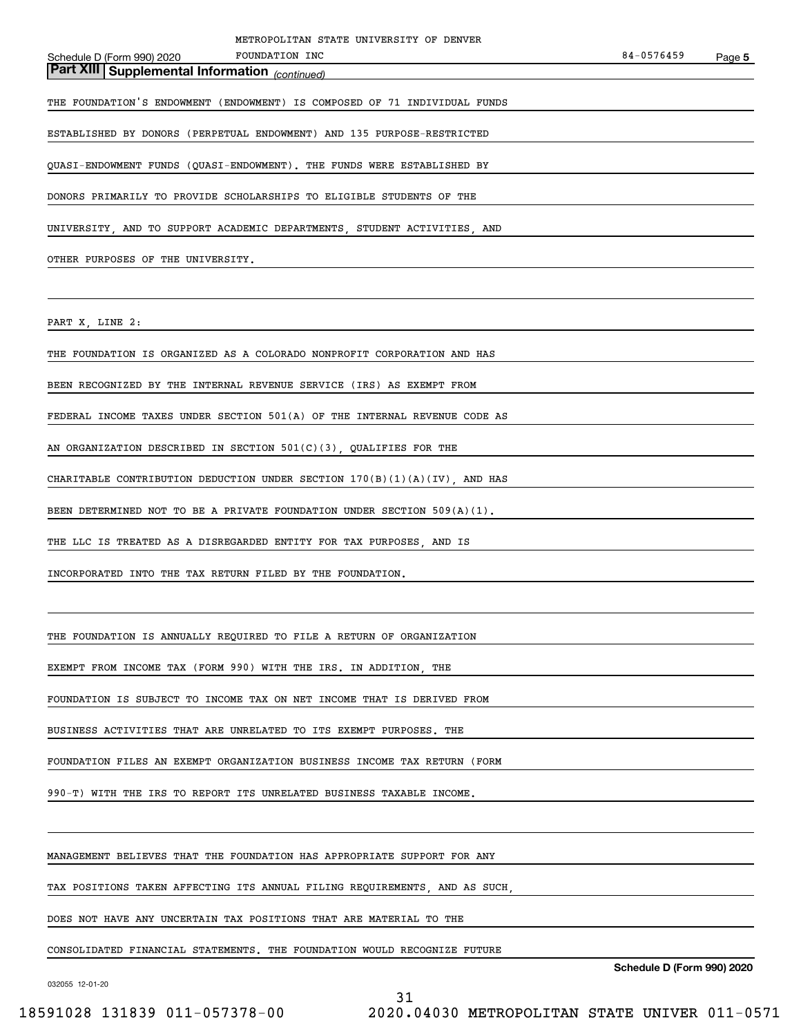## Part XIII Supplemental Information *(continued)*

THE FOUNDATION'S ENDOWMENT (ENDOWMENT) IS COMPOSED OF 71 INDIVIDUAL FUNDS ESTABLISHED BY DONORS (PERPETUAL ENDOWMENT) AND 135 PURPOSE-RESTRICTED QUASI-ENDOWMENT FUNDS (QUASI-ENDOWMENT). THE FUNDS WERE ESTABLISHED BY DONORS PRIMARILY TO PROVIDE SCHOLARSHIPS TO ELIGIBLE STUDENTS OF THE UNIVERSITY, AND TO SUPPORT ACADEMIC DEPARTMENTS, STUDENT ACTIVITIES, AND OTHER PURPOSES OF THE UNIVERSITY.

PART X, LINE 2:

THE FOUNDATION IS ORGANIZED AS A COLORADO NONPROFIT CORPORATION AND HAS BEEN RECOGNIZED BY THE INTERNAL REVENUE SERVICE (IRS) AS EXEMPT FROM FEDERAL INCOME TAXES UNDER SECTION 501(A) OF THE INTERNAL REVENUE CODE AS AN ORGANIZATION DESCRIBED IN SECTION 501(C)(3), QUALIFIES FOR THE CHARITABLE CONTRIBUTION DEDUCTION UNDER SECTION 170(B)(1)(A)(IV), AND HAS BEEN DETERMINED NOT TO BE A PRIVATE FOUNDATION UNDER SECTION 509(A)(1). THE LLC IS TREATED AS A DISREGARDED ENTITY FOR TAX PURPOSES, AND IS INCORPORATED INTO THE TAX RETURN FILED BY THE FOUNDATION.

THE FOUNDATION IS ANNUALLY REQUIRED TO FILE A RETURN OF ORGANIZATION EXEMPT FROM INCOME TAX (FORM 990) WITH THE IRS. IN ADDITION, THE FOUNDATION IS SUBJECT TO INCOME TAX ON NET INCOME THAT IS DERIVED FROM BUSINESS ACTIVITIES THAT ARE UNRELATED TO ITS EXEMPT PURPOSES. THE FOUNDATION FILES AN EXEMPT ORGANIZATION BUSINESS INCOME TAX RETURN (FORM 990-T) WITH THE IRS TO REPORT ITS UNRELATED BUSINESS TAXABLE INCOME.

MANAGEMENT BELIEVES THAT THE FOUNDATION HAS APPROPRIATE SUPPORT FOR ANY TAX POSITIONS TAKEN AFFECTING ITS ANNUAL FILING REQUIREMENTS, AND AS SUCH, DOES NOT HAVE ANY UNCERTAIN TAX POSITIONS THAT ARE MATERIAL TO THE CONSOLIDATED FINANCIAL STATEMENTS. THE FOUNDATION WOULD RECOGNIZE FUTURE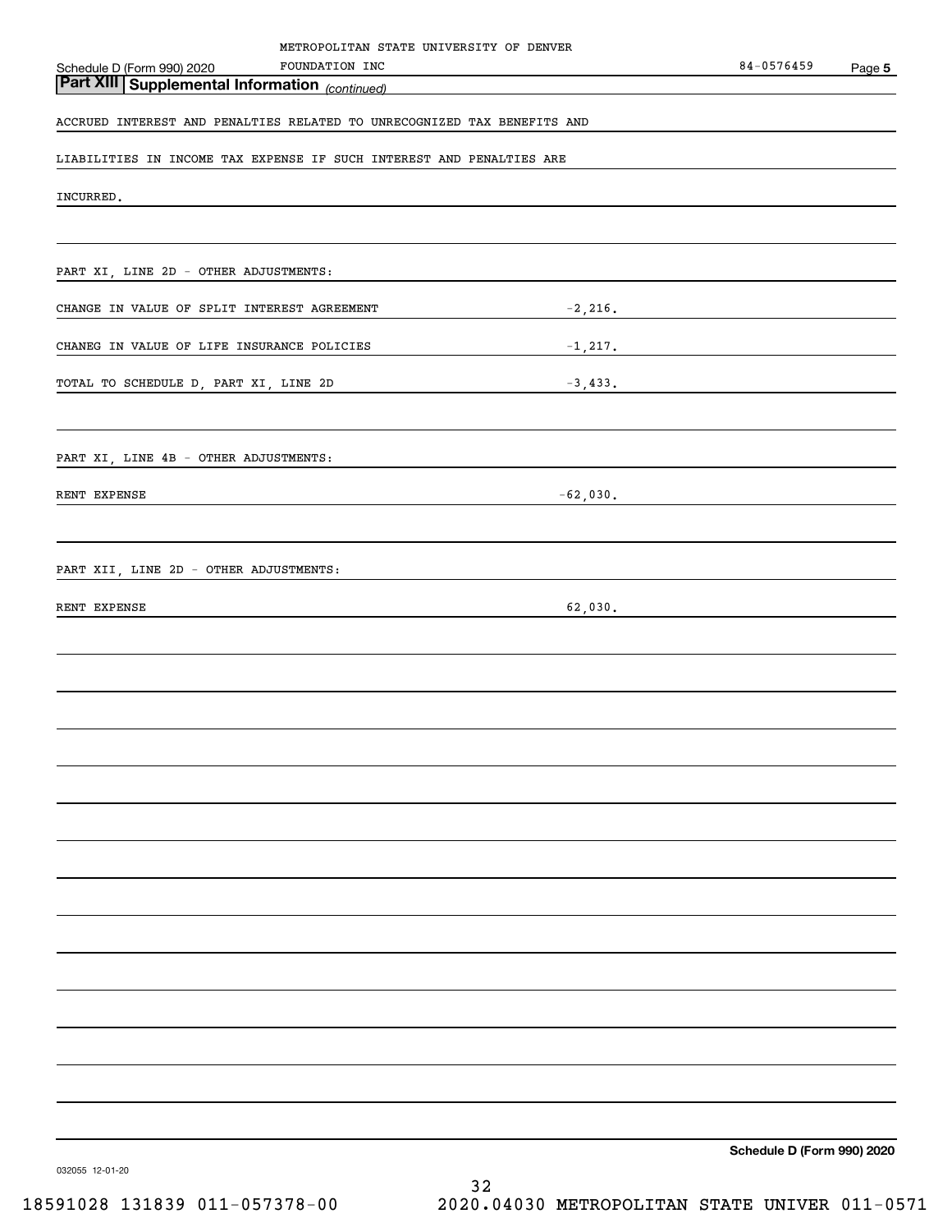METROPOLITAN STATE UNIVERSITY OF DENVER FOUNDATION INC 84-0576459

## Part XIII Supplemental Information *(continued)*

ACCRUED INTEREST AND PENALTIES RELATED TO UNRECOGNIZED TAX BENEFITS AND LIABILITIES IN INCOME TAX EXPENSE IF SUCH INTEREST AND PENALTIES ARE INCURRED.

PART XI, LINE 2D - OTHER ADJUSTMENTS:

| | |
|---|---|
| CHANGE IN VALUE OF SPLIT INTEREST AGREEMENT | -2,216. |
| CHANEG IN VALUE OF LIFE INSURANCE POLICIES | -1,217. |
| TOTAL TO SCHEDULE D, PART XI, LINE 2D | -3,433. |

PART XI, LINE 4B - OTHER ADJUSTMENTS:

| | |
|---|---|
| RENT EXPENSE | -62,030. |

PART XII, LINE 2D - OTHER ADJUSTMENTS:

| | |
|---|---|
| RENT EXPENSE | 62,030. |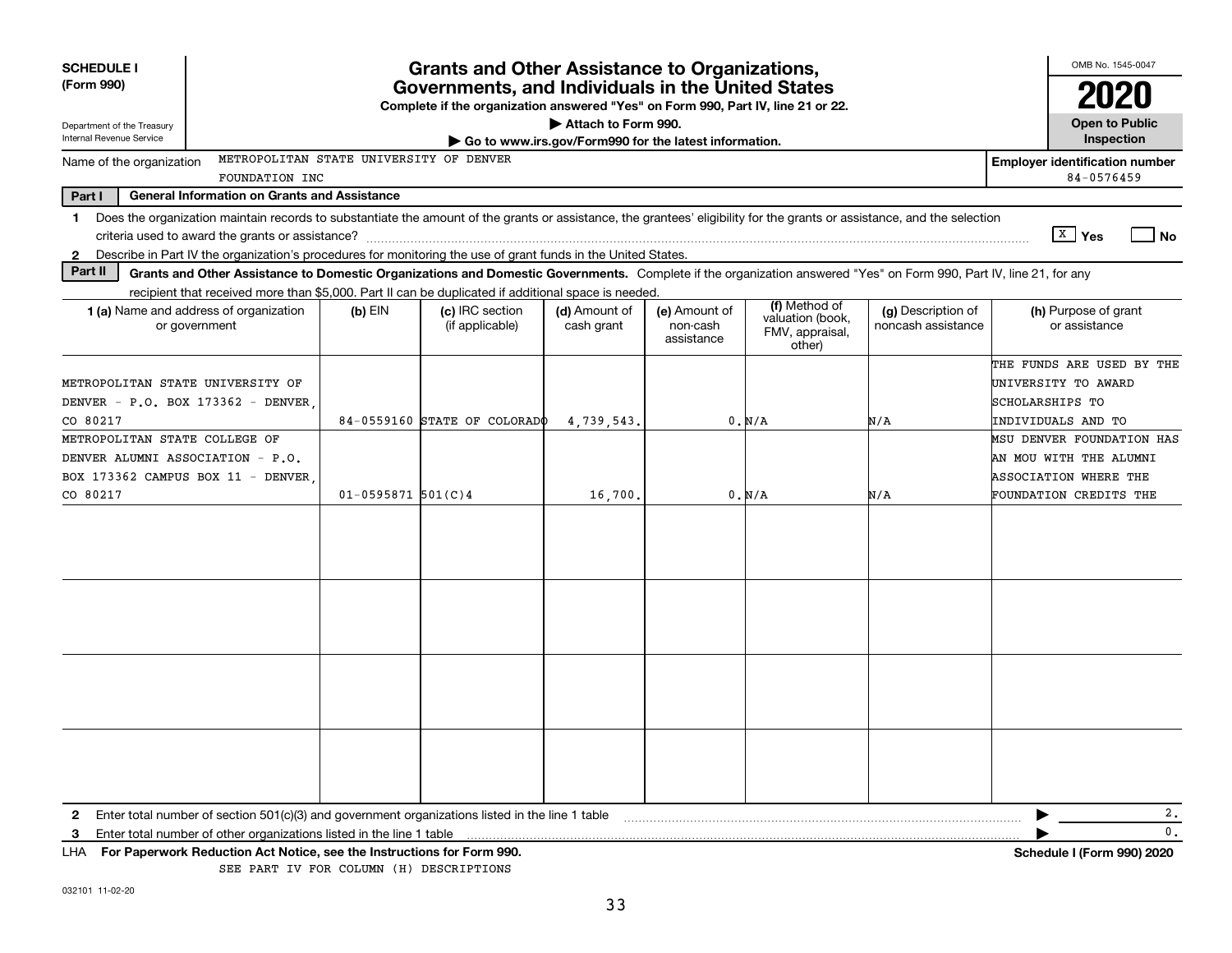**SCHEDULE I (Form 990)**

Department of the Treasury
Internal Revenue Service

# Grants and Other Assistance to Organizations, Governments, and Individuals in the United States

**Complete if the organization answered "Yes" on Form 990, Part IV, line 21 or 22.**

▶ Attach to Form 990.

▶ Go to www.irs.gov/Form990 for the latest information.

OMB No. 1545-0047

**2020**

**Open to Public Inspection**

Name of the organization: METROPOLITAN STATE UNIVERSITY OF DENVER FOUNDATION INC

**Employer identification number** 84-0576459

**Part I — General Information on Grants and Assistance**

1 Does the organization maintain records to substantiate the amount of the grants or assistance, the grantees' eligibility for the grants or assistance, and the selection criteria used to award the grants or assistance? [X] Yes [ ] No

2 Describe in Part IV the organization's procedures for monitoring the use of grant funds in the United States.

**Part II — Grants and Other Assistance to Domestic Organizations and Domestic Governments.** Complete if the organization answered "Yes" on Form 990, Part IV, line 21, for any recipient that received more than $5,000. Part II can be duplicated if additional space is needed.

| 1 (a) Name and address of organization or government | (b) EIN | (c) IRC section (if applicable) | (d) Amount of cash grant | (e) Amount of non-cash assistance | (f) Method of valuation (book, FMV, appraisal, other) | (g) Description of noncash assistance | (h) Purpose of grant or assistance |
|---|---|---|---|---|---|---|---|
| METROPOLITAN STATE UNIVERSITY OF DENVER - P.O. BOX 173362 - DENVER, CO 80217 | 84-0559160 | STATE OF COLORADO | 4,739,543. | 0. | N/A | N/A | THE FUNDS ARE USED BY THE UNIVERSITY TO AWARD SCHOLARSHIPS TO INDIVIDUALS AND TO |
| METROPOLITAN STATE COLLEGE OF DENVER ALUMNI ASSOCIATION - P.O. BOX 173362 CAMPUS BOX 11 - DENVER, CO 80217 | 01-0595871 | 501(C)4 | 16,700. | 0. | N/A | N/A | MSU DENVER FOUNDATION HAS AN MOU WITH THE ALUMNI ASSOCIATION WHERE THE FOUNDATION CREDITS THE |
| | | | | | | | |
| | | | | | | | |
| | | | | | | | |
| | | | | | | | |

2 Enter total number of section 501(c)(3) and government organizations listed in the line 1 table ▶ 2.

3 Enter total number of other organizations listed in the line 1 table ▶ 0.

LHA **For Paperwork Reduction Act Notice, see the Instructions for Form 990.** **Schedule I (Form 990) 2020**

SEE PART IV FOR COLUMN (H) DESCRIPTIONS

032101 11-02-20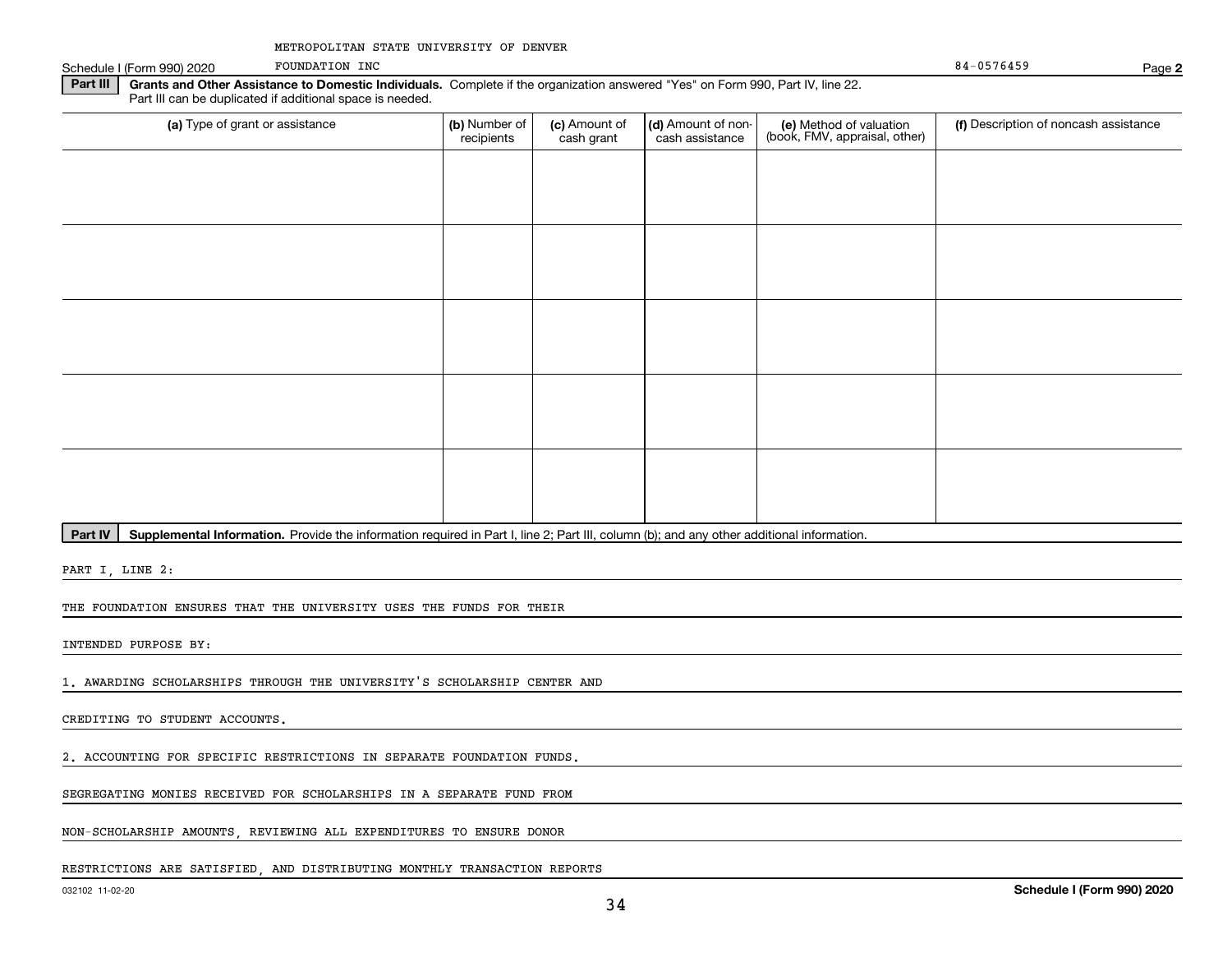METROPOLITAN STATE UNIVERSITY OF DENVER
FOUNDATION INC 84-0576459

Schedule I (Form 990) 2020 Page **2**

**Part III** **Grants and Other Assistance to Domestic Individuals.** Complete if the organization answered "Yes" on Form 990, Part IV, line 22. Part III can be duplicated if additional space is needed.

| (a) Type of grant or assistance | (b) Number of recipients | (c) Amount of cash grant | (d) Amount of non-cash assistance | (e) Method of valuation (book, FMV, appraisal, other) | (f) Description of noncash assistance |
|---|---|---|---|---|---|
| | | | | | |
| | | | | | |
| | | | | | |
| | | | | | |
| | | | | | |

**Part IV** **Supplemental Information.** Provide the information required in Part I, line 2; Part III, column (b); and any other additional information.

PART I, LINE 2:

THE FOUNDATION ENSURES THAT THE UNIVERSITY USES THE FUNDS FOR THEIR

INTENDED PURPOSE BY:

1. AWARDING SCHOLARSHIPS THROUGH THE UNIVERSITY'S SCHOLARSHIP CENTER AND

CREDITING TO STUDENT ACCOUNTS.

2. ACCOUNTING FOR SPECIFIC RESTRICTIONS IN SEPARATE FOUNDATION FUNDS.

SEGREGATING MONIES RECEIVED FOR SCHOLARSHIPS IN A SEPARATE FUND FROM

NON-SCHOLARSHIP AMOUNTS, REVIEWING ALL EXPENDITURES TO ENSURE DONOR

RESTRICTIONS ARE SATISFIED, AND DISTRIBUTING MONTHLY TRANSACTION REPORTS

032102 11-02-20 **Schedule I (Form 990) 2020**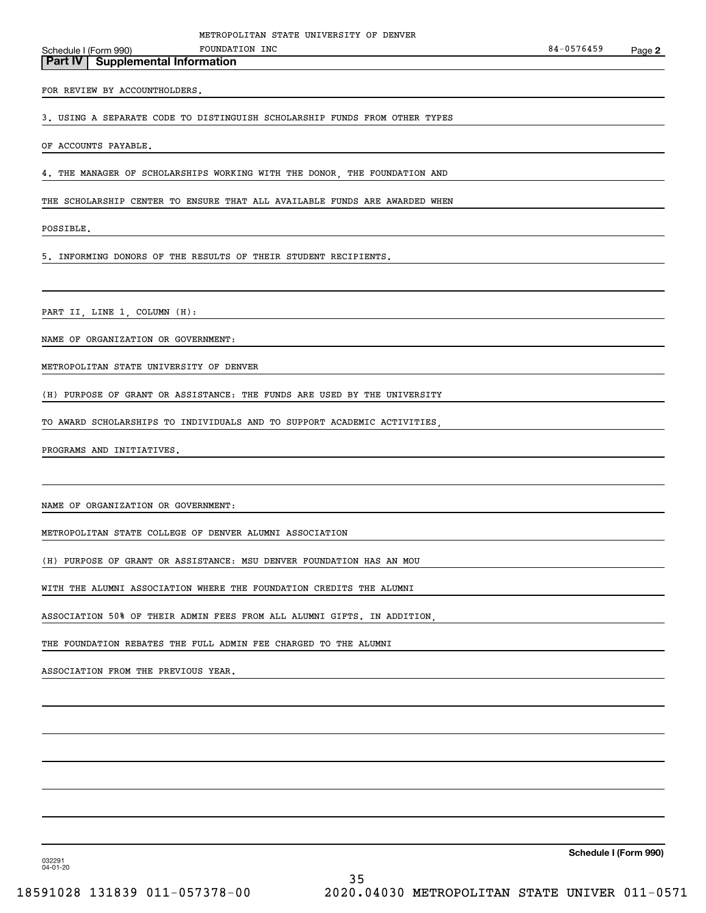METROPOLITAN STATE UNIVERSITY OF DENVER FOUNDATION INC 84-0576459

Schedule I (Form 990)

## Part IV Supplemental Information

FOR REVIEW BY ACCOUNTHOLDERS.

3. USING A SEPARATE CODE TO DISTINGUISH SCHOLARSHIP FUNDS FROM OTHER TYPES OF ACCOUNTS PAYABLE.

4. THE MANAGER OF SCHOLARSHIPS WORKING WITH THE DONOR, THE FOUNDATION AND THE SCHOLARSHIP CENTER TO ENSURE THAT ALL AVAILABLE FUNDS ARE AWARDED WHEN POSSIBLE.

5. INFORMING DONORS OF THE RESULTS OF THEIR STUDENT RECIPIENTS.

PART II, LINE 1, COLUMN (H):

NAME OF ORGANIZATION OR GOVERNMENT:

METROPOLITAN STATE UNIVERSITY OF DENVER

(H) PURPOSE OF GRANT OR ASSISTANCE: THE FUNDS ARE USED BY THE UNIVERSITY TO AWARD SCHOLARSHIPS TO INDIVIDUALS AND TO SUPPORT ACADEMIC ACTIVITIES, PROGRAMS AND INITIATIVES.

NAME OF ORGANIZATION OR GOVERNMENT:

METROPOLITAN STATE COLLEGE OF DENVER ALUMNI ASSOCIATION

(H) PURPOSE OF GRANT OR ASSISTANCE: MSU DENVER FOUNDATION HAS AN MOU WITH THE ALUMNI ASSOCIATION WHERE THE FOUNDATION CREDITS THE ALUMNI ASSOCIATION 50% OF THEIR ADMIN FEES FROM ALL ALUMNI GIFTS. IN ADDITION, THE FOUNDATION REBATES THE FULL ADMIN FEE CHARGED TO THE ALUMNI ASSOCIATION FROM THE PREVIOUS YEAR.

Schedule I (Form 990)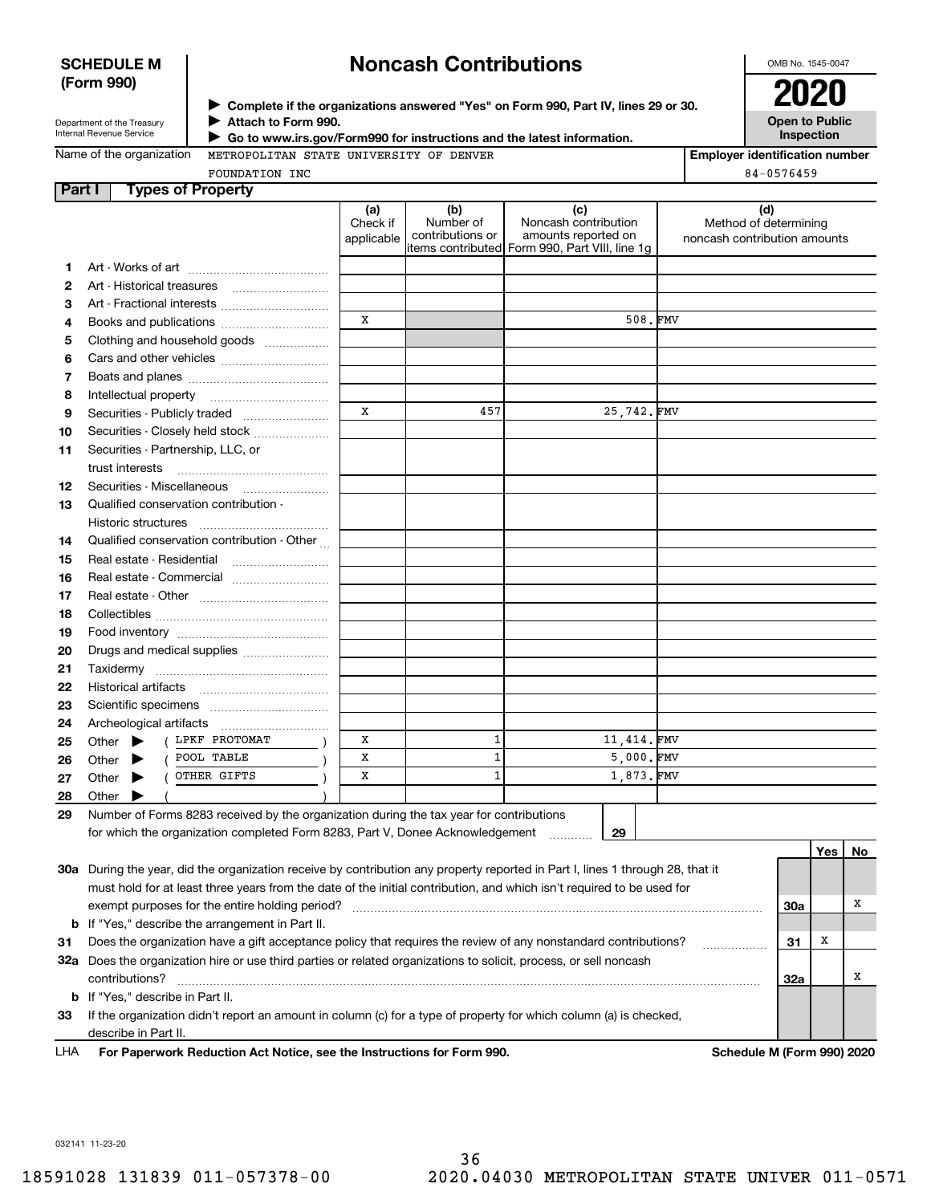**SCHEDULE M (Form 990)**

Department of the Treasury
Internal Revenue Service

# Noncash Contributions

▶ Complete if the organizations answered "Yes" on Form 990, Part IV, lines 29 or 30.
▶ Attach to Form 990.
▶ Go to www.irs.gov/Form990 for instructions and the latest information.

OMB No. 1545-0047

**2020**

**Open to Public Inspection**

Name of the organization: METROPOLITAN STATE UNIVERSITY OF DENVER FOUNDATION INC

Employer identification number: 84-0576459

## Part I Types of Property

| | | (a) Check if applicable | (b) Number of contributions or items contributed | (c) Noncash contribution amounts reported on Form 990, Part VIII, line 1g | (d) Method of determining noncash contribution amounts |
|---|---|---|---|---|---|
| 1 | Art - Works of art | | | | |
| 2 | Art - Historical treasures | | | | |
| 3 | Art - Fractional interests | | | | |
| 4 | Books and publications | X | | 508. | FMV |
| 5 | Clothing and household goods | | | | |
| 6 | Cars and other vehicles | | | | |
| 7 | Boats and planes | | | | |
| 8 | Intellectual property | | | | |
| 9 | Securities - Publicly traded | X | 457 | 25,742. | FMV |
| 10 | Securities - Closely held stock | | | | |
| 11 | Securities - Partnership, LLC, or trust interests | | | | |
| 12 | Securities - Miscellaneous | | | | |
| 13 | Qualified conservation contribution - Historic structures | | | | |
| 14 | Qualified conservation contribution - Other | | | | |
| 15 | Real estate - Residential | | | | |
| 16 | Real estate - Commercial | | | | |
| 17 | Real estate - Other | | | | |
| 18 | Collectibles | | | | |
| 19 | Food inventory | | | | |
| 20 | Drugs and medical supplies | | | | |
| 21 | Taxidermy | | | | |
| 22 | Historical artifacts | | | | |
| 23 | Scientific specimens | | | | |
| 24 | Archeological artifacts | | | | |
| 25 | Other ▶ ( LPKF PROTOMAT ) | X | 1 | 11,414. | FMV |
| 26 | Other ▶ ( POOL TABLE ) | X | 1 | 5,000. | FMV |
| 27 | Other ▶ ( OTHER GIFTS ) | X | 1 | 1,873. | FMV |
| 28 | Other ▶ ( ) | | | | |

**29** Number of Forms 8283 received by the organization during the tax year for contributions for which the organization completed Form 8283, Part V, Donee Acknowledgement .......... **29**

| | | | Yes | No |
|---|---|---|---|---|
| **30a** | During the year, did the organization receive by contribution any property reported in Part I, lines 1 through 28, that it must hold for at least three years from the date of the initial contribution, and which isn't required to be used for exempt purposes for the entire holding period? | 30a | | X |
| **b** | If "Yes," describe the arrangement in Part II. | | | |
| **31** | Does the organization have a gift acceptance policy that requires the review of any nonstandard contributions? | 31 | X | |
| **32a** | Does the organization hire or use third parties or related organizations to solicit, process, or sell noncash contributions? | 32a | | X |
| **b** | If "Yes," describe in Part II. | | | |
| **33** | If the organization didn't report an amount in column (c) for a type of property for which column (a) is checked, describe in Part II. | | | |

LHA **For Paperwork Reduction Act Notice, see the Instructions for Form 990.** **Schedule M (Form 990) 2020**

032141 11-23-20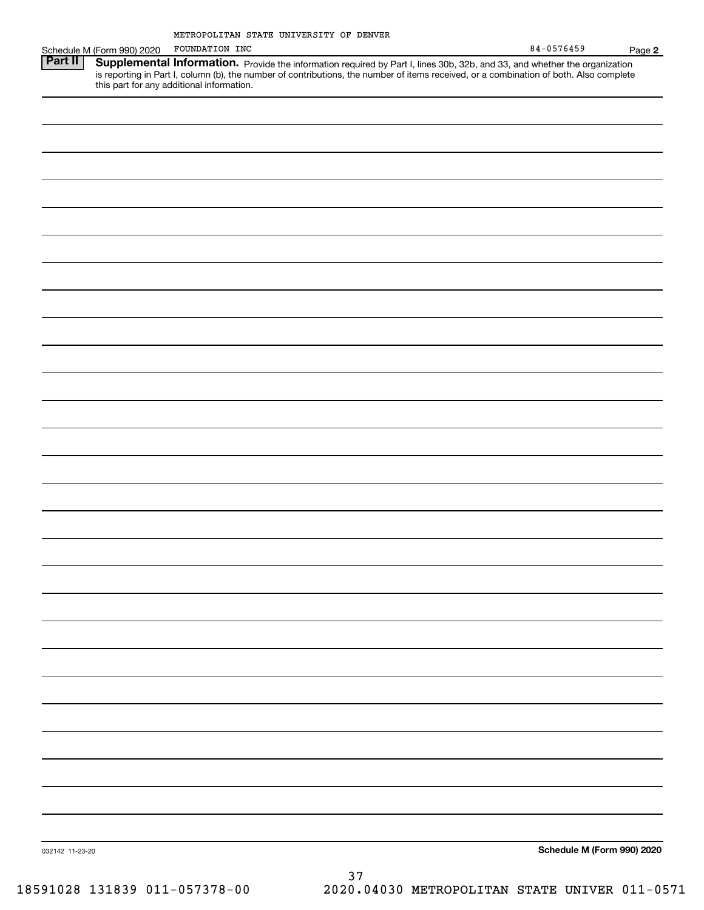METROPOLITAN STATE UNIVERSITY OF DENVER

Schedule M (Form 990) 2020 FOUNDATION INC 84-0576459 Page **2**

**Part II** **Supplemental Information.** Provide the information required by Part I, lines 30b, 32b, and 33, and whether the organization is reporting in Part I, column (b), the number of contributions, the number of items received, or a combination of both. Also complete this part for any additional information.

032142 11-23-20 **Schedule M (Form 990) 2020**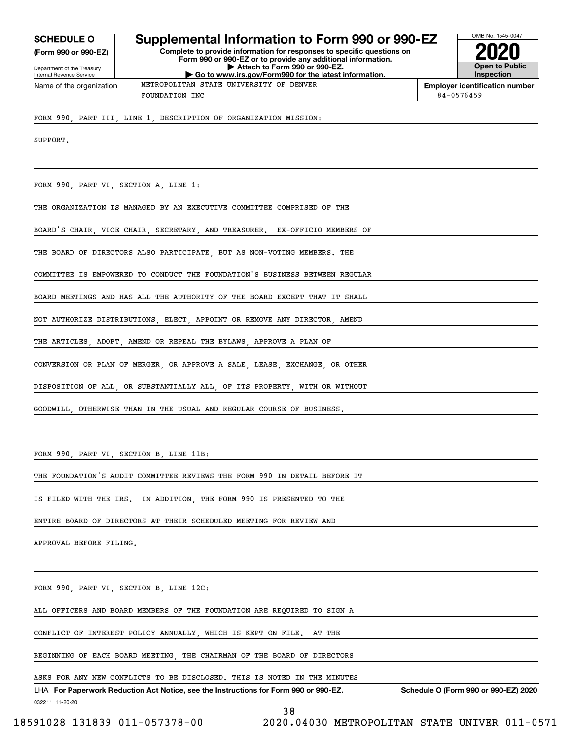**SCHEDULE O**
**(Form 990 or 990-EZ)**

Department of the Treasury
Internal Revenue Service

# Supplemental Information to Form 990 or 990-EZ

**Complete to provide information for responses to specific questions on Form 990 or 990-EZ or to provide any additional information.**
**▶ Attach to Form 990 or 990-EZ.**
**▶ Go to www.irs.gov/Form990 for the latest information.**

OMB No. 1545-0047
**2020**
**Open to Public Inspection**

| Name of the organization | Employer identification number |
|---|---|
| METROPOLITAN STATE UNIVERSITY OF DENVER FOUNDATION INC | 84-0576459 |

FORM 990, PART III, LINE 1, DESCRIPTION OF ORGANIZATION MISSION:

SUPPORT.

FORM 990, PART VI, SECTION A, LINE 1:

THE ORGANIZATION IS MANAGED BY AN EXECUTIVE COMMITTEE COMPRISED OF THE BOARD'S CHAIR, VICE CHAIR, SECRETARY, AND TREASURER. EX-OFFICIO MEMBERS OF THE BOARD OF DIRECTORS ALSO PARTICIPATE, BUT AS NON-VOTING MEMBERS. THE COMMITTEE IS EMPOWERED TO CONDUCT THE FOUNDATION'S BUSINESS BETWEEN REGULAR BOARD MEETINGS AND HAS ALL THE AUTHORITY OF THE BOARD EXCEPT THAT IT SHALL NOT AUTHORIZE DISTRIBUTIONS, ELECT, APPOINT OR REMOVE ANY DIRECTOR, AMEND THE ARTICLES, ADOPT, AMEND OR REPEAL THE BYLAWS, APPROVE A PLAN OF CONVERSION OR PLAN OF MERGER, OR APPROVE A SALE, LEASE, EXCHANGE, OR OTHER DISPOSITION OF ALL, OR SUBSTANTIALLY ALL, OF ITS PROPERTY, WITH OR WITHOUT GOODWILL, OTHERWISE THAN IN THE USUAL AND REGULAR COURSE OF BUSINESS.

FORM 990, PART VI, SECTION B, LINE 11B:

THE FOUNDATION'S AUDIT COMMITTEE REVIEWS THE FORM 990 IN DETAIL BEFORE IT IS FILED WITH THE IRS. IN ADDITION, THE FORM 990 IS PRESENTED TO THE ENTIRE BOARD OF DIRECTORS AT THEIR SCHEDULED MEETING FOR REVIEW AND APPROVAL BEFORE FILING.

FORM 990, PART VI, SECTION B, LINE 12C:

ALL OFFICERS AND BOARD MEMBERS OF THE FOUNDATION ARE REQUIRED TO SIGN A CONFLICT OF INTEREST POLICY ANNUALLY, WHICH IS KEPT ON FILE. AT THE BEGINNING OF EACH BOARD MEETING, THE CHAIRMAN OF THE BOARD OF DIRECTORS ASKS FOR ANY NEW CONFLICTS TO BE DISCLOSED. THIS IS NOTED IN THE MINUTES

LHA **For Paperwork Reduction Act Notice, see the Instructions for Form 990 or 990-EZ.** **Schedule O (Form 990 or 990-EZ) 2020**

032211 11-20-20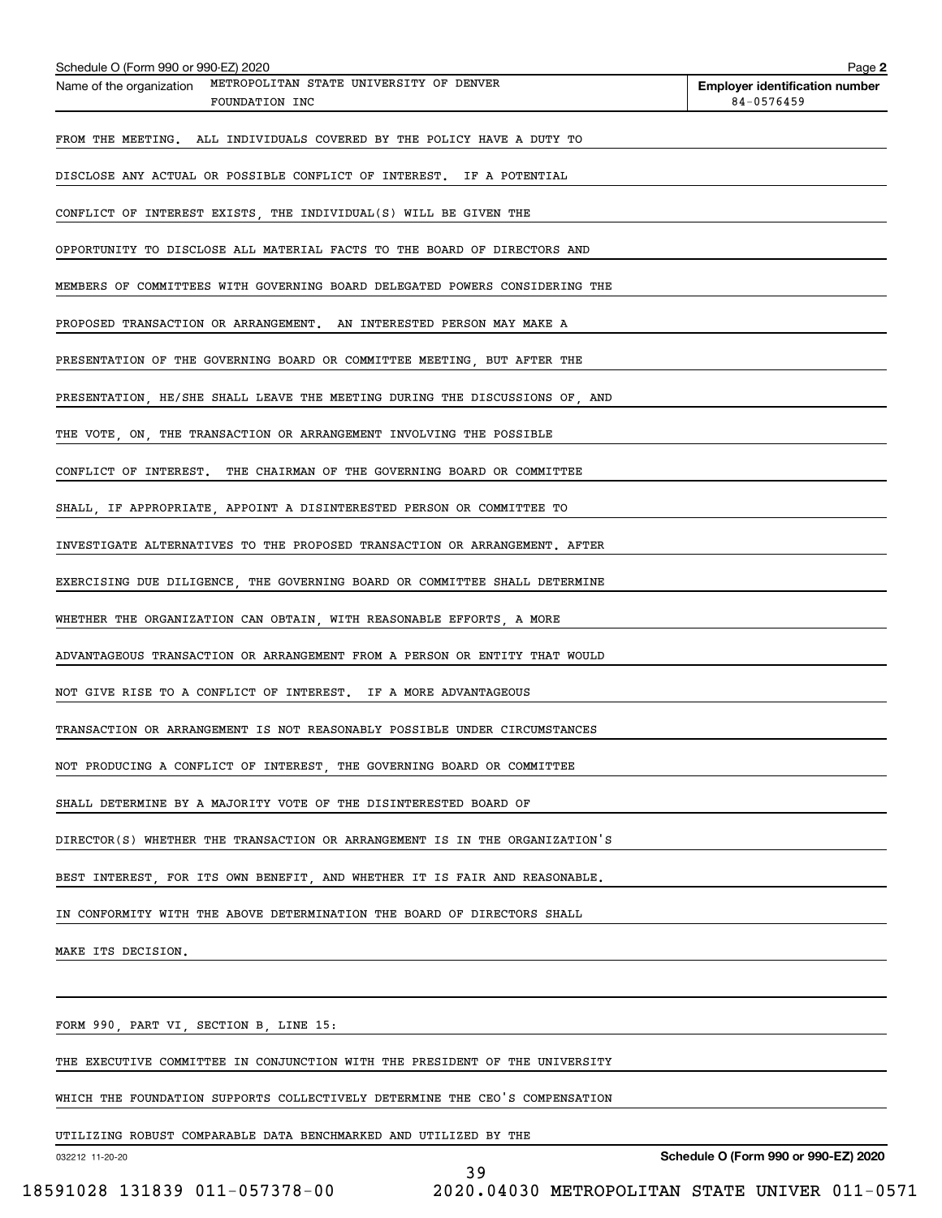Name of the organization: METROPOLITAN STATE UNIVERSITY OF DENVER FOUNDATION INC

**Employer identification number** 84-0576459

FROM THE MEETING. ALL INDIVIDUALS COVERED BY THE POLICY HAVE A DUTY TO DISCLOSE ANY ACTUAL OR POSSIBLE CONFLICT OF INTEREST. IF A POTENTIAL CONFLICT OF INTEREST EXISTS, THE INDIVIDUAL(S) WILL BE GIVEN THE OPPORTUNITY TO DISCLOSE ALL MATERIAL FACTS TO THE BOARD OF DIRECTORS AND MEMBERS OF COMMITTEES WITH GOVERNING BOARD DELEGATED POWERS CONSIDERING THE PROPOSED TRANSACTION OR ARRANGEMENT. AN INTERESTED PERSON MAY MAKE A PRESENTATION OF THE GOVERNING BOARD OR COMMITTEE MEETING, BUT AFTER THE PRESENTATION, HE/SHE SHALL LEAVE THE MEETING DURING THE DISCUSSIONS OF, AND THE VOTE, ON, THE TRANSACTION OR ARRANGEMENT INVOLVING THE POSSIBLE CONFLICT OF INTEREST. THE CHAIRMAN OF THE GOVERNING BOARD OR COMMITTEE SHALL, IF APPROPRIATE, APPOINT A DISINTERESTED PERSON OR COMMITTEE TO INVESTIGATE ALTERNATIVES TO THE PROPOSED TRANSACTION OR ARRANGEMENT. AFTER EXERCISING DUE DILIGENCE, THE GOVERNING BOARD OR COMMITTEE SHALL DETERMINE WHETHER THE ORGANIZATION CAN OBTAIN, WITH REASONABLE EFFORTS, A MORE ADVANTAGEOUS TRANSACTION OR ARRANGEMENT FROM A PERSON OR ENTITY THAT WOULD NOT GIVE RISE TO A CONFLICT OF INTEREST. IF A MORE ADVANTAGEOUS TRANSACTION OR ARRANGEMENT IS NOT REASONABLY POSSIBLE UNDER CIRCUMSTANCES NOT PRODUCING A CONFLICT OF INTEREST, THE GOVERNING BOARD OR COMMITTEE SHALL DETERMINE BY A MAJORITY VOTE OF THE DISINTERESTED BOARD OF DIRECTOR(S) WHETHER THE TRANSACTION OR ARRANGEMENT IS IN THE ORGANIZATION'S BEST INTEREST, FOR ITS OWN BENEFIT, AND WHETHER IT IS FAIR AND REASONABLE. IN CONFORMITY WITH THE ABOVE DETERMINATION THE BOARD OF DIRECTORS SHALL MAKE ITS DECISION.

FORM 990, PART VI, SECTION B, LINE 15:

THE EXECUTIVE COMMITTEE IN CONJUNCTION WITH THE PRESIDENT OF THE UNIVERSITY WHICH THE FOUNDATION SUPPORTS COLLECTIVELY DETERMINE THE CEO'S COMPENSATION UTILIZING ROBUST COMPARABLE DATA BENCHMARKED AND UTILIZED BY THE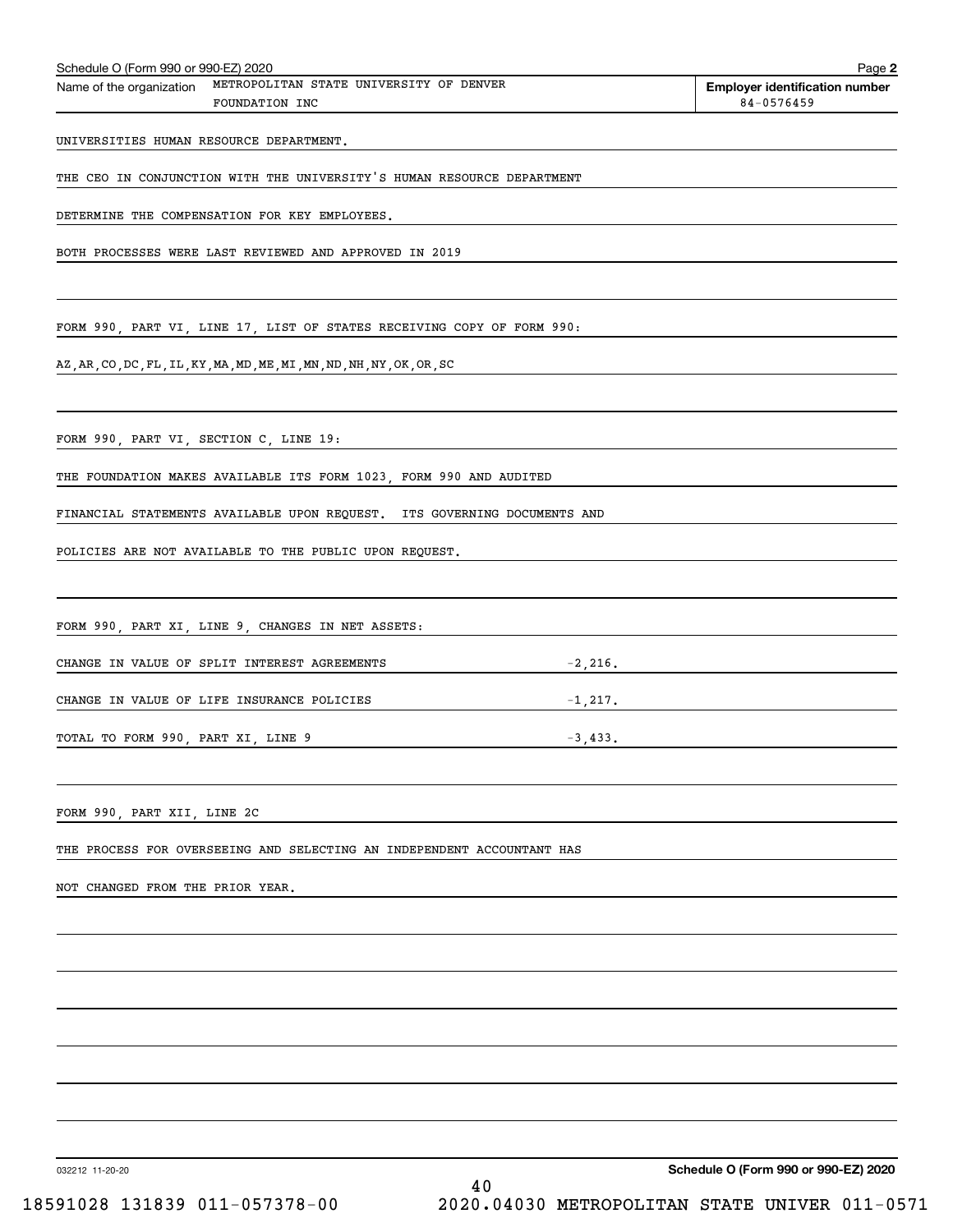Schedule O (Form 990 or 990-EZ) 2020 Page **2**

| Name of the organization | Employer identification number |
|---|---|
| METROPOLITAN STATE UNIVERSITY OF DENVER FOUNDATION INC | 84-0576459 |

UNIVERSITIES HUMAN RESOURCE DEPARTMENT.

THE CEO IN CONJUNCTION WITH THE UNIVERSITY'S HUMAN RESOURCE DEPARTMENT

DETERMINE THE COMPENSATION FOR KEY EMPLOYEES.

BOTH PROCESSES WERE LAST REVIEWED AND APPROVED IN 2019

FORM 990, PART VI, LINE 17, LIST OF STATES RECEIVING COPY OF FORM 990:

AZ,AR,CO,DC,FL,IL,KY,MA,MD,ME,MI,MN,ND,NH,NY,OK,OR,SC

FORM 990, PART VI, SECTION C, LINE 19:

THE FOUNDATION MAKES AVAILABLE ITS FORM 1023, FORM 990 AND AUDITED

FINANCIAL STATEMENTS AVAILABLE UPON REQUEST. ITS GOVERNING DOCUMENTS AND

POLICIES ARE NOT AVAILABLE TO THE PUBLIC UPON REQUEST.

FORM 990, PART XI, LINE 9, CHANGES IN NET ASSETS:

| | |
|---|---|
| CHANGE IN VALUE OF SPLIT INTEREST AGREEMENTS | -2,216. |
| CHANGE IN VALUE OF LIFE INSURANCE POLICIES | -1,217. |
| TOTAL TO FORM 990, PART XI, LINE 9 | -3,433. |

FORM 990, PART XII, LINE 2C

THE PROCESS FOR OVERSEEING AND SELECTING AN INDEPENDENT ACCOUNTANT HAS

NOT CHANGED FROM THE PRIOR YEAR.

032212 11-20-20 **Schedule O (Form 990 or 990-EZ) 2020**

18591028 131839 011-057378-00 2020.04030 METROPOLITAN STATE UNIVER 011-0571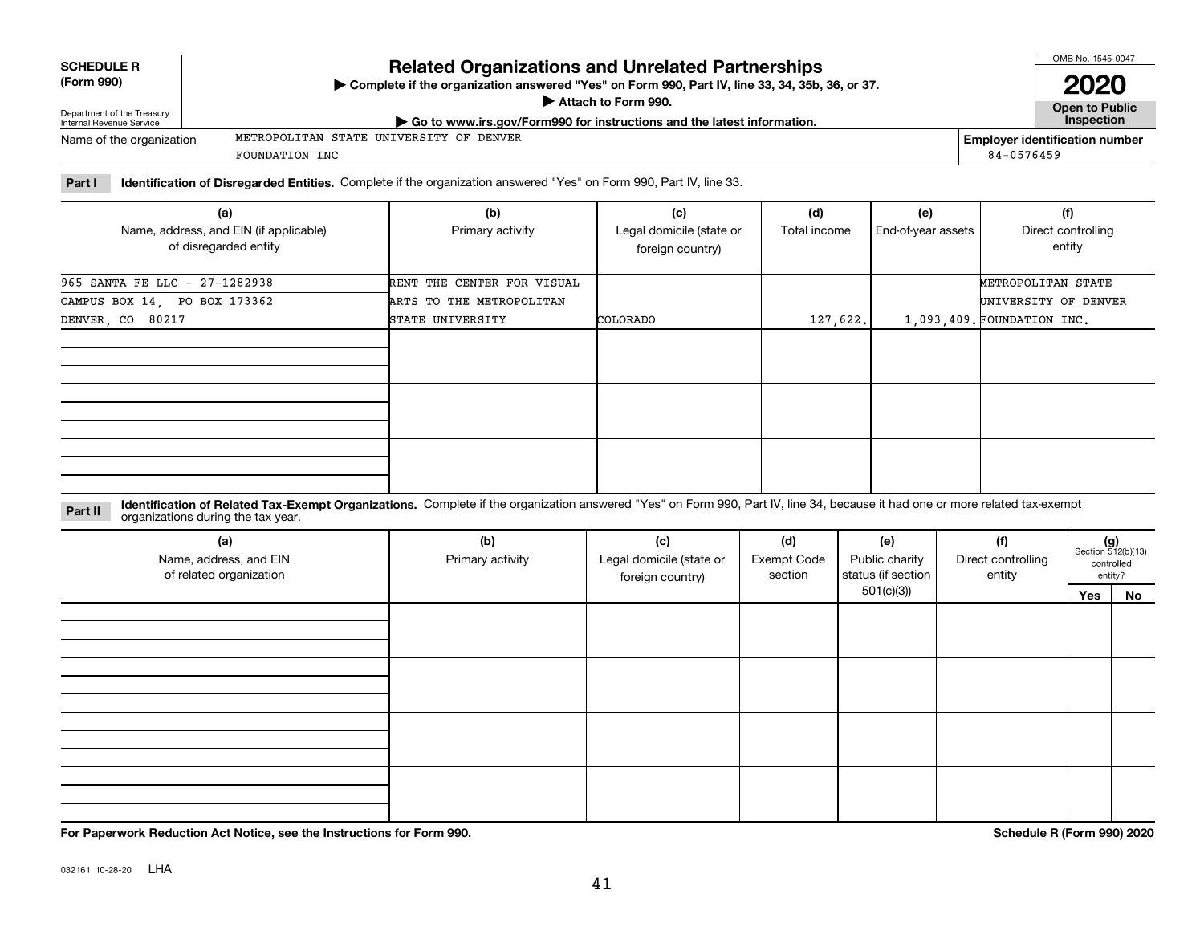**SCHEDULE R (Form 990)**

Department of the Treasury
Internal Revenue Service

# Related Organizations and Unrelated Partnerships

▶ Complete if the organization answered "Yes" on Form 990, Part IV, line 33, 34, 35b, 36, or 37.
▶ Attach to Form 990.
▶ Go to www.irs.gov/Form990 for instructions and the latest information.

OMB No. 1545-0047

**2020**

**Open to Public Inspection**

Name of the organization: METROPOLITAN STATE UNIVERSITY OF DENVER FOUNDATION INC

**Employer identification number** 84-0576459

**Part I** **Identification of Disregarded Entities.** Complete if the organization answered "Yes" on Form 990, Part IV, line 33.

| (a) Name, address, and EIN (if applicable) of disregarded entity | (b) Primary activity | (c) Legal domicile (state or foreign country) | (d) Total income | (e) End-of-year assets | (f) Direct controlling entity |
|---|---|---|---|---|---|
| 965 SANTA FE LLC - 27-1282938 CAMPUS BOX 14, PO BOX 173362 DENVER, CO 80217 | RENT THE CENTER FOR VISUAL ARTS TO THE METROPOLITAN STATE UNIVERSITY | COLORADO | 127,622. | 1,093,409. | METROPOLITAN STATE UNIVERSITY OF DENVER FOUNDATION INC. |
| | | | | | |
| | | | | | |
| | | | | | |

**Part II** **Identification of Related Tax-Exempt Organizations.** Complete if the organization answered "Yes" on Form 990, Part IV, line 34, because it had one or more related tax-exempt organizations during the tax year.

| (a) Name, address, and EIN of related organization | (b) Primary activity | (c) Legal domicile (state or foreign country) | (d) Exempt Code section | (e) Public charity status (if section 501(c)(3)) | (f) Direct controlling entity | (g) Section 512(b)(13) controlled entity? Yes | No |
|---|---|---|---|---|---|---|---|
| | | | | | | | |
| | | | | | | | |
| | | | | | | | |
| | | | | | | | |

**For Paperwork Reduction Act Notice, see the Instructions for Form 990.**

**Schedule R (Form 990) 2020**

032161 10-28-20 LHA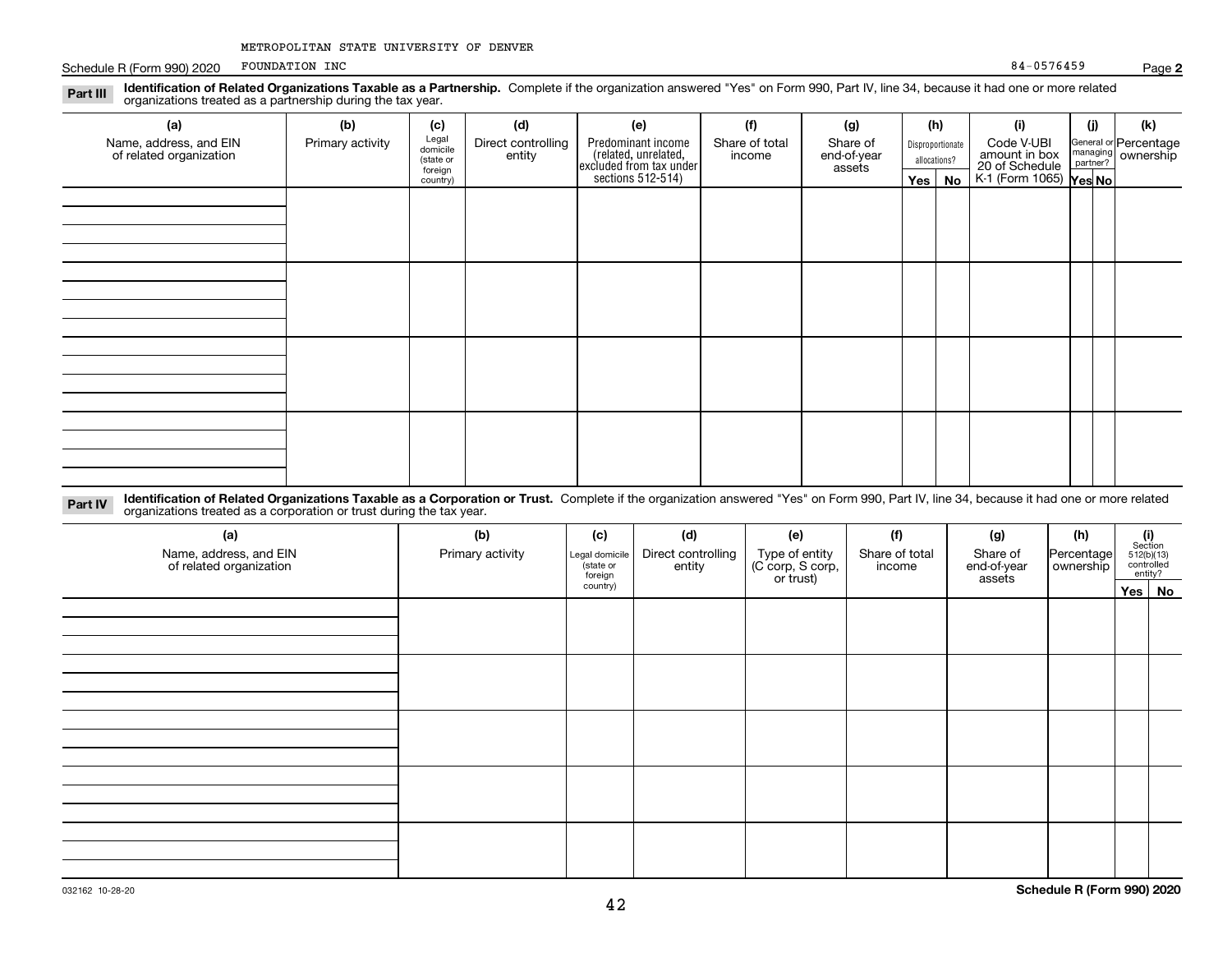METROPOLITAN STATE UNIVERSITY OF DENVER

Schedule R (Form 990) 2020 FOUNDATION INC 84-0576459 Page **2**

**Part III** **Identification of Related Organizations Taxable as a Partnership.** Complete if the organization answered "Yes" on Form 990, Part IV, line 34, because it had one or more related organizations treated as a partnership during the tax year.

| (a) Name, address, and EIN of related organization | (b) Primary activity | (c) Legal domicile (state or foreign country) | (d) Direct controlling entity | (e) Predominant income (related, unrelated, excluded from tax under sections 512-514) | (f) Share of total income | (g) Share of end-of-year assets | (h) Disproportionate allocations? | | (i) Code V-UBI amount in box 20 of Schedule K-1 (Form 1065) | (j) General or managing partner? | | (k) Percentage ownership |
|---|---|---|---|---|---|---|---|---|---|---|---|---|
| | | | | | | | Yes | No | | Yes | No | |
| | | | | | | | | | | | | |
| | | | | | | | | | | | | |
| | | | | | | | | | | | | |
| | | | | | | | | | | | | |

**Part IV** **Identification of Related Organizations Taxable as a Corporation or Trust.** Complete if the organization answered "Yes" on Form 990, Part IV, line 34, because it had one or more related organizations treated as a corporation or trust during the tax year.

| (a) Name, address, and EIN of related organization | (b) Primary activity | (c) Legal domicile (state or foreign country) | (d) Direct controlling entity | (e) Type of entity (C corp, S corp, or trust) | (f) Share of total income | (g) Share of end-of-year assets | (h) Percentage ownership | (i) Section 512(b)(13) controlled entity? | |
|---|---|---|---|---|---|---|---|---|---|
| | | | | | | | | Yes | No |
| | | | | | | | | | |
| | | | | | | | | | |
| | | | | | | | | | |
| | | | | | | | | | |
| | | | | | | | | | |

032162 10-28-20 **Schedule R (Form 990) 2020**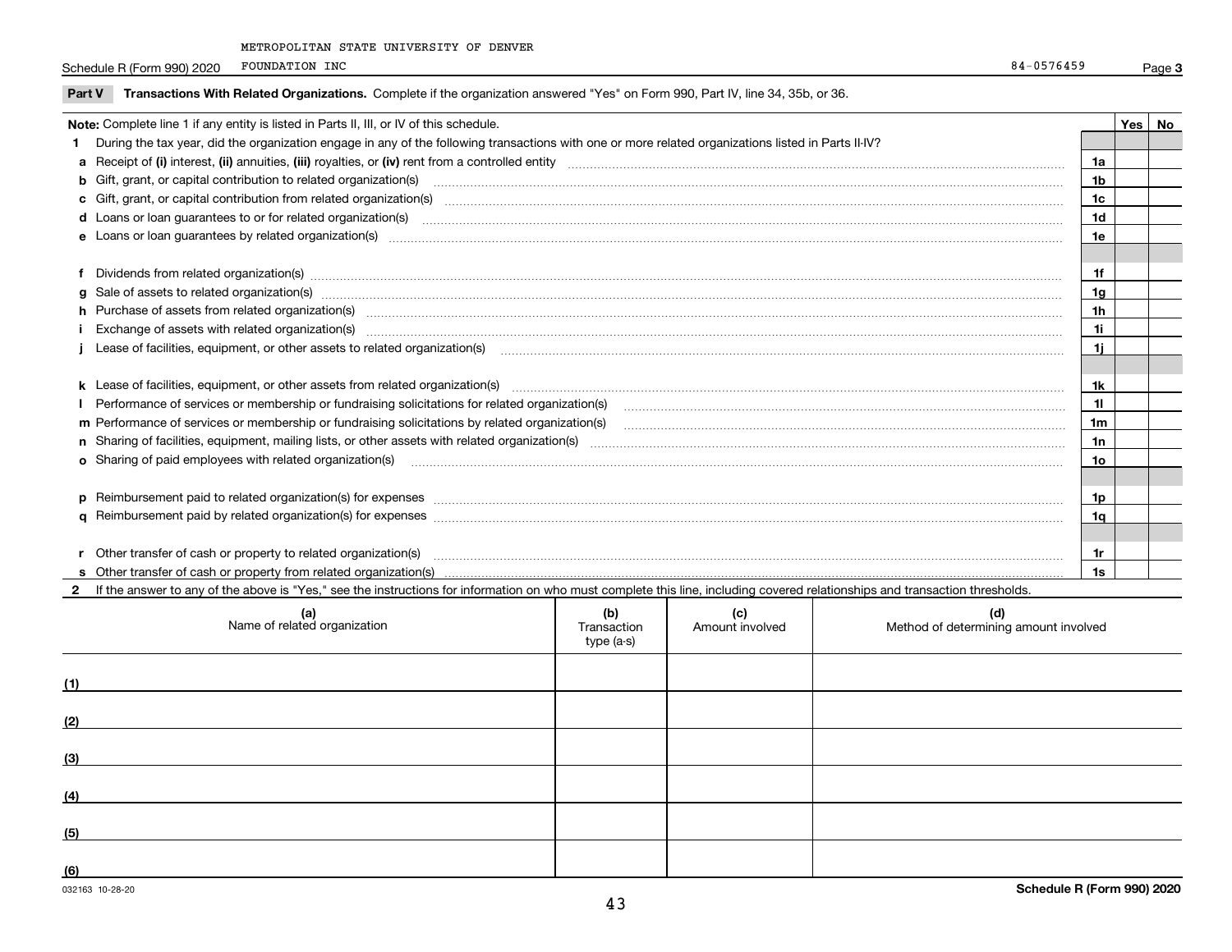METROPOLITAN STATE UNIVERSITY OF DENVER

Schedule R (Form 990) 2020 FOUNDATION INC 84-0576459 Page 3

**Part V Transactions With Related Organizations.** Complete if the organization answered "Yes" on Form 990, Part IV, line 34, 35b, or 36.

| **Note:** Complete line 1 if any entity is listed in Parts II, III, or IV of this schedule. | | Yes | No |
|---|---|---|---|
| **1** During the tax year, did the organization engage in any of the following transactions with one or more related organizations listed in Parts II-IV? | | | |
| **a** Receipt of **(i)** interest, **(ii)** annuities, **(iii)** royalties, or **(iv)** rent from a controlled entity | 1a | | |
| **b** Gift, grant, or capital contribution to related organization(s) | 1b | | |
| **c** Gift, grant, or capital contribution from related organization(s) | 1c | | |
| **d** Loans or loan guarantees to or for related organization(s) | 1d | | |
| **e** Loans or loan guarantees by related organization(s) | 1e | | |
| **f** Dividends from related organization(s) | 1f | | |
| **g** Sale of assets to related organization(s) | 1g | | |
| **h** Purchase of assets from related organization(s) | 1h | | |
| **i** Exchange of assets with related organization(s) | 1i | | |
| **j** Lease of facilities, equipment, or other assets to related organization(s) | 1j | | |
| **k** Lease of facilities, equipment, or other assets from related organization(s) | 1k | | |
| **l** Performance of services or membership or fundraising solicitations for related organization(s) | 1l | | |
| **m** Performance of services or membership or fundraising solicitations by related organization(s) | 1m | | |
| **n** Sharing of facilities, equipment, mailing lists, or other assets with related organization(s) | 1n | | |
| **o** Sharing of paid employees with related organization(s) | 1o | | |
| **p** Reimbursement paid to related organization(s) for expenses | 1p | | |
| **q** Reimbursement paid by related organization(s) for expenses | 1q | | |
| **r** Other transfer of cash or property to related organization(s) | 1r | | |
| **s** Other transfer of cash or property from related organization(s) | 1s | | |

**2** If the answer to any of the above is "Yes," see the instructions for information on who must complete this line, including covered relationships and transaction thresholds.

| | (a) Name of related organization | (b) Transaction type (a-s) | (c) Amount involved | (d) Method of determining amount involved |
|---|---|---|---|---|
| (1) | | | | |
| (2) | | | | |
| (3) | | | | |
| (4) | | | | |
| (5) | | | | |
| (6) | | | | |

032163 10-28-20 **Schedule R (Form 990) 2020**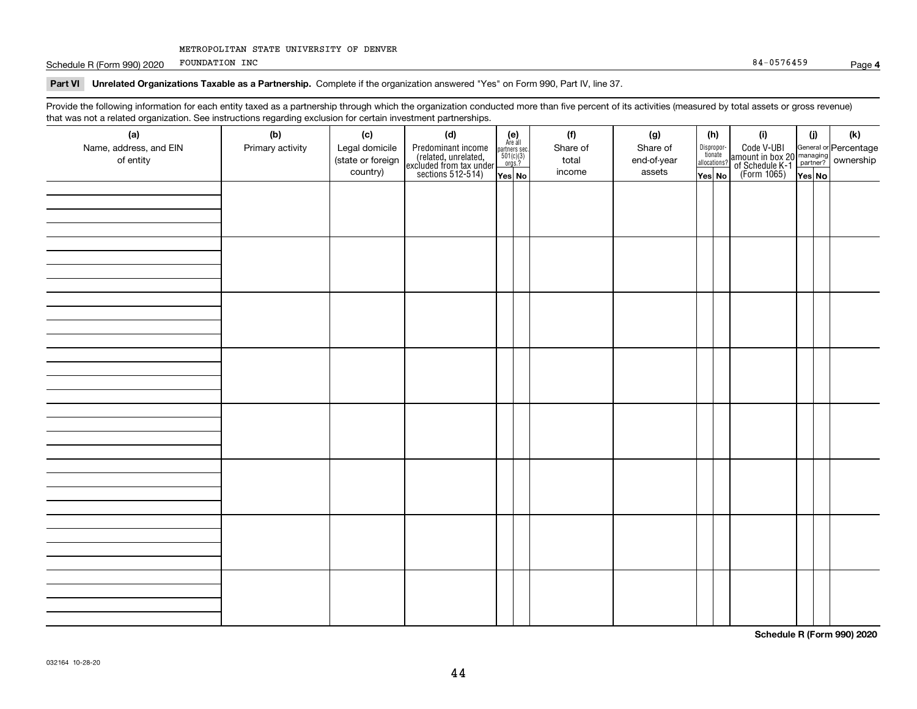METROPOLITAN STATE UNIVERSITY OF DENVER
FOUNDATION INC

84-0576459

## Part VI Unrelated Organizations Taxable as a Partnership.

Complete if the organization answered "Yes" on Form 990, Part IV, line 37.

Provide the following information for each entity taxed as a partnership through which the organization conducted more than five percent of its activities (measured by total assets or gross revenue) that was not a related organization. See instructions regarding exclusion for certain investment partnerships.

| (a) Name, address, and EIN of entity | (b) Primary activity | (c) Legal domicile (state or foreign country) | (d) Predominant income (related, unrelated, excluded from tax under sections 512-514) | (e) Are all partners sec. 501(c)(3) orgs.? | | (f) Share of total income | (g) Share of end-of-year assets | (h) Disproportionate allocations? | | (i) Code V-UBI amount in box 20 of Schedule K-1 (Form 1065) | (j) General or managing partner? | | (k) Percentage ownership |
|---|---|---|---|---|---|---|---|---|---|---|---|---|---|
| | | | | Yes | No | | | Yes | No | | Yes | No | |
| | | | | | | | | | | | | | |
| | | | | | | | | | | | | | |
| | | | | | | | | | | | | | |
| | | | | | | | | | | | | | |
| | | | | | | | | | | | | | |
| | | | | | | | | | | | | | |
| | | | | | | | | | | | | | |
| | | | | | | | | | | | | | |

**Schedule R (Form 990) 2020**

032164 10-28-20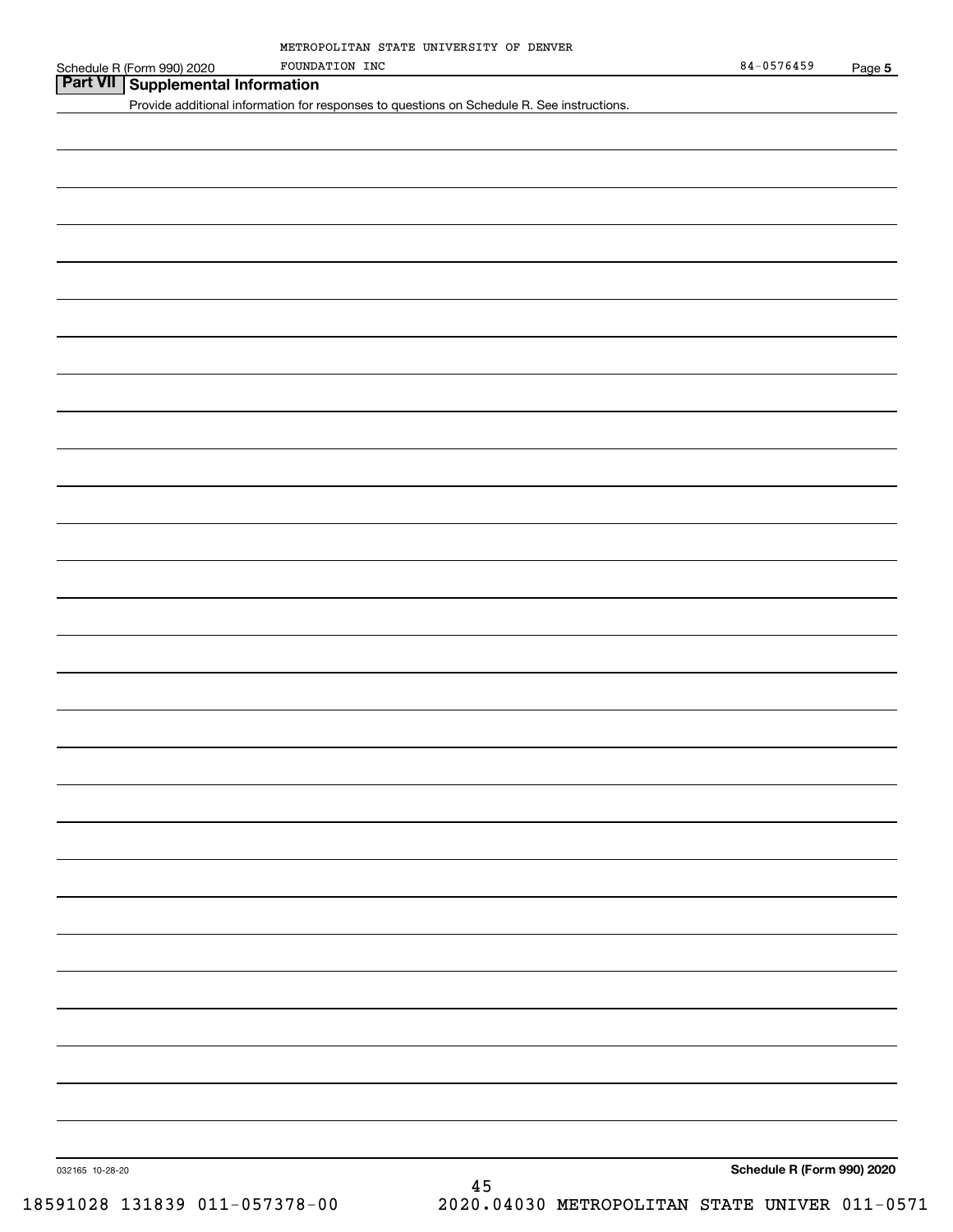METROPOLITAN STATE UNIVERSITY OF DENVER FOUNDATION INC — 84-0576459

## Part VII Supplemental Information

Provide additional information for responses to questions on Schedule R. See instructions.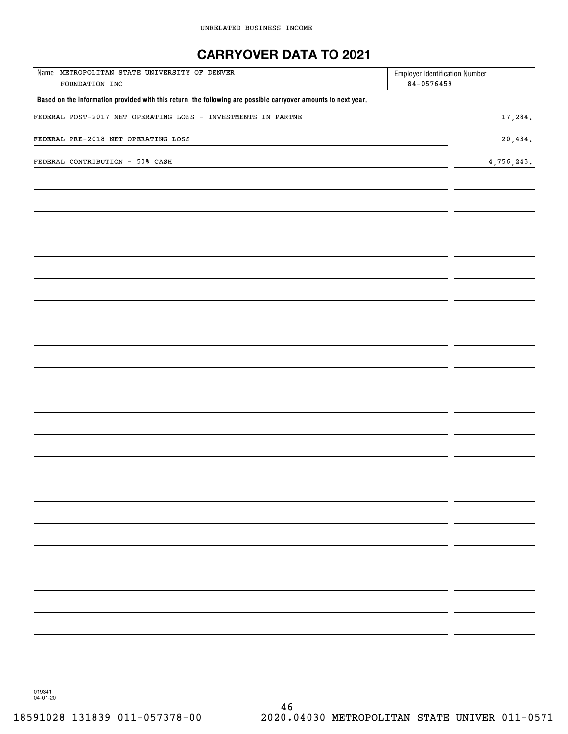UNRELATED BUSINESS INCOME

# CARRYOVER DATA TO 2021

| Name METROPOLITAN STATE UNIVERSITY OF DENVER FOUNDATION INC | Employer Identification Number 84-0576459 |
|---|---|

**Based on the information provided with this return, the following are possible carryover amounts to next year.**

| | |
|---|---|
| FEDERAL POST-2017 NET OPERATING LOSS - INVESTMENTS IN PARTNE | 17,284. |
| FEDERAL PRE-2018 NET OPERATING LOSS | 20,434. |
| FEDERAL CONTRIBUTION - 50% CASH | 4,756,243. |

019341
04-01-20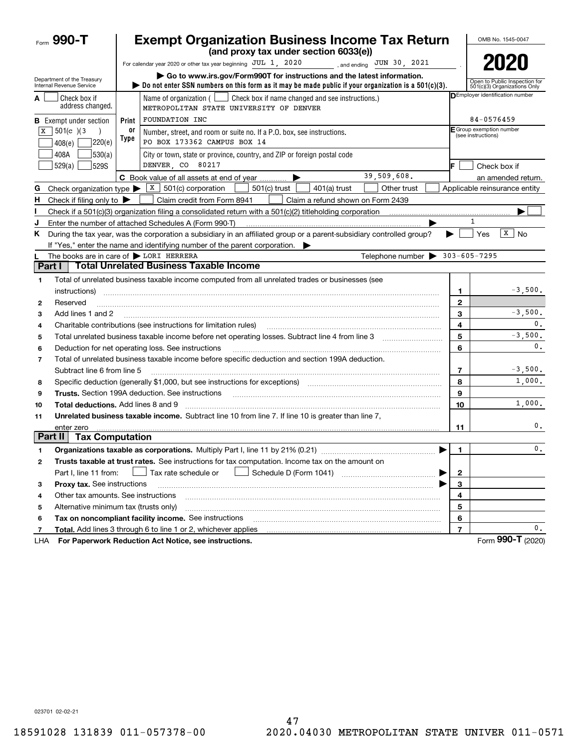# Form 990-T

## Exempt Organization Business Income Tax Return
### (and proxy tax under section 6033(e))

OMB No. 1545-0047

**2020**

For calendar year 2020 or other tax year beginning JUL 1, 2020 , and ending JUN 30, 2021 .

▶ Go to www.irs.gov/Form990T for instructions and the latest information.

▶ Do not enter SSN numbers on this form as it may be made public if your organization is a 501(c)(3).

Department of the Treasury
Internal Revenue Service

Open to Public Inspection for 501(c)(3) Organizations Only

**A** ☐ Check box if address changed.

**B** Exempt under section
☒ 501(c)(3)
☐ 408(e) ☐ 220(e)
☐ 408A ☐ 530(a)
☐ 529(a) ☐ 529S

Print or Type

Name of organization ( ☐ Check box if name changed and see instructions.)
METROPOLITAN STATE UNIVERSITY OF DENVER
FOUNDATION INC

Number, street, and room or suite no. If a P.O. box, see instructions.
PO BOX 173362 CAMPUS BOX 14

City or town, state or province, country, and ZIP or foreign postal code
DENVER, CO 80217

**D** Employer identification number: 84-0576459

**E** Group exemption number (see instructions)

**F** ☐ Check box if an amended return.

**C** Book value of all assets at end of year ▶ 39,509,608.

**G** Check organization type ▶ ☒ 501(c) corporation ☐ 501(c) trust ☐ 401(a) trust ☐ Other trust ☐ Applicable reinsurance entity

**H** Check if filing only to ▶ ☐ Claim credit from Form 8941 ☐ Claim a refund shown on Form 2439

**I** Check if a 501(c)(3) organization filing a consolidated return with a 501(c)(2) titleholding corporation ▶ ☐

**J** Enter the number of attached Schedules A (Form 990-T) ▶ 1

**K** During the tax year, was the corporation a subsidiary in an affiliated group or a parent-subsidiary controlled group? ▶ ☐ Yes ☒ No

If "Yes," enter the name and identifying number of the parent corporation. ▶

**L** The books are in care of ▶ LORI HERRERA Telephone number ▶ 303-605-7295

## Part I Total Unrelated Business Taxable Income

| | | Line | Amount |
|---|---|---|---|
| 1 | Total of unrelated business taxable income computed from all unrelated trades or businesses (see instructions) | 1 | -3,500. |
| 2 | Reserved | 2 | |
| 3 | Add lines 1 and 2 | 3 | -3,500. |
| 4 | Charitable contributions (see instructions for limitation rules) | 4 | 0. |
| 5 | Total unrelated business taxable income before net operating losses. Subtract line 4 from line 3 | 5 | -3,500. |
| 6 | Deduction for net operating loss. See instructions | 6 | 0. |
| 7 | Total of unrelated business taxable income before specific deduction and section 199A deduction. Subtract line 6 from line 5 | 7 | -3,500. |
| 8 | Specific deduction (generally $1,000, but see instructions for exceptions) | 8 | 1,000. |
| 9 | **Trusts.** Section 199A deduction. See instructions | 9 | |
| 10 | **Total deductions.** Add lines 8 and 9 | 10 | 1,000. |
| 11 | **Unrelated business taxable income.** Subtract line 10 from line 7. If line 10 is greater than line 7, enter zero | 11 | 0. |

## Part II Tax Computation

| | | Line | Amount |
|---|---|---|---|
| 1 | **Organizations taxable as corporations.** Multiply Part I, line 11 by 21% (0.21) ▶ | 1 | 0. |
| 2 | **Trusts taxable at trust rates.** See instructions for tax computation. Income tax on the amount on Part I, line 11 from: ☐ Tax rate schedule or ☐ Schedule D (Form 1041) ▶ | 2 | |
| 3 | **Proxy tax.** See instructions ▶ | 3 | |
| 4 | Other tax amounts. See instructions | 4 | |
| 5 | Alternative minimum tax (trusts only) | 5 | |
| 6 | **Tax on noncompliant facility income.** See instructions | 6 | |
| 7 | **Total.** Add lines 3 through 6 to line 1 or 2, whichever applies | 7 | 0. |

LHA For Paperwork Reduction Act Notice, see instructions. Form 990-T (2020)

023701 02-02-21

18591028 131839 011-057378-00 2020.04030 METROPOLITAN STATE UNIVER 011-0571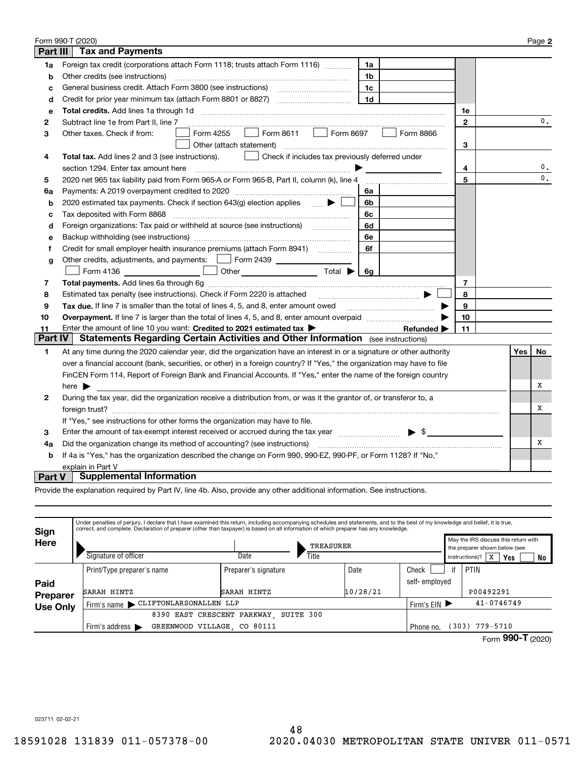Form 990-T (2020) Page **2**

## Part III Tax and Payments

| | | | | | |
|---|---|---|---|---|---|
| **1a** | Foreign tax credit (corporations attach Form 1118; trusts attach Form 1116) | 1a | | | |
| **b** | Other credits (see instructions) | 1b | | | |
| **c** | General business credit. Attach Form 3800 (see instructions) | 1c | | | |
| **d** | Credit for prior year minimum tax (attach Form 8801 or 8827) | 1d | | | |
| **e** | **Total credits.** Add lines 1a through 1d | | | 1e | |
| **2** | Subtract line 1e from Part II, line 7 | | | 2 | 0. |
| **3** | Other taxes. Check if from: ☐ Form 4255 ☐ Form 8611 ☐ Form 8697 ☐ Form 8866 ☐ Other (attach statement) | | | 3 | |
| **4** | **Total tax.** Add lines 2 and 3 (see instructions). ☐ Check if includes tax previously deferred under section 1294. Enter tax amount here ▶ | | | 4 | 0. |
| **5** | 2020 net 965 tax liability paid from Form 965-A or Form 965-B, Part II, column (k), line 4 | | | 5 | 0. |
| **6a** | Payments: A 2019 overpayment credited to 2020 | 6a | | | |
| **b** | 2020 estimated tax payments. Check if section 643(g) election applies ▶ ☐ | 6b | | | |
| **c** | Tax deposited with Form 8868 | 6c | | | |
| **d** | Foreign organizations: Tax paid or withheld at source (see instructions) | 6d | | | |
| **e** | Backup withholding (see instructions) | 6e | | | |
| **f** | Credit for small employer health insurance premiums (attach Form 8941) | 6f | | | |
| **g** | Other credits, adjustments, and payments: ☐ Form 2439 ☐ Form 4136 ☐ Other Total ▶ | 6g | | | |
| **7** | **Total payments.** Add lines 6a through 6g | | | 7 | |
| **8** | Estimated tax penalty (see instructions). Check if Form 2220 is attached ▶ ☐ | | | 8 | |
| **9** | **Tax due.** If line 7 is smaller than the total of lines 4, 5, and 8, enter amount owed ▶ | | | 9 | |
| **10** | **Overpayment.** If line 7 is larger than the total of lines 4, 5, and 8, enter amount overpaid ▶ | | | 10 | |
| **11** | Enter the amount of line 10 you want: **Credited to 2021 estimated tax** ▶ **Refunded** ▶ | | | 11 | |

## Part IV Statements Regarding Certain Activities and Other Information (see instructions)

| | | Yes | No |
|---|---|---|---|
| **1** | At any time during the 2020 calendar year, did the organization have an interest in or a signature or other authority over a financial account (bank, securities, or other) in a foreign country? If "Yes," the organization may have to file FinCEN Form 114, Report of Foreign Bank and Financial Accounts. If "Yes," enter the name of the foreign country here ▶ | | X |
| **2** | During the tax year, did the organization receive a distribution from, or was it the grantor of, or transferor to, a foreign trust? If "Yes," see instructions for other forms the organization may have to file. | | X |
| **3** | Enter the amount of tax-exempt interest received or accrued during the tax year ▶ $ | | |
| **4a** | Did the organization change its method of accounting? (see instructions) | | X |
| **b** | If 4a is "Yes," has the organization described the change on Form 990, 990-EZ, 990-PF, or Form 1128? If "No," explain in Part V | | |

## Part V Supplemental Information

Provide the explanation required by Part IV, line 4b. Also, provide any other additional information. See instructions.

**Sign Here**

Under penalties of perjury, I declare that I have examined this return, including accompanying schedules and statements, and to the best of my knowledge and belief, it is true, correct, and complete. Declaration of preparer (other than taxpayer) is based on all information of which preparer has any knowledge.

| Signature of officer | Date | Title | May the IRS discuss this return with the preparer shown below (see instructions)? |
|---|---|---|---|
| | | TREASURER | X Yes ☐ No |

**Paid Preparer Use Only**

| Print/Type preparer's name | Preparer's signature | Date | Check ☐ if self-employed | PTIN |
|---|---|---|---|---|
| SARAH HINTZ | SARAH HINTZ | 10/28/21 | | P00492291 |
| Firm's name ▶ CLIFTONLARSONALLEN LLP | | | Firm's EIN ▶ | 41-0746749 |
| Firm's address ▶ 8390 EAST CRESCENT PARKWAY, SUITE 300 GREENWOOD VILLAGE, CO 80111 | | | Phone no. | (303) 779-5710 |

Form **990-T** (2020)

023711 02-02-21

18591028 131839 011-057378-00 2020.04030 METROPOLITAN STATE UNIVER 011-0571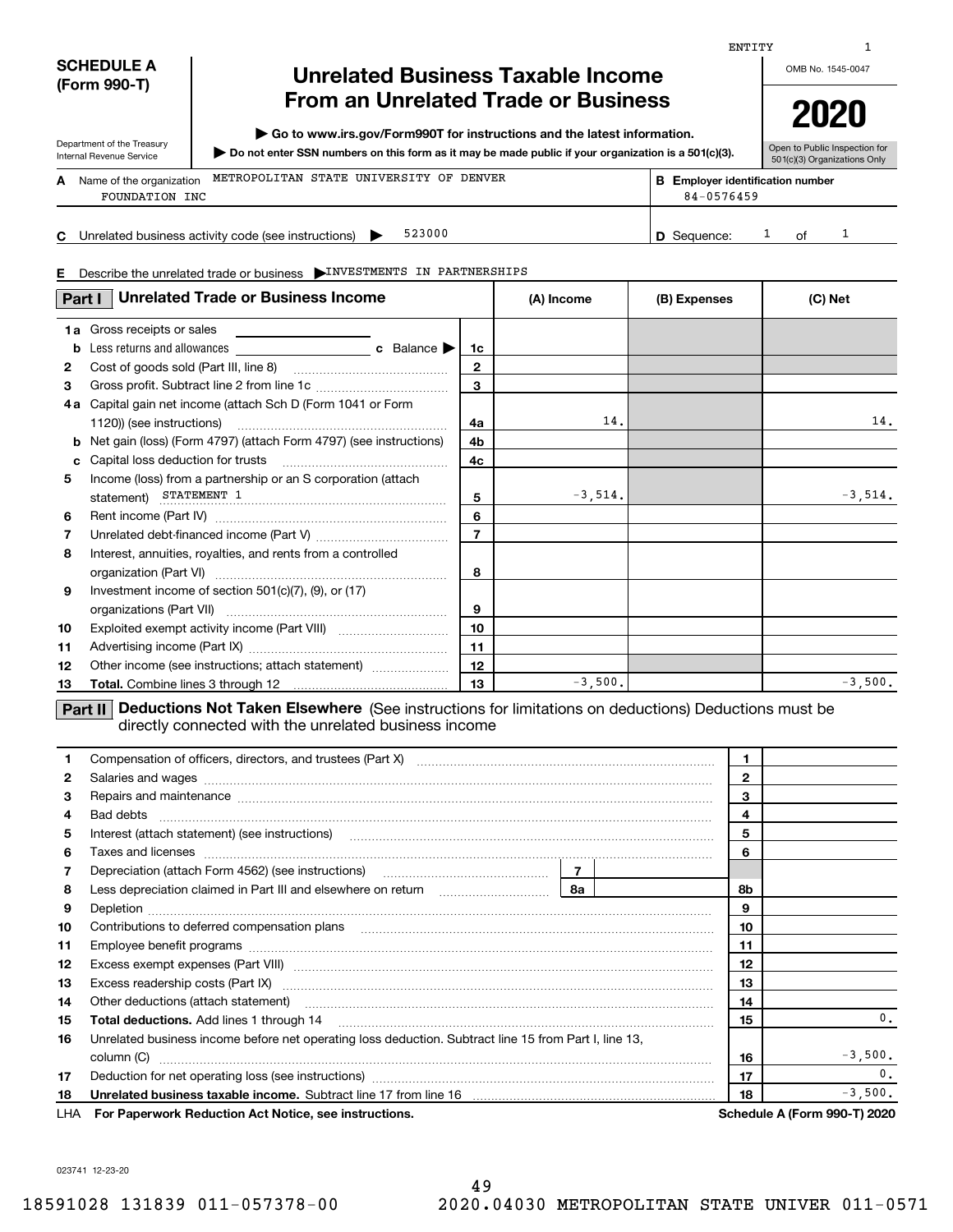ENTITY 1

**SCHEDULE A (Form 990-T)**

Department of the Treasury
Internal Revenue Service

# Unrelated Business Taxable Income From an Unrelated Trade or Business

▶ Go to www.irs.gov/Form990T for instructions and the latest information.

▶ Do not enter SSN numbers on this form as it may be made public if your organization is a 501(c)(3).

OMB No. 1545-0047

**2020**

Open to Public Inspection for 501(c)(3) Organizations Only

**A** Name of the organization: METROPOLITAN STATE UNIVERSITY OF DENVER FOUNDATION INC

**B** Employer identification number: 84-0576459

**C** Unrelated business activity code (see instructions) ▶ 523000

**D** Sequence: 1 of 1

**E** Describe the unrelated trade or business ▶ INVESTMENTS IN PARTNERSHIPS

## Part I Unrelated Trade or Business Income

| | | | (A) Income | (B) Expenses | (C) Net |
|---|---|---|---|---|---|
| 1a | Gross receipts or sales | | | | |
| b | Less returns and allowances c Balance ▶ | 1c | | | |
| 2 | Cost of goods sold (Part III, line 8) | 2 | | | |
| 3 | Gross profit. Subtract line 2 from line 1c | 3 | | | |
| 4a | Capital gain net income (attach Sch D (Form 1041 or Form 1120)) (see instructions) | 4a | 14. | | 14. |
| b | Net gain (loss) (Form 4797) (attach Form 4797) (see instructions) | 4b | | | |
| c | Capital loss deduction for trusts | 4c | | | |
| 5 | Income (loss) from a partnership or an S corporation (attach statement) STATEMENT 1 | 5 | -3,514. | | -3,514. |
| 6 | Rent income (Part IV) | 6 | | | |
| 7 | Unrelated debt-financed income (Part V) | 7 | | | |
| 8 | Interest, annuities, royalties, and rents from a controlled organization (Part VI) | 8 | | | |
| 9 | Investment income of section 501(c)(7), (9), or (17) organizations (Part VII) | 9 | | | |
| 10 | Exploited exempt activity income (Part VIII) | 10 | | | |
| 11 | Advertising income (Part IX) | 11 | | | |
| 12 | Other income (see instructions; attach statement) | 12 | | | |
| 13 | **Total.** Combine lines 3 through 12 | 13 | -3,500. | | -3,500. |

## Part II Deductions Not Taken Elsewhere (See instructions for limitations on deductions) Deductions must be directly connected with the unrelated business income

| | | | |
|---|---|---|---|
| 1 | Compensation of officers, directors, and trustees (Part X) | 1 | |
| 2 | Salaries and wages | 2 | |
| 3 | Repairs and maintenance | 3 | |
| 4 | Bad debts | 4 | |
| 5 | Interest (attach statement) (see instructions) | 5 | |
| 6 | Taxes and licenses | 6 | |
| 7 | Depreciation (attach Form 4562) (see instructions) 7 | | |
| 8 | Less depreciation claimed in Part III and elsewhere on return 8a | 8b | |
| 9 | Depletion | 9 | |
| 10 | Contributions to deferred compensation plans | 10 | |
| 11 | Employee benefit programs | 11 | |
| 12 | Excess exempt expenses (Part VIII) | 12 | |
| 13 | Excess readership costs (Part IX) | 13 | |
| 14 | Other deductions (attach statement) | 14 | |
| 15 | **Total deductions.** Add lines 1 through 14 | 15 | 0. |
| 16 | Unrelated business income before net operating loss deduction. Subtract line 15 from Part I, line 13, column (C) | 16 | -3,500. |
| 17 | Deduction for net operating loss (see instructions) | 17 | 0. |
| 18 | **Unrelated business taxable income.** Subtract line 17 from line 16 | 18 | -3,500. |

LHA **For Paperwork Reduction Act Notice, see instructions.** **Schedule A (Form 990-T) 2020**

023741 12-23-20

18591028 131839 011-057378-00 2020.04030 METROPOLITAN STATE UNIVER 011-0571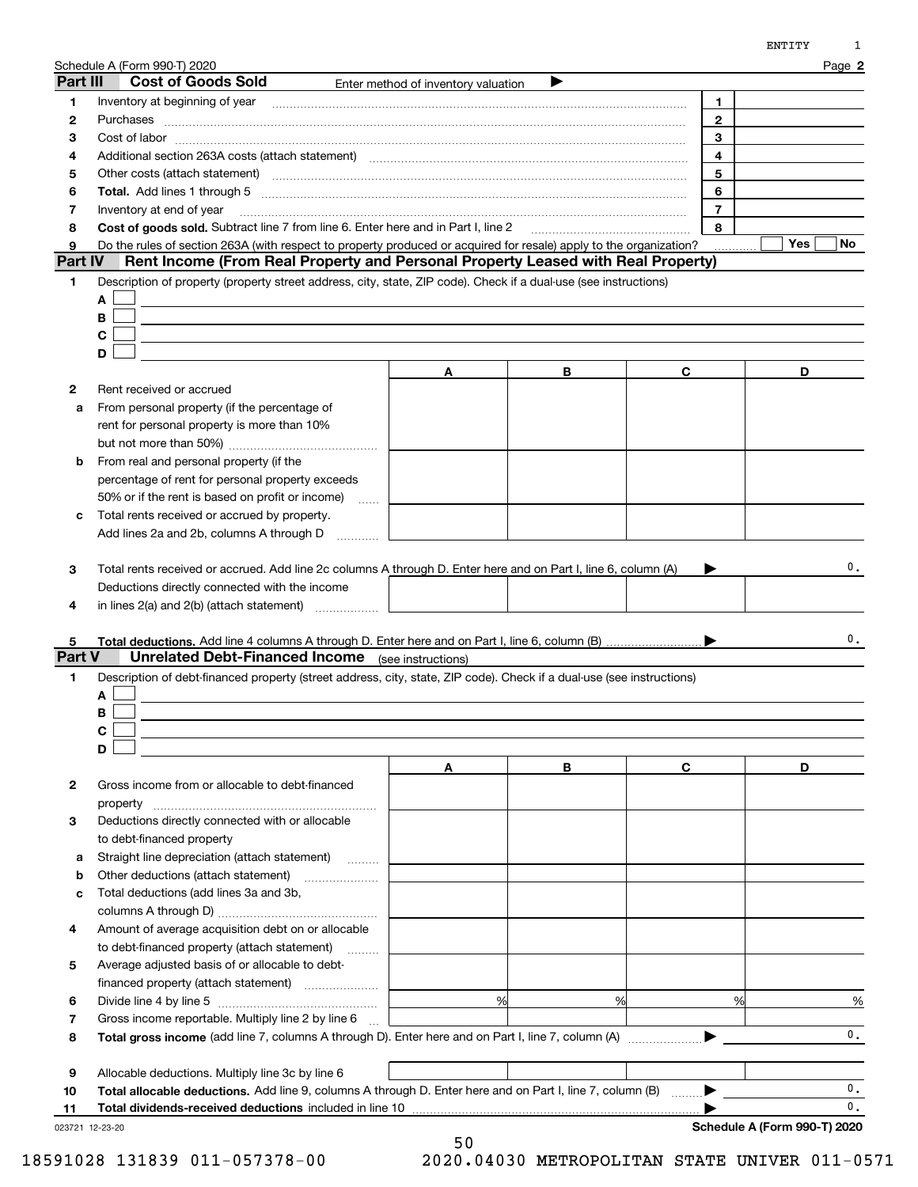Schedule A (Form 990-T) 2020 Page **2**

## Part III Cost of Goods Sold

Enter method of inventory valuation ▶

| | | | |
|---|---|---|---|
| **1** | Inventory at beginning of year | 1 | |
| **2** | Purchases | 2 | |
| **3** | Cost of labor | 3 | |
| **4** | Additional section 263A costs (attach statement) | 4 | |
| **5** | Other costs (attach statement) | 5 | |
| **6** | **Total.** Add lines 1 through 5 | 6 | |
| **7** | Inventory at end of year | 7 | |
| **8** | **Cost of goods sold.** Subtract line 7 from line 6. Enter here and in Part I, line 2 | 8 | |
| **9** | Do the rules of section 263A (with respect to property produced or acquired for resale) apply to the organization? | | ☐ Yes ☐ No |

## Part IV Rent Income (From Real Property and Personal Property Leased with Real Property)

**1** Description of property (property street address, city, state, ZIP code). Check if a dual-use (see instructions)

A ☐

B ☐

C ☐

D ☐

| | | A | B | C | D |
|---|---|---|---|---|---|
| **2** | Rent received or accrued | | | | |
| **a** | From personal property (if the percentage of rent for personal property is more than 10% but not more than 50%) | | | | |
| **b** | From real and personal property (if the percentage of rent for personal property exceeds 50% or if the rent is based on profit or income) | | | | |
| **c** | Total rents received or accrued by property. Add lines 2a and 2b, columns A through D | | | | |

**3** Total rents received or accrued. Add line 2c columns A through D. Enter here and on Part I, line 6, column (A) ▶ 0.

| | | A | B | C | D |
|---|---|---|---|---|---|
| **4** | Deductions directly connected with the income in lines 2(a) and 2(b) (attach statement) | | | | |

**5** **Total deductions.** Add line 4 columns A through D. Enter here and on Part I, line 6, column (B) ▶ 0.

## Part V Unrelated Debt-Financed Income (see instructions)

**1** Description of debt-financed property (street address, city, state, ZIP code). Check if a dual-use (see instructions)

A ☐

B ☐

C ☐

D ☐

| | | A | B | C | D |
|---|---|---|---|---|---|
| **2** | Gross income from or allocable to debt-financed property | | | | |
| **3** | Deductions directly connected with or allocable to debt-financed property | | | | |
| **a** | Straight line depreciation (attach statement) | | | | |
| **b** | Other deductions (attach statement) | | | | |
| **c** | Total deductions (add lines 3a and 3b, columns A through D) | | | | |
| **4** | Amount of average acquisition debt on or allocable to debt-financed property (attach statement) | | | | |
| **5** | Average adjusted basis of or allocable to debt-financed property (attach statement) | | | | |
| **6** | Divide line 4 by line 5 | % | % | % | % |
| **7** | Gross income reportable. Multiply line 2 by line 6 | | | | |

**8** **Total gross income** (add line 7, columns A through D). Enter here and on Part I, line 7, column (A) ▶ 0.

| | | A | B | C | D |
|---|---|---|---|---|---|
| **9** | Allocable deductions. Multiply line 3c by line 6 | | | | |

**10** **Total allocable deductions.** Add line 9, columns A through D. Enter here and on Part I, line 7, column (B) ▶ 0.

**11** **Total dividends-received deductions** included in line 10 ▶ 0.

023721 12-23-20 **Schedule A (Form 990-T) 2020**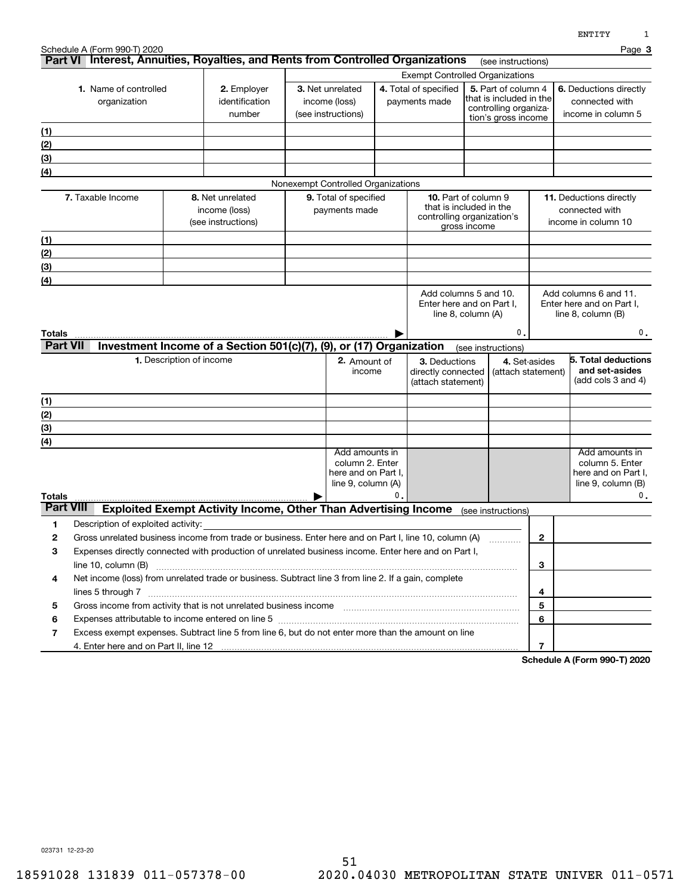Schedule A (Form 990-T) 2020 Page **3**

## Part VI Interest, Annuities, Royalties, and Rents from Controlled Organizations (see instructions)

| | | Exempt Controlled Organizations | | | |
|---|---|---|---|---|---|
| **1.** Name of controlled organization | **2.** Employer identification number | **3.** Net unrelated income (loss) (see instructions) | **4.** Total of specified payments made | **5.** Part of column 4 that is included in the controlling organization's gross income | **6.** Deductions directly connected with income in column 5 |
| (1) | | | | | |
| (2) | | | | | |
| (3) | | | | | |
| (4) | | | | | |

Nonexempt Controlled Organizations

| **7.** Taxable Income | **8.** Net unrelated income (loss) (see instructions) | **9.** Total of specified payments made | **10.** Part of column 9 that is included in the controlling organization's gross income | **11.** Deductions directly connected with income in column 10 |
|---|---|---|---|---|
| (1) | | | | |
| (2) | | | | |
| (3) | | | | |
| (4) | | | | |
| | | | Add columns 5 and 10. Enter here and on Part I, line 8, column (A) | Add columns 6 and 11. Enter here and on Part I, line 8, column (B) |
| **Totals** | | ▶ | 0. | 0. |

## Part VII Investment Income of a Section 501(c)(7), (9), or (17) Organization (see instructions)

| **1.** Description of income | **2.** Amount of income | **3.** Deductions directly connected (attach statement) | **4.** Set-asides (attach statement) | **5. Total deductions and set-asides** (add cols 3 and 4) |
|---|---|---|---|---|
| (1) | | | | |
| (2) | | | | |
| (3) | | | | |
| (4) | | | | |
| | Add amounts in column 2. Enter here and on Part I, line 9, column (A) | | | Add amounts in column 5. Enter here and on Part I, line 9, column (B) |
| **Totals** ▶ | 0. | | | 0. |

## Part VIII Exploited Exempt Activity Income, Other Than Advertising Income (see instructions)

| | | | |
|---|---|---|---|
| **1** | Description of exploited activity: | | |
| **2** | Gross unrelated business income from trade or business. Enter here and on Part I, line 10, column (A) | **2** | |
| **3** | Expenses directly connected with production of unrelated business income. Enter here and on Part I, line 10, column (B) | **3** | |
| **4** | Net income (loss) from unrelated trade or business. Subtract line 3 from line 2. If a gain, complete lines 5 through 7 | **4** | |
| **5** | Gross income from activity that is not unrelated business income | **5** | |
| **6** | Expenses attributable to income entered on line 5 | **6** | |
| **7** | Excess exempt expenses. Subtract line 5 from line 6, but do not enter more than the amount on line 4. Enter here and on Part II, line 12 | **7** | |

**Schedule A (Form 990-T) 2020**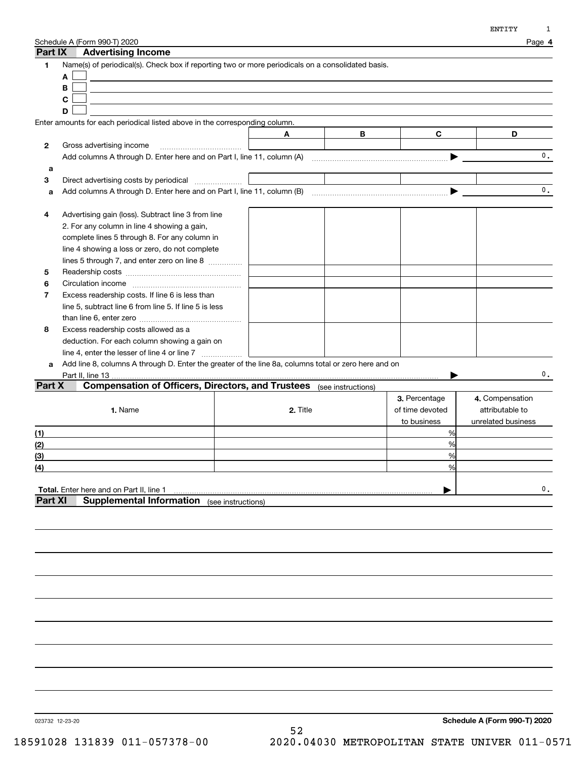Schedule A (Form 990-T) 2020

## Part IX Advertising Income

**1** Name(s) of periodical(s). Check box if reporting two or more periodicals on a consolidated basis.

A ☐

B ☐

C ☐

D ☐

Enter amounts for each periodical listed above in the corresponding column.

| | A | B | C | D |
|---|---|---|---|---|
| **2** Gross advertising income | | | | |
| Add columns A through D. Enter here and on Part I, line 11, column (A) ▶ | | | | 0. |
| **a** | | | | |
| **3** Direct advertising costs by periodical | | | | |
| **a** Add columns A through D. Enter here and on Part I, line 11, column (B) ▶ | | | | 0. |
| **4** Advertising gain (loss). Subtract line 3 from line 2. For any column in line 4 showing a gain, complete lines 5 through 8. For any column in line 4 showing a loss or zero, do not complete lines 5 through 7, and enter zero on line 8 | | | | |
| **5** Readership costs | | | | |
| **6** Circulation income | | | | |
| **7** Excess readership costs. If line 6 is less than line 5, subtract line 6 from line 5. If line 5 is less than line 6, enter zero | | | | |
| **8** Excess readership costs allowed as a deduction. For each column showing a gain on line 4, enter the lesser of line 4 or line 7 | | | | |
| **a** Add line 8, columns A through D. Enter the greater of the line 8a, columns total or zero here and on Part II, line 13 ▶ | | | | 0. |

## Part X Compensation of Officers, Directors, and Trustees (see instructions)

| 1. Name | 2. Title | 3. Percentage of time devoted to business | 4. Compensation attributable to unrelated business |
|---|---|---|---|
| (1) | | % | |
| (2) | | % | |
| (3) | | % | |
| (4) | | % | |
| **Total.** Enter here and on Part II, line 1 ▶ | | | 0. |

## Part XI Supplemental Information (see instructions)

023732 12-23-20

**Schedule A (Form 990-T) 2020**

18591028 131839 011-057378-00 2020.04030 METROPOLITAN STATE UNIVER 011-0571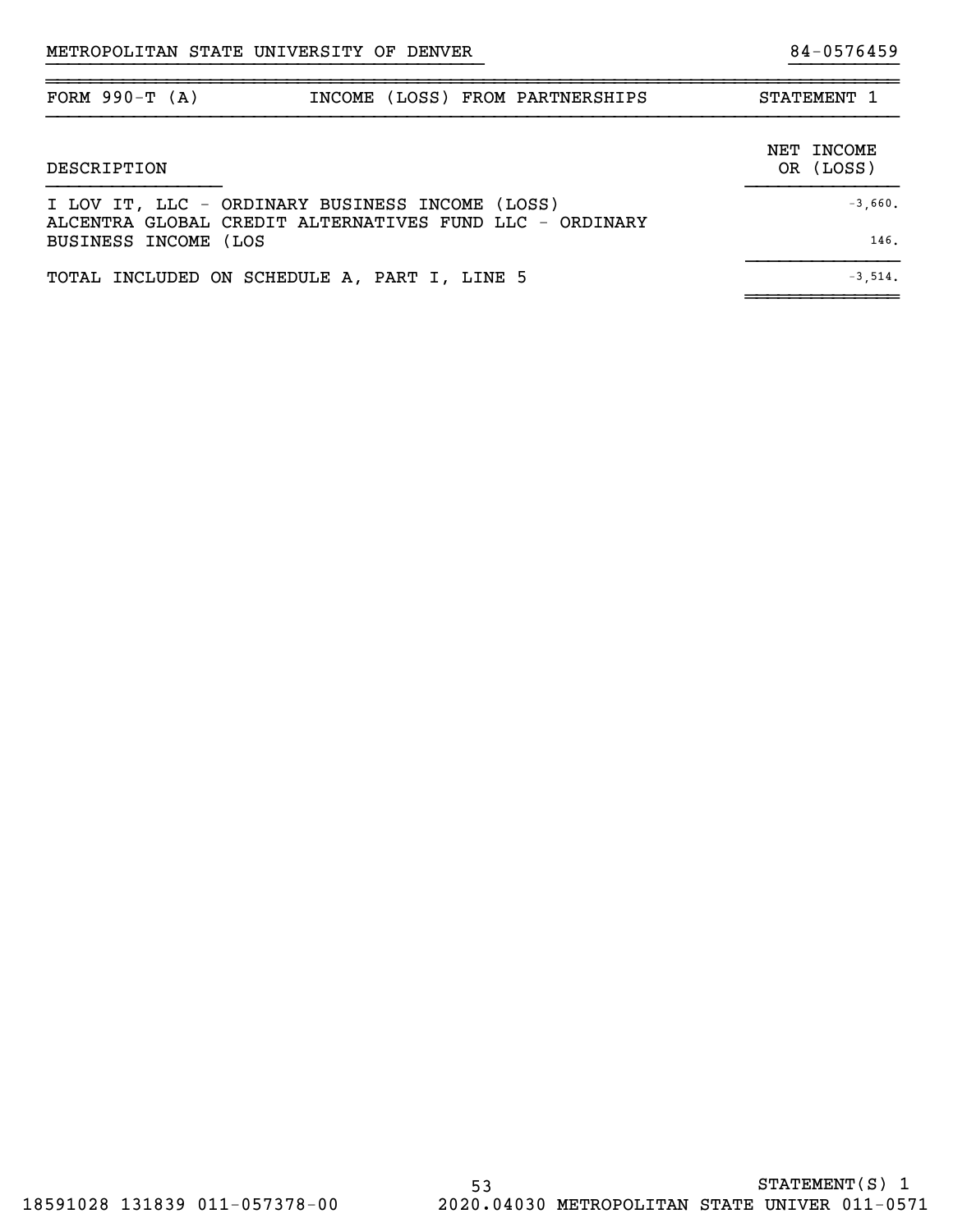METROPOLITAN STATE UNIVERSITY OF DENVER 84-0576459

| FORM 990-T (A) | INCOME (LOSS) FROM PARTNERSHIPS | STATEMENT 1 |
|---|---|---|

| DESCRIPTION | NET INCOME OR (LOSS) |
|---|---|
| I LOV IT, LLC - ORDINARY BUSINESS INCOME (LOSS) | -3,660. |
| ALCENTRA GLOBAL CREDIT ALTERNATIVES FUND LLC - ORDINARY BUSINESS INCOME (LOS | 146. |
| TOTAL INCLUDED ON SCHEDULE A, PART I, LINE 5 | -3,514. |

STATEMENT(S) 1

18591028 131839 011-057378-00 2020.04030 METROPOLITAN STATE UNIVER 011-0571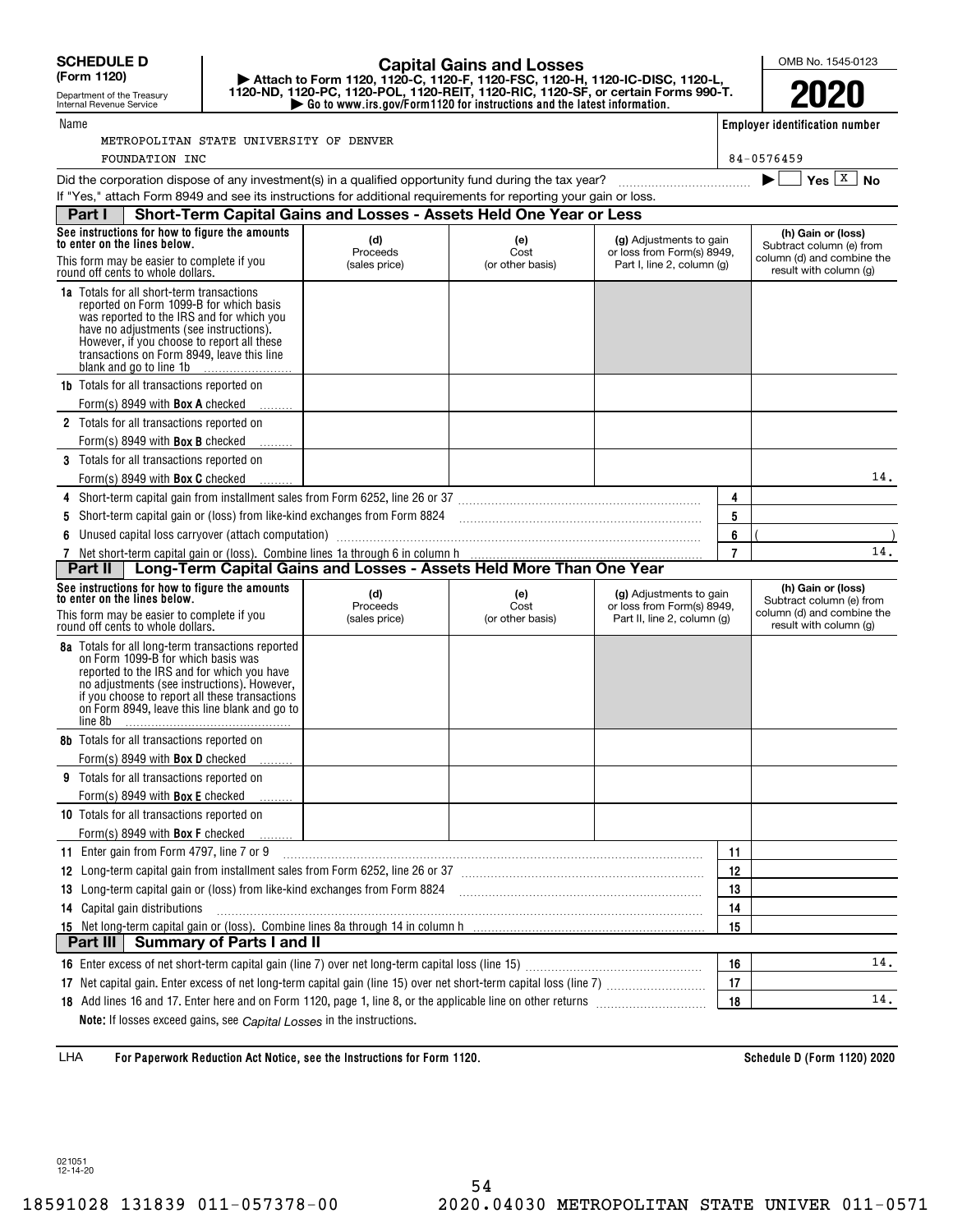**SCHEDULE D (Form 1120)**

Department of the Treasury
Internal Revenue Service

# Capital Gains and Losses

▶ Attach to Form 1120, 1120-C, 1120-F, 1120-FSC, 1120-H, 1120-IC-DISC, 1120-L, 1120-ND, 1120-PC, 1120-POL, 1120-REIT, 1120-RIC, 1120-SF, or certain Forms 990-T.
▶ Go to www.irs.gov/Form1120 for instructions and the latest information.

OMB No. 1545-0123

**2020**

Name: METROPOLITAN STATE UNIVERSITY OF DENVER FOUNDATION INC

Employer identification number: 84-0576459

Did the corporation dispose of any investment(s) in a qualified opportunity fund during the tax year? ▶ ☐ Yes ☒ No

If "Yes," attach Form 8949 and see its instructions for additional requirements for reporting your gain or loss.

## Part I Short-Term Capital Gains and Losses - Assets Held One Year or Less

| See instructions for how to figure the amounts to enter on the lines below. This form may be easier to complete if you round off cents to whole dollars. | (d) Proceeds (sales price) | (e) Cost (or other basis) | (g) Adjustments to gain or loss from Form(s) 8949, Part I, line 2, column (g) | (h) Gain or (loss) Subtract column (e) from column (d) and combine the result with column (g) |
|---|---|---|---|---|
| **1a** Totals for all short-term transactions reported on Form 1099-B for which basis was reported to the IRS and for which you have no adjustments (see instructions). However, if you choose to report all these transactions on Form 8949, leave this line blank and go to line 1b | | | | |
| **1b** Totals for all transactions reported on Form(s) 8949 with **Box A** checked | | | | |
| **2** Totals for all transactions reported on Form(s) 8949 with **Box B** checked | | | | |
| **3** Totals for all transactions reported on Form(s) 8949 with **Box C** checked | | | | 14. |

| | | |
|---|---|---|
| **4** Short-term capital gain from installment sales from Form 6252, line 26 or 37 | 4 | |
| **5** Short-term capital gain or (loss) from like-kind exchanges from Form 8824 | 5 | |
| **6** Unused capital loss carryover (attach computation) | 6 | ( ) |
| **7** Net short-term capital gain or (loss). Combine lines 1a through 6 in column h | 7 | 14. |

## Part II Long-Term Capital Gains and Losses - Assets Held More Than One Year

| See instructions for how to figure the amounts to enter on the lines below. This form may be easier to complete if you round off cents to whole dollars. | (d) Proceeds (sales price) | (e) Cost (or other basis) | (g) Adjustments to gain or loss from Form(s) 8949, Part II, line 2, column (g) | (h) Gain or (loss) Subtract column (e) from column (d) and combine the result with column (g) |
|---|---|---|---|---|
| **8a** Totals for all long-term transactions reported on Form 1099-B for which basis was reported to the IRS and for which you have no adjustments (see instructions). However, if you choose to report all these transactions on Form 8949, leave this line blank and go to line 8b | | | | |
| **8b** Totals for all transactions reported on Form(s) 8949 with **Box D** checked | | | | |
| **9** Totals for all transactions reported on Form(s) 8949 with **Box E** checked | | | | |
| **10** Totals for all transactions reported on Form(s) 8949 with **Box F** checked | | | | |

| | | |
|---|---|---|
| **11** Enter gain from Form 4797, line 7 or 9 | 11 | |
| **12** Long-term capital gain from installment sales from Form 6252, line 26 or 37 | 12 | |
| **13** Long-term capital gain or (loss) from like-kind exchanges from Form 8824 | 13 | |
| **14** Capital gain distributions | 14 | |
| **15** Net long-term capital gain or (loss). Combine lines 8a through 14 in column h | 15 | |

## Part III Summary of Parts I and II

| | | |
|---|---|---|
| **16** Enter excess of net short-term capital gain (line 7) over net long-term capital loss (line 15) | 16 | 14. |
| **17** Net capital gain. Enter excess of net long-term capital gain (line 15) over net short-term capital loss (line 7) | 17 | |
| **18** Add lines 16 and 17. Enter here and on Form 1120, page 1, line 8, or the applicable line on other returns | 18 | 14. |

**Note:** If losses exceed gains, see *Capital Losses* in the instructions.

LHA **For Paperwork Reduction Act Notice, see the Instructions for Form 1120.** **Schedule D (Form 1120) 2020**

021051 12-14-20

18591028 131839 011-057378-00 2020.04030 METROPOLITAN STATE UNIVER 011-0571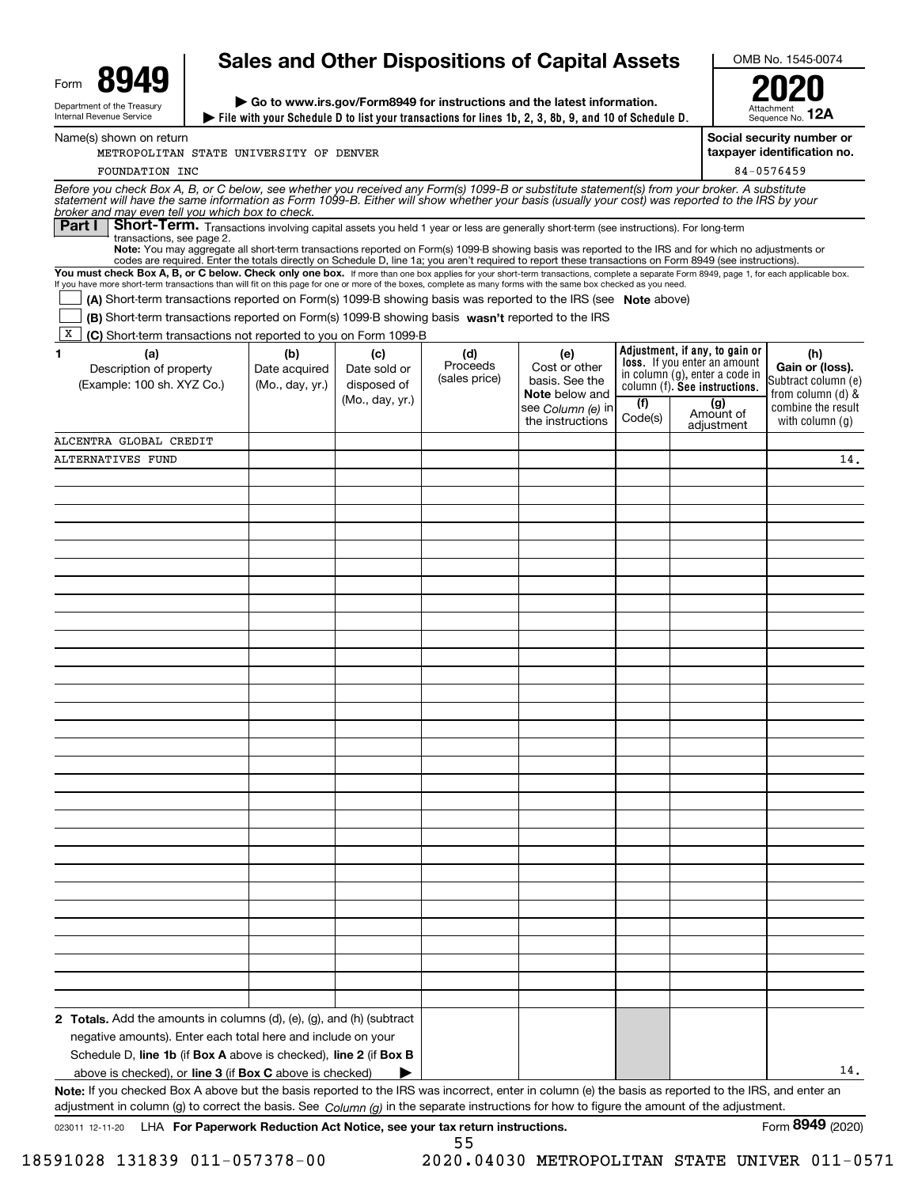Form **8949**

Department of the Treasury
Internal Revenue Service

# Sales and Other Dispositions of Capital Assets

▶ Go to www.irs.gov/Form8949 for instructions and the latest information.

▶ File with your Schedule D to list your transactions for lines 1b, 2, 3, 8b, 9, and 10 of Schedule D.

OMB No. 1545-0074

**2020**

Attachment Sequence No. **12A**

Name(s) shown on return
METROPOLITAN STATE UNIVERSITY OF DENVER
FOUNDATION INC

**Social security number or taxpayer identification no.**
84-0576459

*Before you check Box A, B, or C below, see whether you received any Form(s) 1099-B or substitute statement(s) from your broker. A substitute statement will have the same information as Form 1099-B. Either will show whether your basis (usually your cost) was reported to the IRS by your broker and may even tell you which box to check.*

**Part I** **Short-Term.** Transactions involving capital assets you held 1 year or less are generally short-term (see instructions). For long-term transactions, see page 2.

**Note:** You may aggregate all short-term transactions reported on Form(s) 1099-B showing basis was reported to the IRS and for which no adjustments or codes are required. Enter the totals directly on Schedule D, line 1a; you aren't required to report these transactions on Form 8949 (see instructions).

**You must check Box A, B, or C below. Check only one box.** If more than one box applies for your short-term transactions, complete a separate Form 8949, page 1, for each applicable box. If you have more short-term transactions than will fit on this page for one or more of the boxes, complete as many forms with the same box checked as you need.

☐ **(A)** Short-term transactions reported on Form(s) 1099-B showing basis was reported to the IRS (see **Note** above)

☐ **(B)** Short-term transactions reported on Form(s) 1099-B showing basis **wasn't** reported to the IRS

☒ **(C)** Short-term transactions not reported to you on Form 1099-B

| 1 (a) Description of property (Example: 100 sh. XYZ Co.) | (b) Date acquired (Mo., day, yr.) | (c) Date sold or disposed of (Mo., day, yr.) | (d) Proceeds (sales price) | (e) Cost or other basis. See the **Note** below and see *Column (e)* in the instructions | Adjustment, if any, to gain or loss. If you enter an amount in column (g), enter a code in column (f). See instructions. (f) Code(s) | (g) Amount of adjustment | (h) Gain or (loss). Subtract column (e) from column (d) & combine the result with column (g) |
|---|---|---|---|---|---|---|---|
| ALCENTRA GLOBAL CREDIT | | | | | | | |
| ALTERNATIVES FUND | | | | | | | 14. |
| **2 Totals.** Add the amounts in columns (d), (e), (g), and (h) (subtract negative amounts). Enter each total here and include on your Schedule D, **line 1b** (if **Box A** above is checked), **line 2** (if **Box B** above is checked), or **line 3** (if **Box C** above is checked) ▶ | | | | | | | 14. |

**Note:** If you checked Box A above but the basis reported to the IRS was incorrect, enter in column (e) the basis as reported to the IRS, and enter an adjustment in column (g) to correct the basis. See *Column (g)* in the separate instructions for how to figure the amount of the adjustment.

023011 12-11-20 LHA **For Paperwork Reduction Act Notice, see your tax return instructions.** Form **8949** (2020)

18591028 131839 011-057378-00 2020.04030 METROPOLITAN STATE UNIVER 011-0571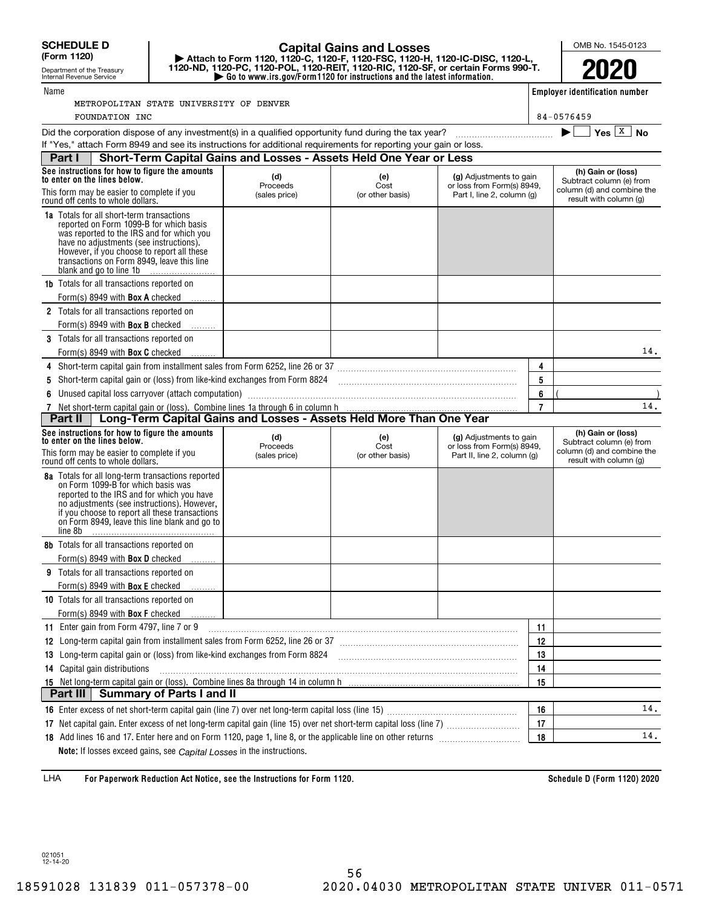**SCHEDULE D (Form 1120)**

Department of the Treasury Internal Revenue Service

# Capital Gains and Losses

▶ Attach to Form 1120, 1120-C, 1120-F, 1120-FSC, 1120-H, 1120-IC-DISC, 1120-L, 1120-ND, 1120-PC, 1120-POL, 1120-REIT, 1120-RIC, 1120-SF, or certain Forms 990-T.
▶ Go to www.irs.gov/Form1120 for instructions and the latest information.

OMB No. 1545-0123

**2020**

Name: METROPOLITAN STATE UNIVERSITY OF DENVER FOUNDATION INC

Employer identification number: 84-0576459

Did the corporation dispose of any investment(s) in a qualified opportunity fund during the tax year? ▶ ☐ Yes ☒ No

If "Yes," attach Form 8949 and see its instructions for additional requirements for reporting your gain or loss.

## Part I Short-Term Capital Gains and Losses - Assets Held One Year or Less

| See instructions for how to figure the amounts to enter on the lines below. This form may be easier to complete if you round off cents to whole dollars. | (d) Proceeds (sales price) | (e) Cost (or other basis) | (g) Adjustments to gain or loss from Form(s) 8949, Part I, line 2, column (g) | (h) Gain or (loss) Subtract column (e) from column (d) and combine the result with column (g) |
|---|---|---|---|---|
| **1a** Totals for all short-term transactions reported on Form 1099-B for which basis was reported to the IRS and for which you have no adjustments (see instructions). However, if you choose to report all these transactions on Form 8949, leave this line blank and go to line 1b | | | | |
| **1b** Totals for all transactions reported on Form(s) 8949 with **Box A** checked | | | | |
| **2** Totals for all transactions reported on Form(s) 8949 with **Box B** checked | | | | |
| **3** Totals for all transactions reported on Form(s) 8949 with **Box C** checked | | | | 14. |

| | Line | Amount |
|---|---|---|
| **4** Short-term capital gain from installment sales from Form 6252, line 26 or 37 | 4 | |
| **5** Short-term capital gain or (loss) from like-kind exchanges from Form 8824 | 5 | |
| **6** Unused capital loss carryover (attach computation) | 6 | ( ) |
| **7** Net short-term capital gain or (loss). Combine lines 1a through 6 in column h | 7 | 14. |

## Part II Long-Term Capital Gains and Losses - Assets Held More Than One Year

| See instructions for how to figure the amounts to enter on the lines below. This form may be easier to complete if you round off cents to whole dollars. | (d) Proceeds (sales price) | (e) Cost (or other basis) | (g) Adjustments to gain or loss from Form(s) 8949, Part II, line 2, column (g) | (h) Gain or (loss) Subtract column (e) from column (d) and combine the result with column (g) |
|---|---|---|---|---|
| **8a** Totals for all long-term transactions reported on Form 1099-B for which basis was reported to the IRS and for which you have no adjustments (see instructions). However, if you choose to report all these transactions on Form 8949, leave this line blank and go to line 8b | | | | |
| **8b** Totals for all transactions reported on Form(s) 8949 with **Box D** checked | | | | |
| **9** Totals for all transactions reported on Form(s) 8949 with **Box E** checked | | | | |
| **10** Totals for all transactions reported on Form(s) 8949 with **Box F** checked | | | | |

| | Line | Amount |
|---|---|---|
| **11** Enter gain from Form 4797, line 7 or 9 | 11 | |
| **12** Long-term capital gain from installment sales from Form 6252, line 26 or 37 | 12 | |
| **13** Long-term capital gain or (loss) from like-kind exchanges from Form 8824 | 13 | |
| **14** Capital gain distributions | 14 | |
| **15** Net long-term capital gain or (loss). Combine lines 8a through 14 in column h | 15 | |

## Part III Summary of Parts I and II

| | Line | Amount |
|---|---|---|
| **16** Enter excess of net short-term capital gain (line 7) over net long-term capital loss (line 15) | 16 | 14. |
| **17** Net capital gain. Enter excess of net long-term capital gain (line 15) over net short-term capital loss (line 7) | 17 | |
| **18** Add lines 16 and 17. Enter here and on Form 1120, page 1, line 8, or the applicable line on other returns | 18 | 14. |

**Note:** If losses exceed gains, see *Capital Losses* in the instructions.

LHA **For Paperwork Reduction Act Notice, see the Instructions for Form 1120.** **Schedule D (Form 1120) 2020**

021051 12-14-20

18591028 131839 011-057378-00 2020.04030 METROPOLITAN STATE UNIVER 011-0571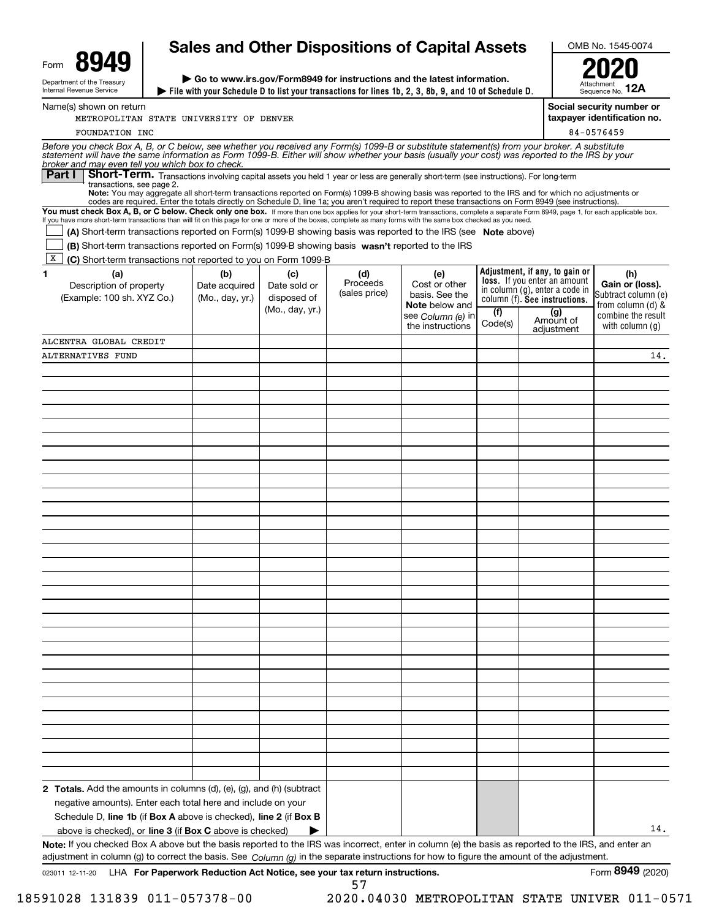Form **8949**

Department of the Treasury
Internal Revenue Service

# Sales and Other Dispositions of Capital Assets

▶ Go to www.irs.gov/Form8949 for instructions and the latest information.

▶ File with your Schedule D to list your transactions for lines 1b, 2, 3, 8b, 9, and 10 of Schedule D.

OMB No. 1545-0074

**2020**

Attachment Sequence No. **12A**

Name(s) shown on return
METROPOLITAN STATE UNIVERSITY OF DENVER
FOUNDATION INC

**Social security number or taxpayer identification no.**
84-0576459

*Before you check Box A, B, or C below, see whether you received any Form(s) 1099-B or substitute statement(s) from your broker. A substitute statement will have the same information as Form 1099-B. Either will show whether your basis (usually your cost) was reported to the IRS by your broker and may even tell you which box to check.*

**Part I** **Short-Term.** Transactions involving capital assets you held 1 year or less are generally short-term (see instructions). For long-term transactions, see page 2.

**Note:** You may aggregate all short-term transactions reported on Form(s) 1099-B showing basis was reported to the IRS and for which no adjustments or codes are required. Enter the totals directly on Schedule D, line 1a; you aren't required to report these transactions on Form 8949 (see instructions).

**You must check Box A, B, or C below. Check only one box.** If more than one box applies for your short-term transactions, complete a separate Form 8949, page 1, for each applicable box. If you have more short-term transactions than will fit on this page for one or more of the boxes, complete as many forms with the same box checked as you need.

☐ **(A)** Short-term transactions reported on Form(s) 1099-B showing basis was reported to the IRS (see **Note** above)

☐ **(B)** Short-term transactions reported on Form(s) 1099-B showing basis **wasn't** reported to the IRS

☒ **(C)** Short-term transactions not reported to you on Form 1099-B

| 1 (a) Description of property (Example: 100 sh. XYZ Co.) | (b) Date acquired (Mo., day, yr.) | (c) Date sold or disposed of (Mo., day, yr.) | (d) Proceeds (sales price) | (e) Cost or other basis. See the **Note** below and see *Column (e)* in the instructions | Adjustment, if any, to gain or loss. If you enter an amount in column (g), enter a code in column (f). See instructions. (f) Code(s) | (g) Amount of adjustment | (h) Gain or (loss). Subtract column (e) from column (d) & combine the result with column (g) |
|---|---|---|---|---|---|---|---|
| ALCENTRA GLOBAL CREDIT ALTERNATIVES FUND | | | | | | | 14. |
| **2 Totals.** Add the amounts in columns (d), (e), (g), and (h) (subtract negative amounts). Enter each total here and include on your Schedule D, **line 1b** (if **Box A** above is checked), **line 2** (if **Box B** above is checked), or **line 3** (if **Box C** above is checked) ▶ | | | | | | | 14. |

**Note:** If you checked Box A above but the basis reported to the IRS was incorrect, enter in column (e) the basis as reported to the IRS, and enter an adjustment in column (g) to correct the basis. See *Column (g)* in the separate instructions for how to figure the amount of the adjustment.

023011 12-11-20 LHA **For Paperwork Reduction Act Notice, see your tax return instructions.** Form **8949** (2020)